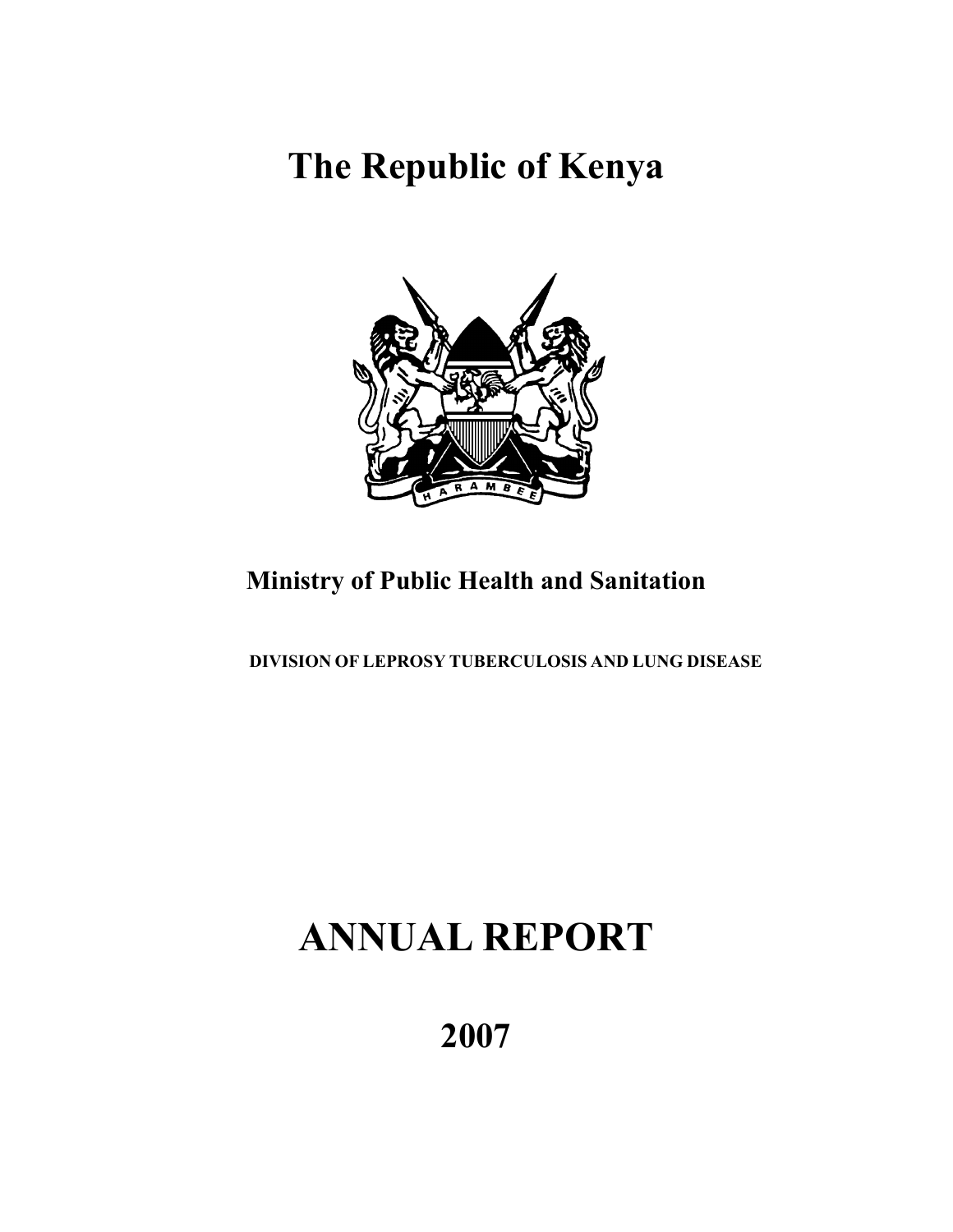# The Republic of Kenya

**Ministry of Public Health and Sanitation**

**DIVISION OF LEPROSY TUBERCULOSIS AND LUNG DISEASE**

# ANNUAL REPORT

## 2007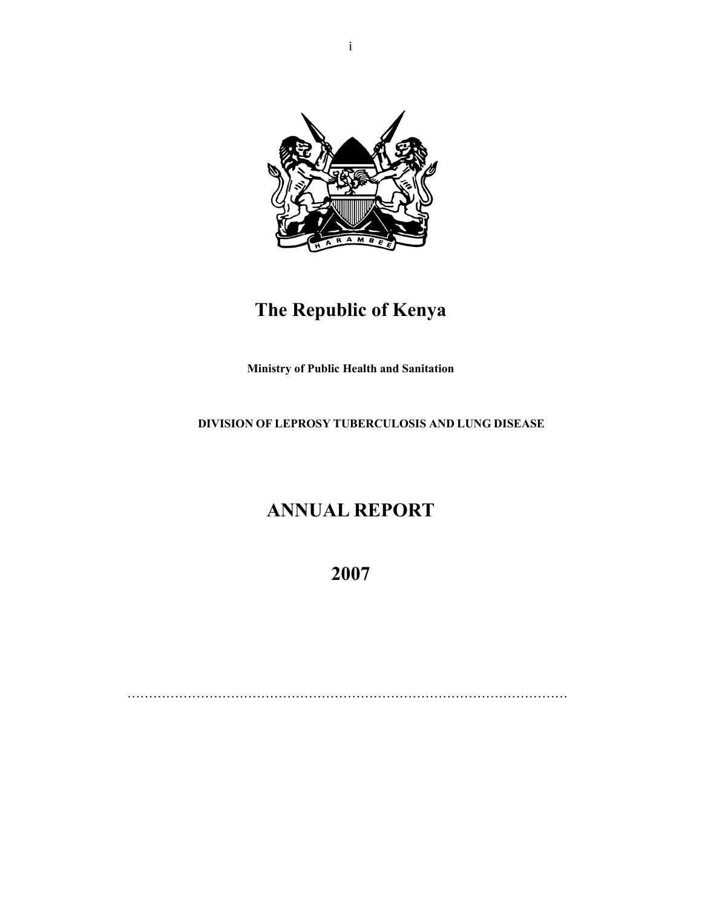# The Republic of Kenya

**Ministry of Public Health and Sanitation**

**DIVISION OF LEPROSY TUBERCULOSIS AND LUNG DISEASE**

# ANNUAL REPORT

# 2007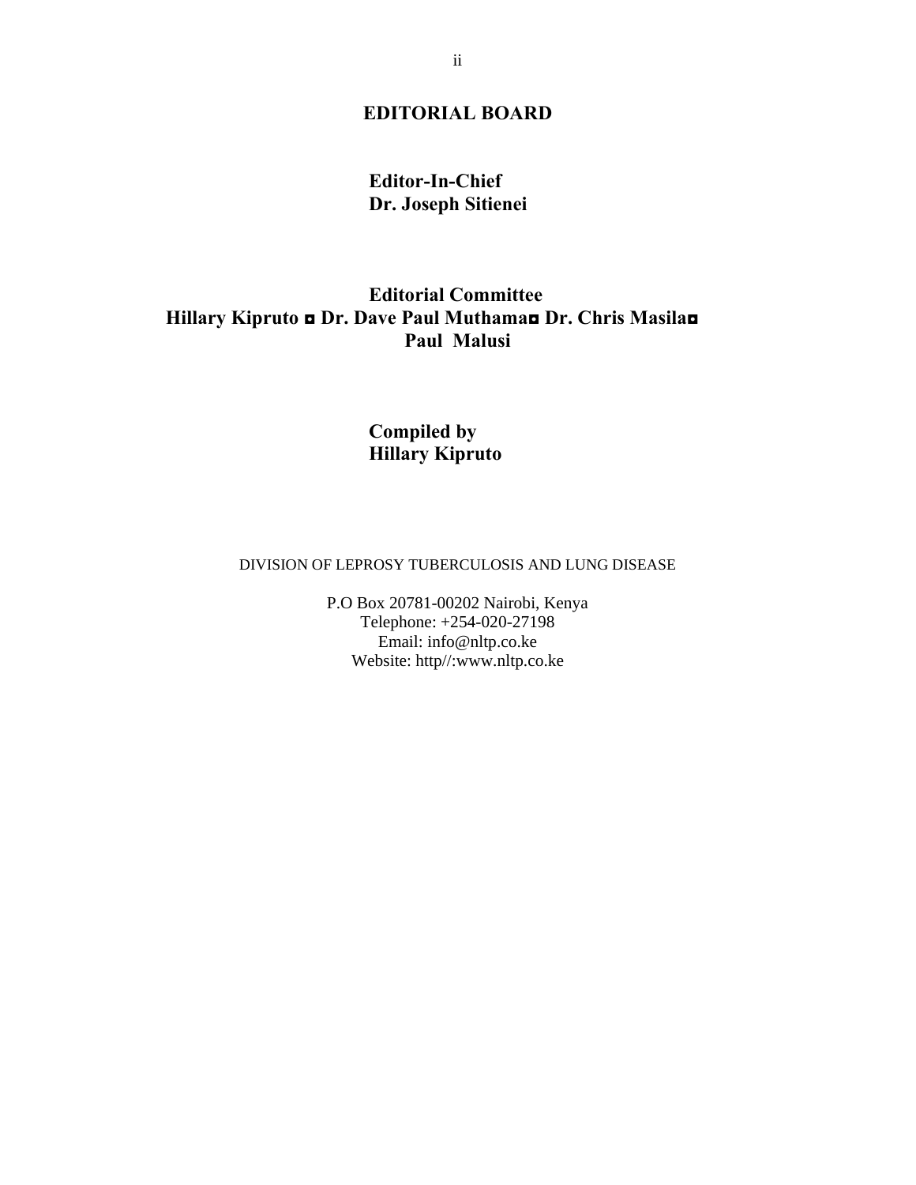# EDITORIAL BOARD

**Editor-In-Chief**
**Dr. Joseph Sitienei**

**Editorial Committee**
**Hillary Kipruto ◘ Dr. Dave Paul Muthama◘ Dr. Chris Masila◘ Paul Malusi**

**Compiled by**
**Hillary Kipruto**

DIVISION OF LEPROSY TUBERCULOSIS AND LUNG DISEASE

P.O Box 20781-00202 Nairobi, Kenya
Telephone: +254-020-27198
Email: info@nltp.co.ke
Website: http//:www.nltp.co.ke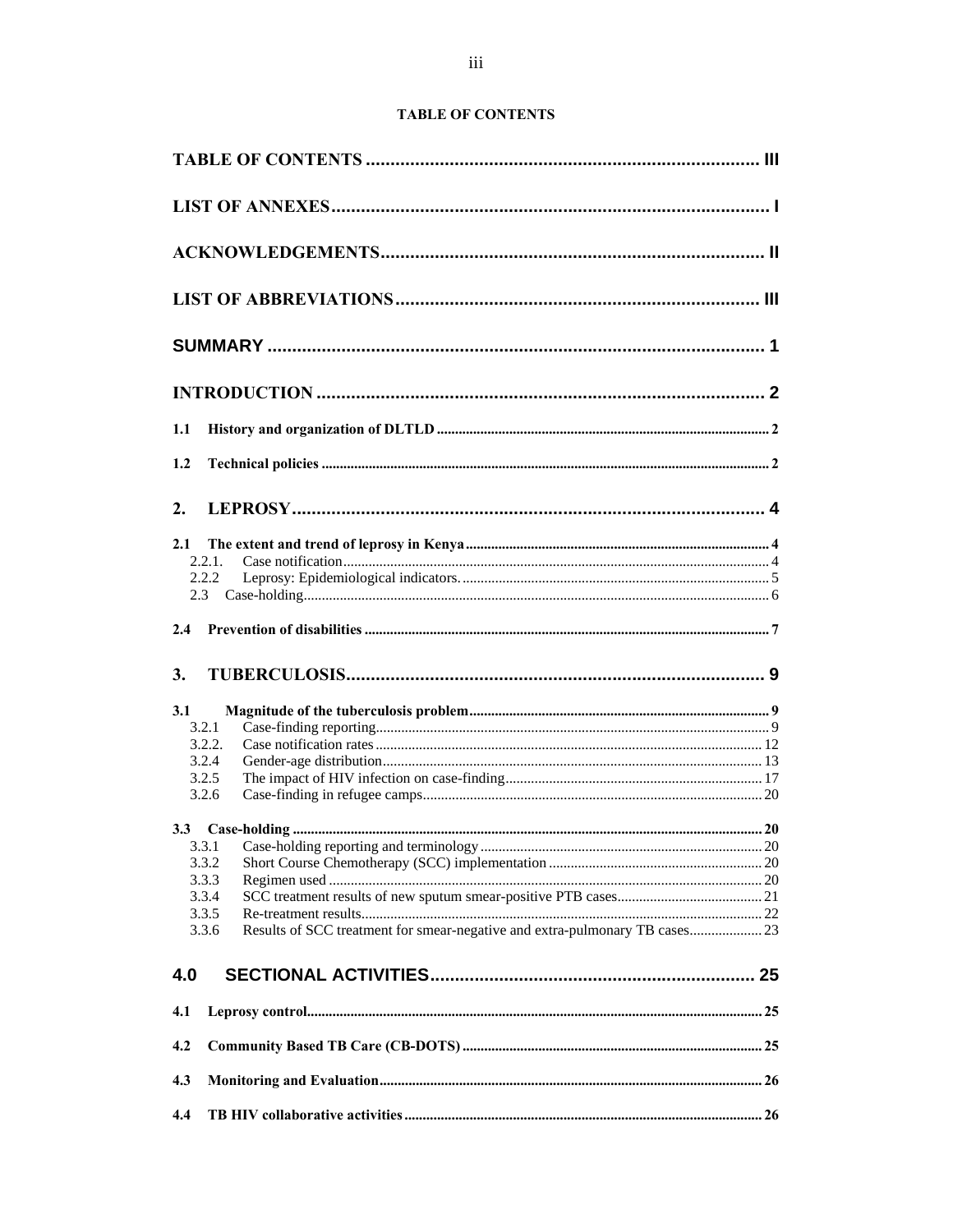**TABLE OF CONTENTS**

TABLE OF CONTENTS ..... III

LIST OF ANNEXES ..... I

ACKNOWLEDGEMENTS ..... II

LIST OF ABBREVIATIONS ..... III

SUMMARY ..... 1

INTRODUCTION ..... 2

1.1 History and organization of DLTLD ..... 2

1.2 Technical policies ..... 2

2. LEPROSY ..... 4

2.1 The extent and trend of leprosy in Kenya ..... 4
- 2.2.1. Case notification ..... 4
- 2.2.2 Leprosy: Epidemiological indicators. ..... 5
- 2.3 Case-holding ..... 6

2.4 Prevention of disabilities ..... 7

3. TUBERCULOSIS ..... 9

3.1 Magnitude of the tuberculosis problem ..... 9
- 3.2.1 Case-finding reporting ..... 9
- 3.2.2. Case notification rates ..... 12
- 3.2.4 Gender-age distribution ..... 13
- 3.2.5 The impact of HIV infection on case-finding ..... 17
- 3.2.6 Case-finding in refugee camps ..... 20

3.3 Case-holding ..... 20
- 3.3.1 Case-holding reporting and terminology ..... 20
- 3.3.2 Short Course Chemotherapy (SCC) implementation ..... 20
- 3.3.3 Regimen used ..... 20
- 3.3.4 SCC treatment results of new sputum smear-positive PTB cases ..... 21
- 3.3.5 Re-treatment results ..... 22
- 3.3.6 Results of SCC treatment for smear-negative and extra-pulmonary TB cases ..... 23

4.0 SECTIONAL ACTIVITIES ..... 25

4.1 Leprosy control ..... 25

4.2 Community Based TB Care (CB-DOTS) ..... 25

4.3 Monitoring and Evaluation ..... 26

4.4 TB HIV collaborative activities ..... 26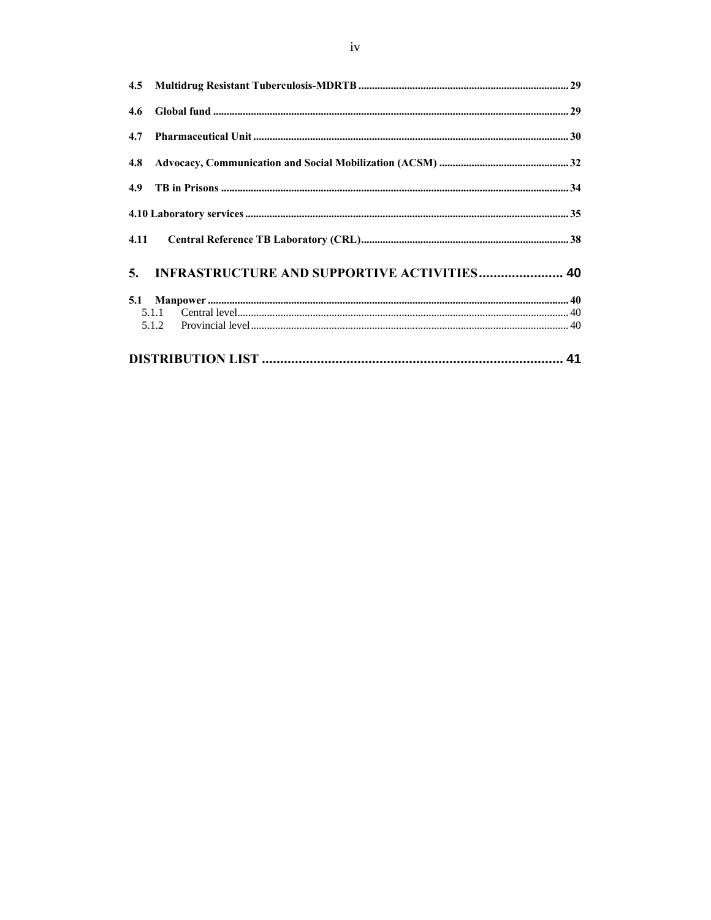**4.5 Multidrug Resistant Tuberculosis-MDRTB** ............................................................................. 29

**4.6 Global fund** ................................................................................................................................ 29

**4.7 Pharmaceutical Unit** .................................................................................................................. 30

**4.8 Advocacy, Communication and Social Mobilization (ACSM)** ................................................ 32

**4.9 TB in Prisons** ............................................................................................................................ 34

**4.10 Laboratory services** ................................................................................................................. 35

**4.11 Central Reference TB Laboratory (CRL)** ............................................................................. 38

**5. INFRASTRUCTURE AND SUPPORTIVE ACTIVITIES** ....................... 40

**5.1 Manpower** .................................................................................................................................. 40

- 5.1.1 Central level ............................................................................................................................ 40
- 5.1.2 Provincial level ....................................................................................................................... 40

**DISTRIBUTION LIST** .................................................................................. 41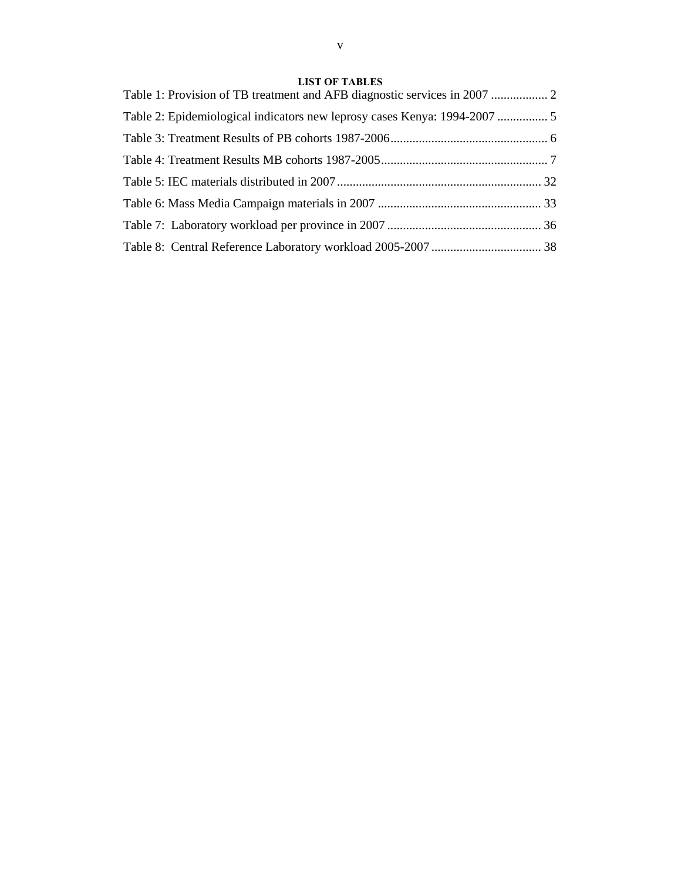## LIST OF TABLES

Table 1: Provision of TB treatment and AFB diagnostic services in 2007 .................. 2

Table 2: Epidemiological indicators new leprosy cases Kenya: 1994-2007 ................ 5

Table 3: Treatment Results of PB cohorts 1987-2006.................................................. 6

Table 4: Treatment Results MB cohorts 1987-2005..................................................... 7

Table 5: IEC materials distributed in 2007................................................................. 32

Table 6: Mass Media Campaign materials in 2007 .................................................... 33

Table 7: Laboratory workload per province in 2007 ................................................. 36

Table 8: Central Reference Laboratory workload 2005-2007 ................................... 38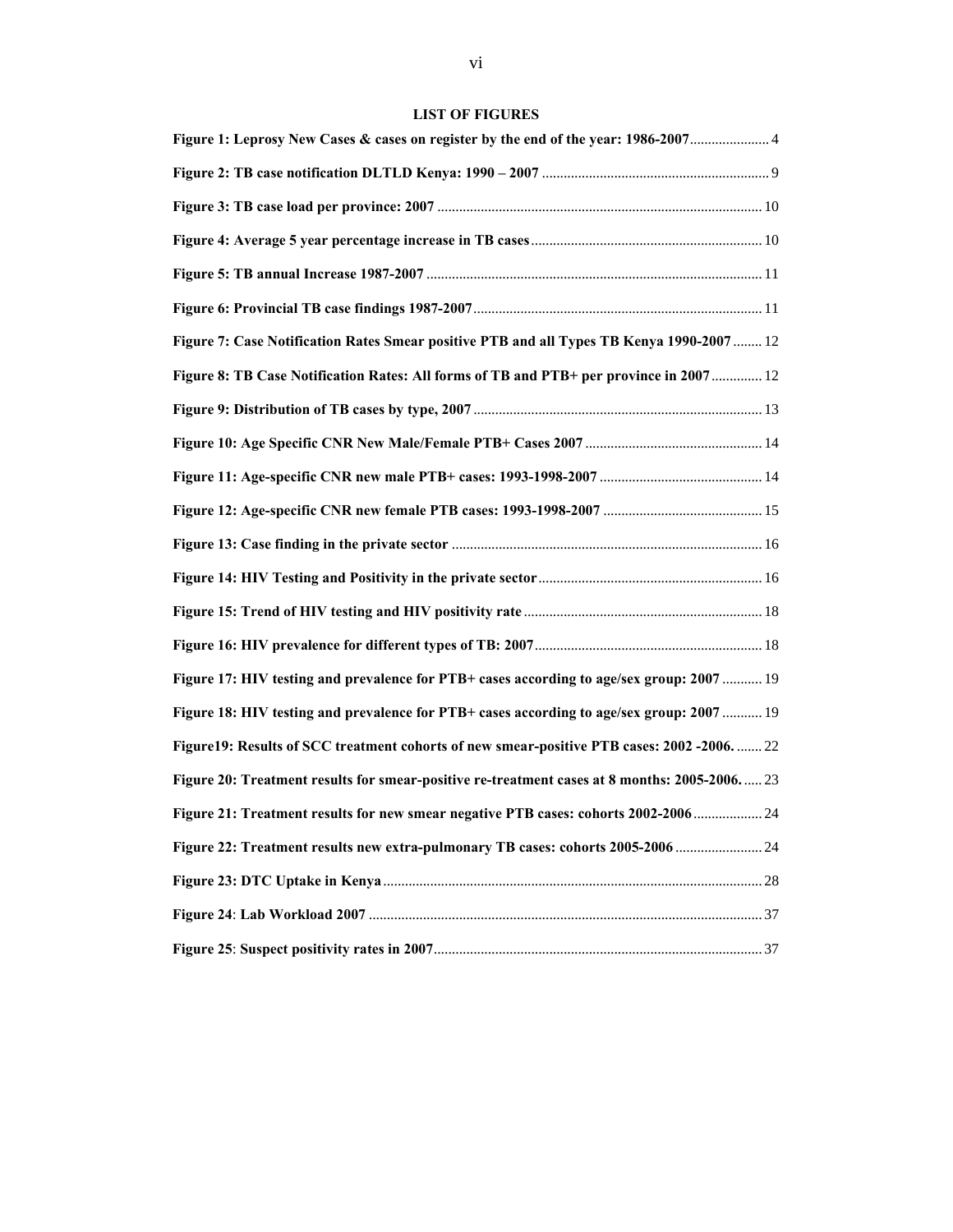## LIST OF FIGURES

**Figure 1: Leprosy New Cases & cases on register by the end of the year: 1986-2007** ...................... 4

**Figure 2: TB case notification DLTLD Kenya: 1990 – 2007** .............................................................. 9

**Figure 3: TB case load per province: 2007** ......................................................................................... 10

**Figure 4: Average 5 year percentage increase in TB cases** ............................................................... 10

**Figure 5: TB annual Increase 1987-2007** ............................................................................................ 11

**Figure 6: Provincial TB case findings 1987-2007** ............................................................................... 11

**Figure 7: Case Notification Rates Smear positive PTB and all Types TB Kenya 1990-2007** ........ 12

**Figure 8: TB Case Notification Rates: All forms of TB and PTB+ per province in 2007** ............. 12

**Figure 9: Distribution of TB cases by type, 2007** ............................................................................... 13

**Figure 10: Age Specific CNR New Male/Female PTB+ Cases 2007** ................................................ 14

**Figure 11: Age-specific CNR new male PTB+ cases: 1993-1998-2007** ............................................ 14

**Figure 12: Age-specific CNR new female PTB cases: 1993-1998-2007** ........................................... 15

**Figure 13: Case finding in the private sector** ..................................................................................... 16

**Figure 14: HIV Testing and Positivity in the private sector** ............................................................. 16

**Figure 15: Trend of HIV testing and HIV positivity rate** ................................................................. 18

**Figure 16: HIV prevalence for different types of TB: 2007** .............................................................. 18

**Figure 17: HIV testing and prevalence for PTB+ cases according to age/sex group: 2007** ........... 19

**Figure 18: HIV testing and prevalence for PTB+ cases according to age/sex group: 2007** ........... 19

**Figure19: Results of SCC treatment cohorts of new smear-positive PTB cases: 2002 -2006.** ....... 22

**Figure 20: Treatment results for smear-positive re-treatment cases at 8 months: 2005-2006.** ..... 23

**Figure 21: Treatment results for new smear negative PTB cases: cohorts 2002-2006** ................... 24

**Figure 22: Treatment results new extra-pulmonary TB cases: cohorts 2005-2006** ........................ 24

**Figure 23: DTC Uptake in Kenya** ........................................................................................................ 28

**Figure 24**: **Lab Workload 2007** ............................................................................................................ 37

**Figure 25**: **Suspect positivity rates in 2007** .......................................................................................... 37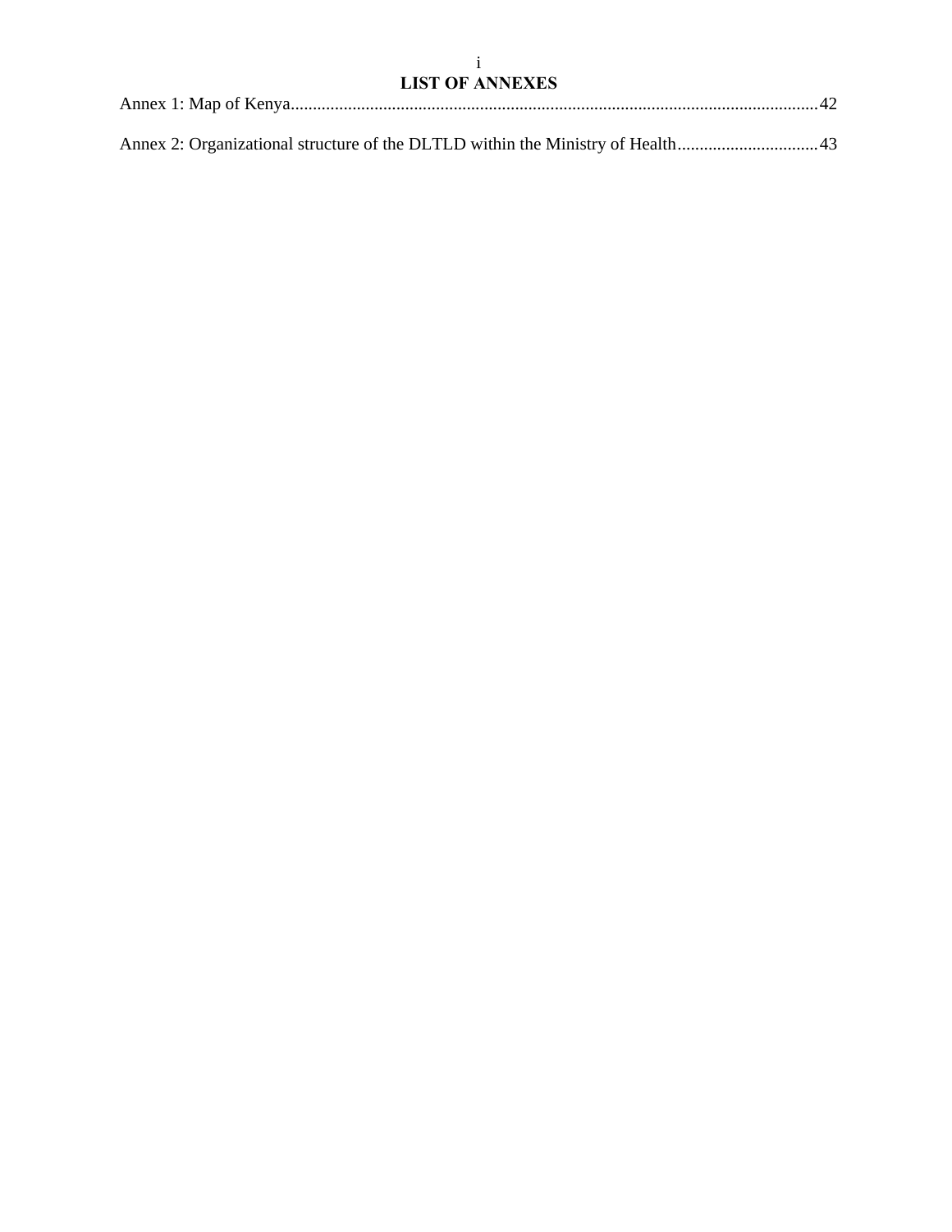## LIST OF ANNEXES

Annex 1: Map of Kenya........................................................................................................................42

Annex 2: Organizational structure of the DLTLD within the Ministry of Health................................43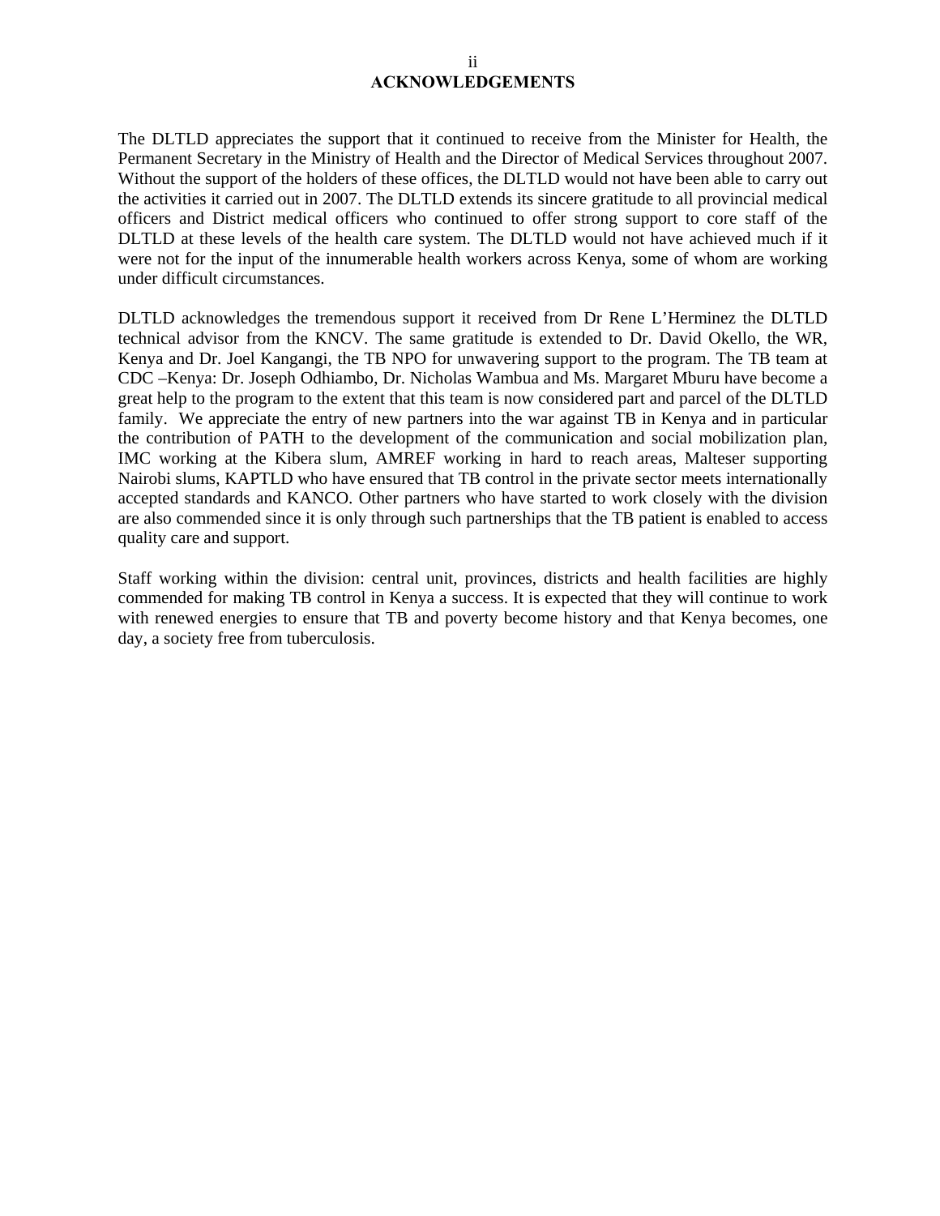# ACKNOWLEDGEMENTS

The DLTLD appreciates the support that it continued to receive from the Minister for Health, the Permanent Secretary in the Ministry of Health and the Director of Medical Services throughout 2007. Without the support of the holders of these offices, the DLTLD would not have been able to carry out the activities it carried out in 2007. The DLTLD extends its sincere gratitude to all provincial medical officers and District medical officers who continued to offer strong support to core staff of the DLTLD at these levels of the health care system. The DLTLD would not have achieved much if it were not for the input of the innumerable health workers across Kenya, some of whom are working under difficult circumstances.

DLTLD acknowledges the tremendous support it received from Dr Rene L'Herminez the DLTLD technical advisor from the KNCV. The same gratitude is extended to Dr. David Okello, the WR, Kenya and Dr. Joel Kangangi, the TB NPO for unwavering support to the program. The TB team at CDC –Kenya: Dr. Joseph Odhiambo, Dr. Nicholas Wambua and Ms. Margaret Mburu have become a great help to the program to the extent that this team is now considered part and parcel of the DLTLD family. We appreciate the entry of new partners into the war against TB in Kenya and in particular the contribution of PATH to the development of the communication and social mobilization plan, IMC working at the Kibera slum, AMREF working in hard to reach areas, Malteser supporting Nairobi slums, KAPTLD who have ensured that TB control in the private sector meets internationally accepted standards and KANCO. Other partners who have started to work closely with the division are also commended since it is only through such partnerships that the TB patient is enabled to access quality care and support.

Staff working within the division: central unit, provinces, districts and health facilities are highly commended for making TB control in Kenya a success. It is expected that they will continue to work with renewed energies to ensure that TB and poverty become history and that Kenya becomes, one day, a society free from tuberculosis.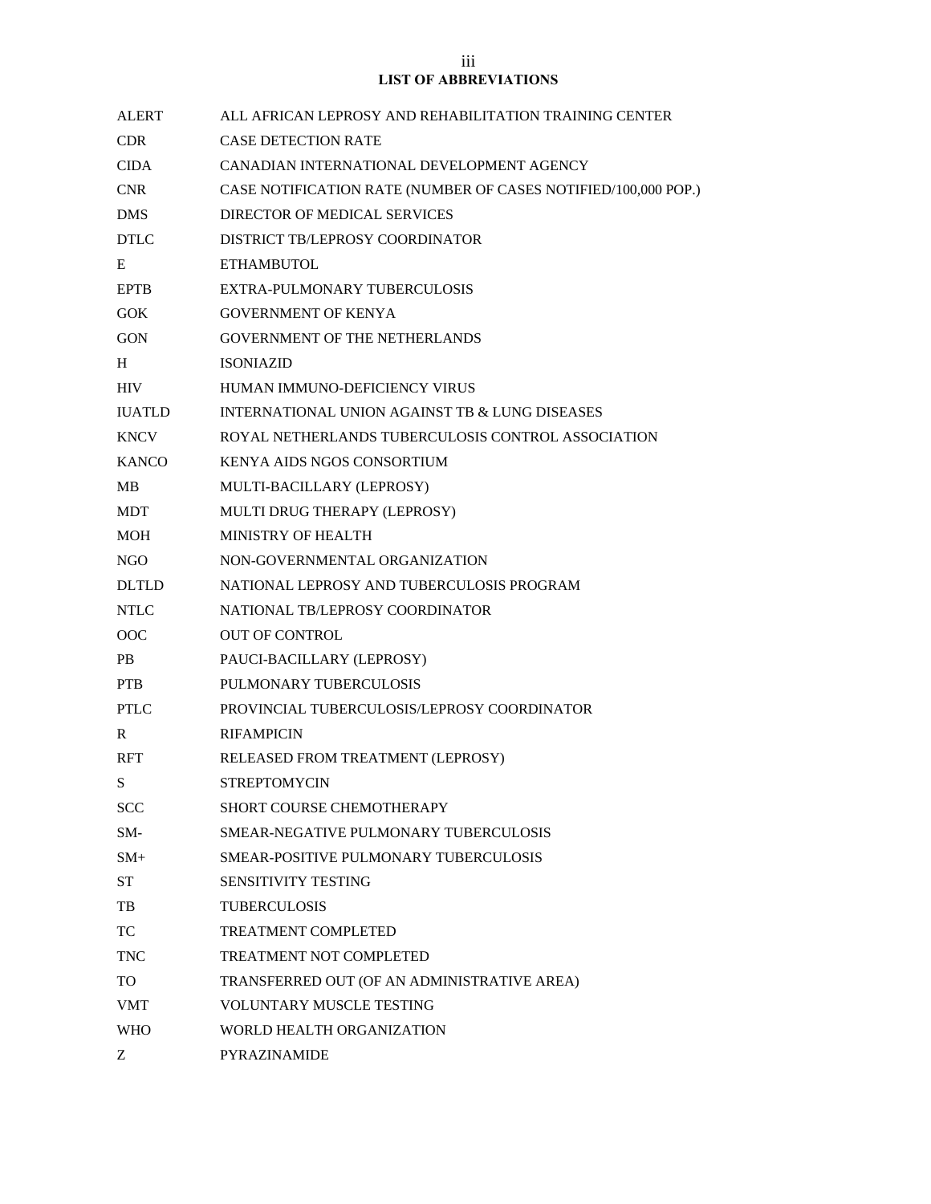## LIST OF ABBREVIATIONS

| | |
|---|---|
| ALERT | ALL AFRICAN LEPROSY AND REHABILITATION TRAINING CENTER |
| CDR | CASE DETECTION RATE |
| CIDA | CANADIAN INTERNATIONAL DEVELOPMENT AGENCY |
| CNR | CASE NOTIFICATION RATE (NUMBER OF CASES NOTIFIED/100,000 POP.) |
| DMS | DIRECTOR OF MEDICAL SERVICES |
| DTLC | DISTRICT TB/LEPROSY COORDINATOR |
| E | ETHAMBUTOL |
| EPTB | EXTRA-PULMONARY TUBERCULOSIS |
| GOK | GOVERNMENT OF KENYA |
| GON | GOVERNMENT OF THE NETHERLANDS |
| H | ISONIAZID |
| HIV | HUMAN IMMUNO-DEFICIENCY VIRUS |
| IUATLD | INTERNATIONAL UNION AGAINST TB & LUNG DISEASES |
| KNCV | ROYAL NETHERLANDS TUBERCULOSIS CONTROL ASSOCIATION |
| KANCO | KENYA AIDS NGOS CONSORTIUM |
| MB | MULTI-BACILLARY (LEPROSY) |
| MDT | MULTI DRUG THERAPY (LEPROSY) |
| MOH | MINISTRY OF HEALTH |
| NGO | NON-GOVERNMENTAL ORGANIZATION |
| DLTLD | NATIONAL LEPROSY AND TUBERCULOSIS PROGRAM |
| NTLC | NATIONAL TB/LEPROSY COORDINATOR |
| OOC | OUT OF CONTROL |
| PB | PAUCI-BACILLARY (LEPROSY) |
| PTB | PULMONARY TUBERCULOSIS |
| PTLC | PROVINCIAL TUBERCULOSIS/LEPROSY COORDINATOR |
| R | RIFAMPICIN |
| RFT | RELEASED FROM TREATMENT (LEPROSY) |
| S | STREPTOMYCIN |
| SCC | SHORT COURSE CHEMOTHERAPY |
| SM- | SMEAR-NEGATIVE PULMONARY TUBERCULOSIS |
| SM+ | SMEAR-POSITIVE PULMONARY TUBERCULOSIS |
| ST | SENSITIVITY TESTING |
| TB | TUBERCULOSIS |
| TC | TREATMENT COMPLETED |
| TNC | TREATMENT NOT COMPLETED |
| TO | TRANSFERRED OUT (OF AN ADMINISTRATIVE AREA) |
| VMT | VOLUNTARY MUSCLE TESTING |
| WHO | WORLD HEALTH ORGANIZATION |
| Z | PYRAZINAMIDE |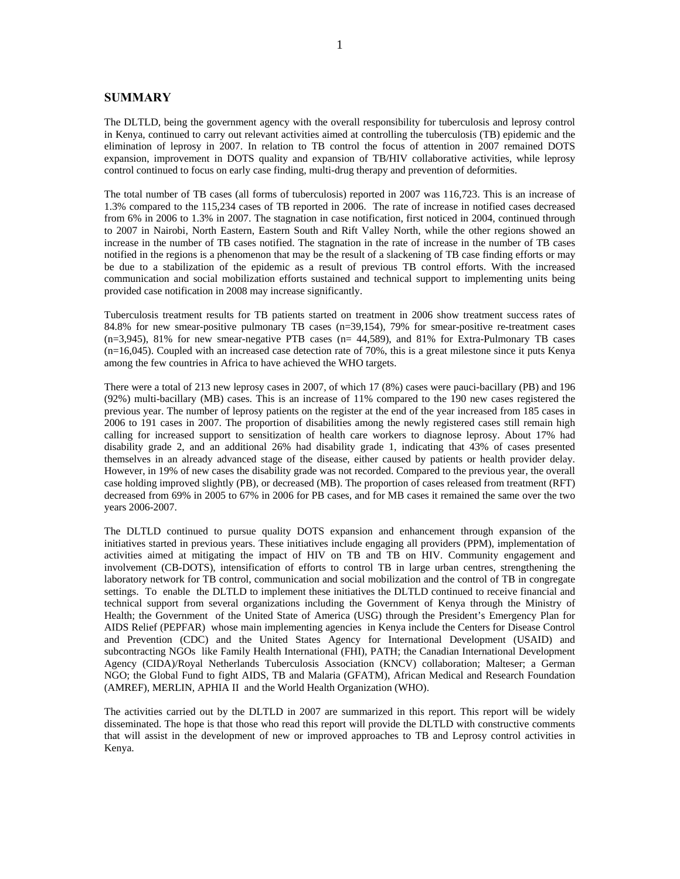## SUMMARY

The DLTLD, being the government agency with the overall responsibility for tuberculosis and leprosy control in Kenya, continued to carry out relevant activities aimed at controlling the tuberculosis (TB) epidemic and the elimination of leprosy in 2007. In relation to TB control the focus of attention in 2007 remained DOTS expansion, improvement in DOTS quality and expansion of TB/HIV collaborative activities, while leprosy control continued to focus on early case finding, multi-drug therapy and prevention of deformities.

The total number of TB cases (all forms of tuberculosis) reported in 2007 was 116,723. This is an increase of 1.3% compared to the 115,234 cases of TB reported in 2006. The rate of increase in notified cases decreased from 6% in 2006 to 1.3% in 2007. The stagnation in case notification, first noticed in 2004, continued through to 2007 in Nairobi, North Eastern, Eastern South and Rift Valley North, while the other regions showed an increase in the number of TB cases notified. The stagnation in the rate of increase in the number of TB cases notified in the regions is a phenomenon that may be the result of a slackening of TB case finding efforts or may be due to a stabilization of the epidemic as a result of previous TB control efforts. With the increased communication and social mobilization efforts sustained and technical support to implementing units being provided case notification in 2008 may increase significantly.

Tuberculosis treatment results for TB patients started on treatment in 2006 show treatment success rates of 84.8% for new smear-positive pulmonary TB cases (n=39,154), 79% for smear-positive re-treatment cases (n=3,945), 81% for new smear-negative PTB cases (n= 44,589), and 81% for Extra-Pulmonary TB cases (n=16,045). Coupled with an increased case detection rate of 70%, this is a great milestone since it puts Kenya among the few countries in Africa to have achieved the WHO targets.

There were a total of 213 new leprosy cases in 2007, of which 17 (8%) cases were pauci-bacillary (PB) and 196 (92%) multi-bacillary (MB) cases. This is an increase of 11% compared to the 190 new cases registered the previous year. The number of leprosy patients on the register at the end of the year increased from 185 cases in 2006 to 191 cases in 2007. The proportion of disabilities among the newly registered cases still remain high calling for increased support to sensitization of health care workers to diagnose leprosy. About 17% had disability grade 2, and an additional 26% had disability grade 1, indicating that 43% of cases presented themselves in an already advanced stage of the disease, either caused by patients or health provider delay. However, in 19% of new cases the disability grade was not recorded. Compared to the previous year, the overall case holding improved slightly (PB), or decreased (MB). The proportion of cases released from treatment (RFT) decreased from 69% in 2005 to 67% in 2006 for PB cases, and for MB cases it remained the same over the two years 2006-2007.

The DLTLD continued to pursue quality DOTS expansion and enhancement through expansion of the initiatives started in previous years. These initiatives include engaging all providers (PPM), implementation of activities aimed at mitigating the impact of HIV on TB and TB on HIV. Community engagement and involvement (CB-DOTS), intensification of efforts to control TB in large urban centres, strengthening the laboratory network for TB control, communication and social mobilization and the control of TB in congregate settings. To enable the DLTLD to implement these initiatives the DLTLD continued to receive financial and technical support from several organizations including the Government of Kenya through the Ministry of Health; the Government of the United State of America (USG) through the President's Emergency Plan for AIDS Relief (PEPFAR) whose main implementing agencies in Kenya include the Centers for Disease Control and Prevention (CDC) and the United States Agency for International Development (USAID) and subcontracting NGOs like Family Health International (FHI), PATH; the Canadian International Development Agency (CIDA)/Royal Netherlands Tuberculosis Association (KNCV) collaboration; Malteser; a German NGO; the Global Fund to fight AIDS, TB and Malaria (GFATM), African Medical and Research Foundation (AMREF), MERLIN, APHIA II and the World Health Organization (WHO).

The activities carried out by the DLTLD in 2007 are summarized in this report. This report will be widely disseminated. The hope is that those who read this report will provide the DLTLD with constructive comments that will assist in the development of new or improved approaches to TB and Leprosy control activities in Kenya.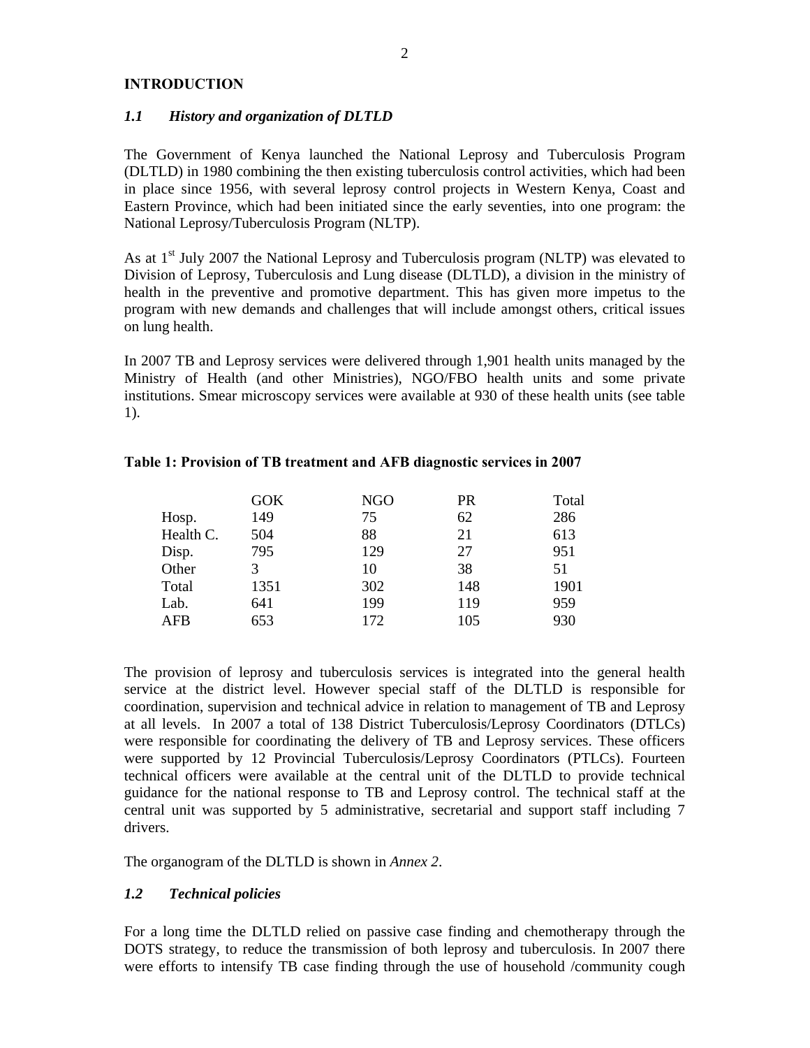# INTRODUCTION

## *1.1 History and organization of DLTLD*

The Government of Kenya launched the National Leprosy and Tuberculosis Program (DLTLD) in 1980 combining the then existing tuberculosis control activities, which had been in place since 1956, with several leprosy control projects in Western Kenya, Coast and Eastern Province, which had been initiated since the early seventies, into one program: the National Leprosy/Tuberculosis Program (NLTP).

As at 1st July 2007 the National Leprosy and Tuberculosis program (NLTP) was elevated to Division of Leprosy, Tuberculosis and Lung disease (DLTLD), a division in the ministry of health in the preventive and promotive department. This has given more impetus to the program with new demands and challenges that will include amongst others, critical issues on lung health.

In 2007 TB and Leprosy services were delivered through 1,901 health units managed by the Ministry of Health (and other Ministries), NGO/FBO health units and some private institutions. Smear microscopy services were available at 930 of these health units (see table 1).

**Table 1: Provision of TB treatment and AFB diagnostic services in 2007**

| | GOK | NGO | PR | Total |
|---|---|---|---|---|
| Hosp. | 149 | 75 | 62 | 286 |
| Health C. | 504 | 88 | 21 | 613 |
| Disp. | 795 | 129 | 27 | 951 |
| Other | 3 | 10 | 38 | 51 |
| Total | 1351 | 302 | 148 | 1901 |
| Lab. | 641 | 199 | 119 | 959 |
| AFB | 653 | 172 | 105 | 930 |

The provision of leprosy and tuberculosis services is integrated into the general health service at the district level. However special staff of the DLTLD is responsible for coordination, supervision and technical advice in relation to management of TB and Leprosy at all levels. In 2007 a total of 138 District Tuberculosis/Leprosy Coordinators (DTLCs) were responsible for coordinating the delivery of TB and Leprosy services. These officers were supported by 12 Provincial Tuberculosis/Leprosy Coordinators (PTLCs). Fourteen technical officers were available at the central unit of the DLTLD to provide technical guidance for the national response to TB and Leprosy control. The technical staff at the central unit was supported by 5 administrative, secretarial and support staff including 7 drivers.

The organogram of the DLTLD is shown in *Annex 2*.

## *1.2 Technical policies*

For a long time the DLTLD relied on passive case finding and chemotherapy through the DOTS strategy, to reduce the transmission of both leprosy and tuberculosis. In 2007 there were efforts to intensify TB case finding through the use of household /community cough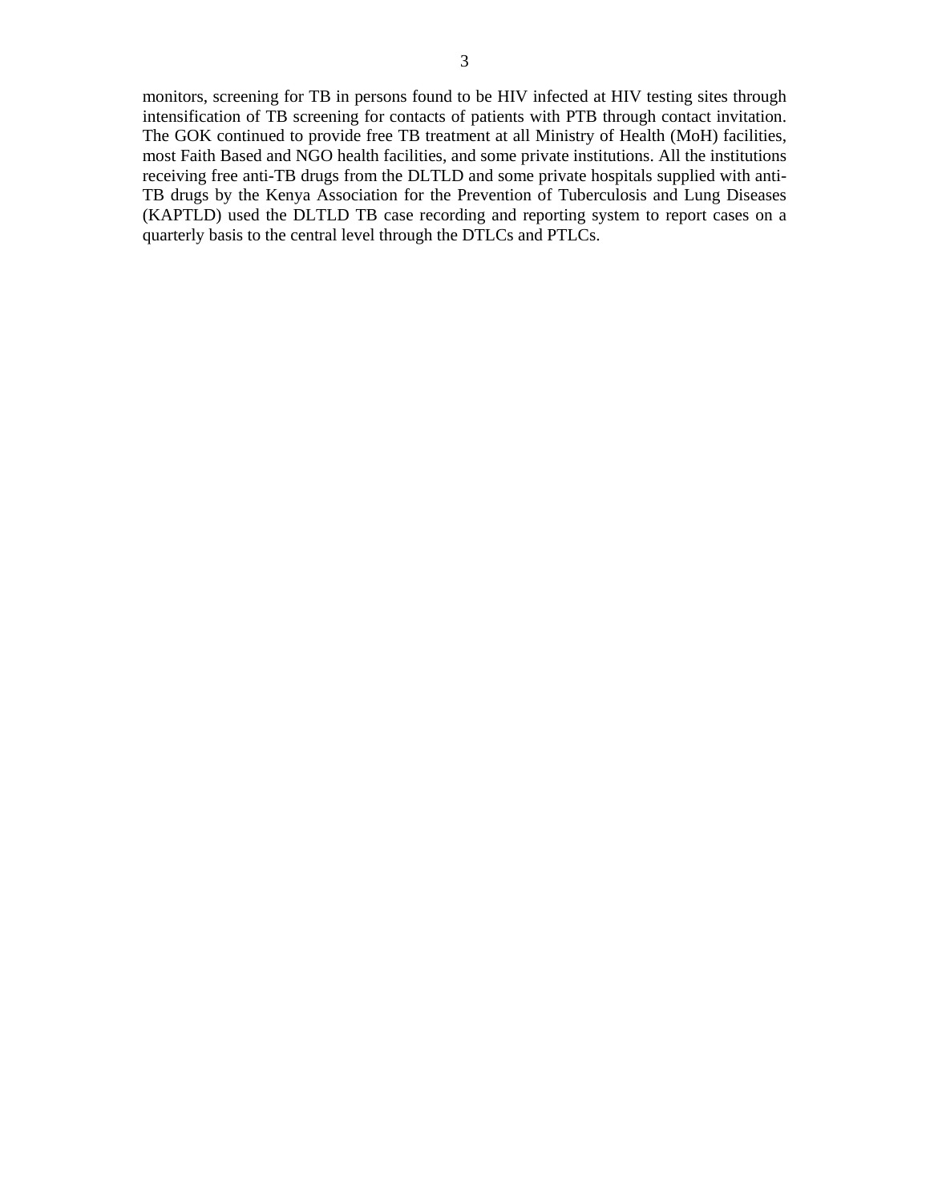monitors, screening for TB in persons found to be HIV infected at HIV testing sites through intensification of TB screening for contacts of patients with PTB through contact invitation. The GOK continued to provide free TB treatment at all Ministry of Health (MoH) facilities, most Faith Based and NGO health facilities, and some private institutions. All the institutions receiving free anti-TB drugs from the DLTLD and some private hospitals supplied with anti-TB drugs by the Kenya Association for the Prevention of Tuberculosis and Lung Diseases (KAPTLD) used the DLTLD TB case recording and reporting system to report cases on a quarterly basis to the central level through the DTLCs and PTLCs.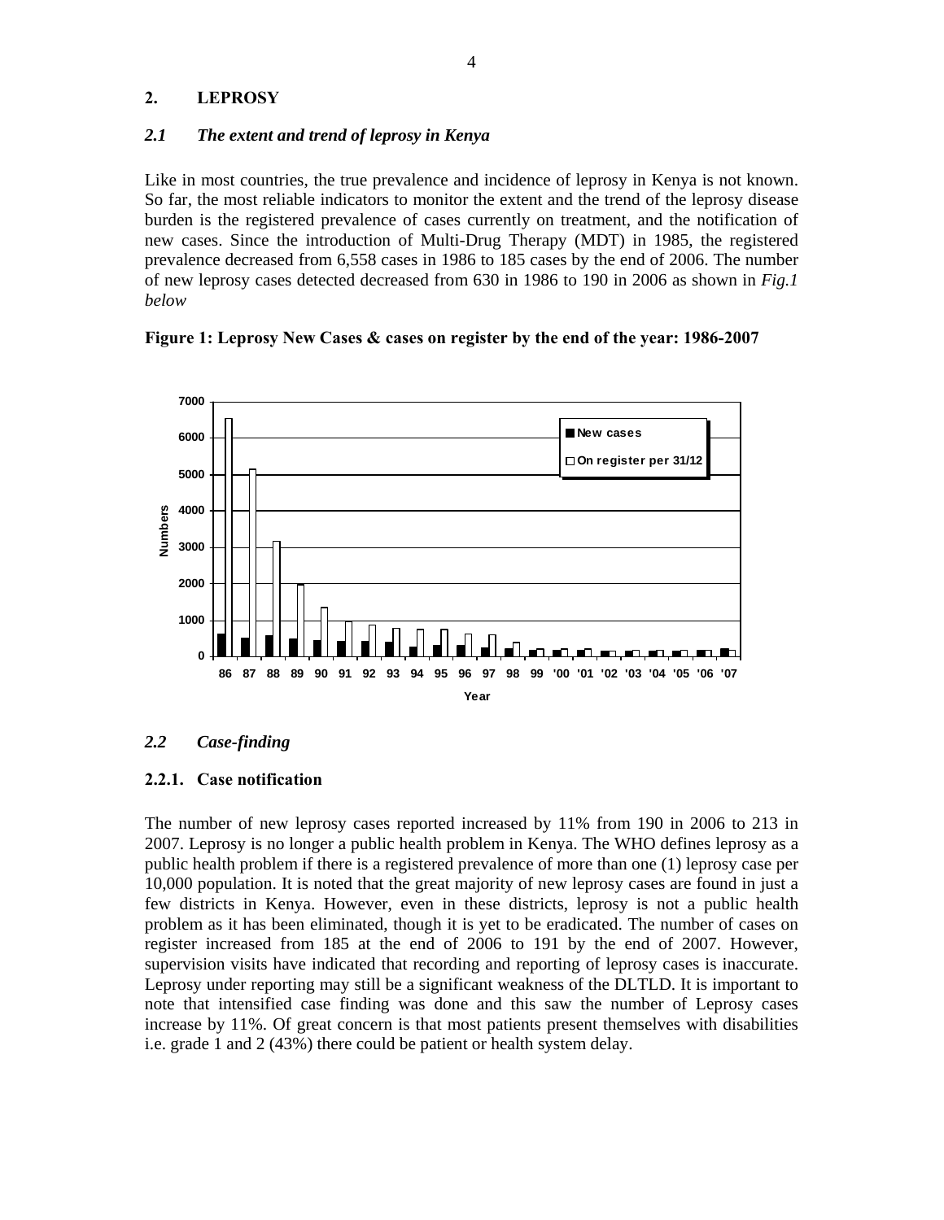# 2. LEPROSY

## *2.1 The extent and trend of leprosy in Kenya*

Like in most countries, the true prevalence and incidence of leprosy in Kenya is not known. So far, the most reliable indicators to monitor the extent and the trend of the leprosy disease burden is the registered prevalence of cases currently on treatment, and the notification of new cases. Since the introduction of Multi-Drug Therapy (MDT) in 1985, the registered prevalence decreased from 6,558 cases in 1986 to 185 cases by the end of 2006. The number of new leprosy cases detected decreased from 630 in 1986 to 190 in 2006 as shown in *Fig.1 below*

**Figure 1: Leprosy New Cases & cases on register by the end of the year: 1986-2007**

## *2.2 Case-finding*

### 2.2.1. Case notification

The number of new leprosy cases reported increased by 11% from 190 in 2006 to 213 in 2007. Leprosy is no longer a public health problem in Kenya. The WHO defines leprosy as a public health problem if there is a registered prevalence of more than one (1) leprosy case per 10,000 population. It is noted that the great majority of new leprosy cases are found in just a few districts in Kenya. However, even in these districts, leprosy is not a public health problem as it has been eliminated, though it is yet to be eradicated. The number of cases on register increased from 185 at the end of 2006 to 191 by the end of 2007. However, supervision visits have indicated that recording and reporting of leprosy cases is inaccurate. Leprosy under reporting may still be a significant weakness of the DLTLD. It is important to note that intensified case finding was done and this saw the number of Leprosy cases increase by 11%. Of great concern is that most patients present themselves with disabilities i.e. grade 1 and 2 (43%) there could be patient or health system delay.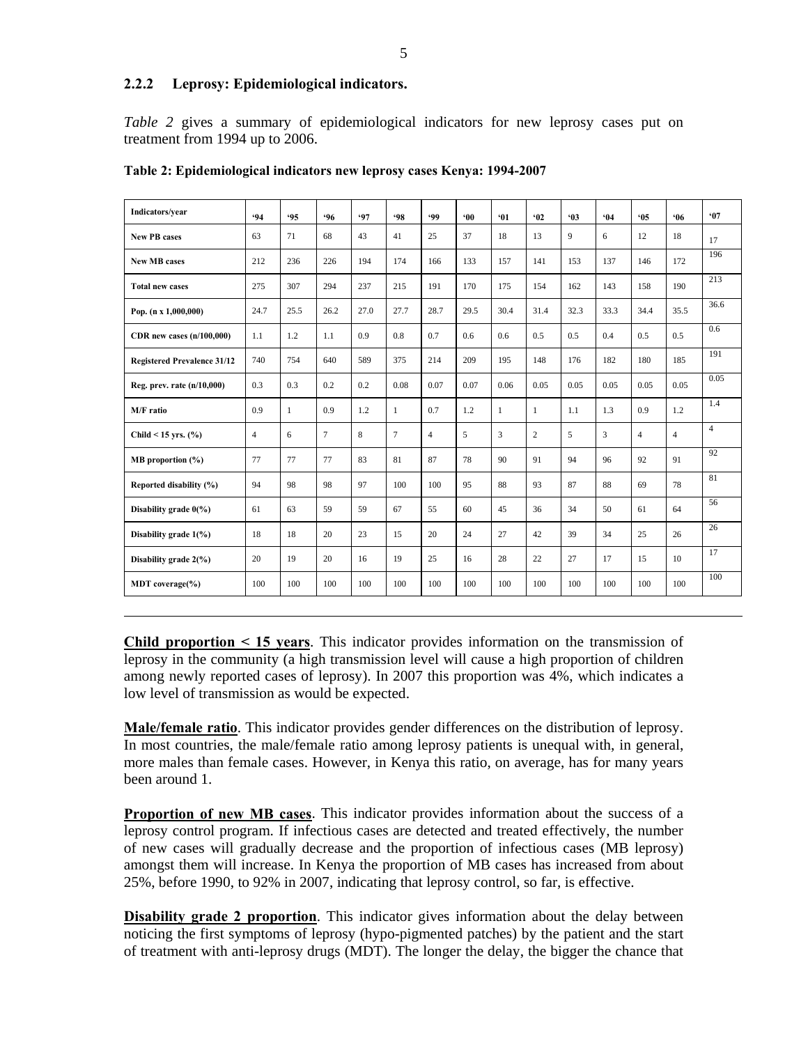### 2.2.2 Leprosy: Epidemiological indicators.

*Table 2* gives a summary of epidemiological indicators for new leprosy cases put on treatment from 1994 up to 2006.

**Table 2: Epidemiological indicators new leprosy cases Kenya: 1994-2007**

| Indicators/year | '94 | '95 | '96 | '97 | '98 | '99 | '00 | '01 | '02 | '03 | '04 | '05 | '06 | '07 |
|---|---|---|---|---|---|---|---|---|---|---|---|---|---|---|
| New PB cases | 63 | 71 | 68 | 43 | 41 | 25 | 37 | 18 | 13 | 9 | 6 | 12 | 18 | 17 |
| New MB cases | 212 | 236 | 226 | 194 | 174 | 166 | 133 | 157 | 141 | 153 | 137 | 146 | 172 | 196 |
| Total new cases | 275 | 307 | 294 | 237 | 215 | 191 | 170 | 175 | 154 | 162 | 143 | 158 | 190 | 213 |
| Pop. (n x 1,000,000) | 24.7 | 25.5 | 26.2 | 27.0 | 27.7 | 28.7 | 29.5 | 30.4 | 31.4 | 32.3 | 33.3 | 34.4 | 35.5 | 36.6 |
| CDR new cases (n/100,000) | 1.1 | 1.2 | 1.1 | 0.9 | 0.8 | 0.7 | 0.6 | 0.6 | 0.5 | 0.5 | 0.4 | 0.5 | 0.5 | 0.6 |
| Registered Prevalence 31/12 | 740 | 754 | 640 | 589 | 375 | 214 | 209 | 195 | 148 | 176 | 182 | 180 | 185 | 191 |
| Reg. prev. rate (n/10,000) | 0.3 | 0.3 | 0.2 | 0.2 | 0.08 | 0.07 | 0.07 | 0.06 | 0.05 | 0.05 | 0.05 | 0.05 | 0.05 | 0.05 |
| M/F ratio | 0.9 | 1 | 0.9 | 1.2 | 1 | 0.7 | 1.2 | 1 | 1 | 1.1 | 1.3 | 0.9 | 1.2 | 1.4 |
| Child < 15 yrs. (%) | 4 | 6 | 7 | 8 | 7 | 4 | 5 | 3 | 2 | 5 | 3 | 4 | 4 | 4 |
| MB proportion (%) | 77 | 77 | 77 | 83 | 81 | 87 | 78 | 90 | 91 | 94 | 96 | 92 | 91 | 92 |
| Reported disability (%) | 94 | 98 | 98 | 97 | 100 | 100 | 95 | 88 | 93 | 87 | 88 | 69 | 78 | 81 |
| Disability grade 0(%) | 61 | 63 | 59 | 59 | 67 | 55 | 60 | 45 | 36 | 34 | 50 | 61 | 64 | 56 |
| Disability grade 1(%) | 18 | 18 | 20 | 23 | 15 | 20 | 24 | 27 | 42 | 39 | 34 | 25 | 26 | 26 |
| Disability grade 2(%) | 20 | 19 | 20 | 16 | 19 | 25 | 16 | 28 | 22 | 27 | 17 | 15 | 10 | 17 |
| MDT coverage(%) | 100 | 100 | 100 | 100 | 100 | 100 | 100 | 100 | 100 | 100 | 100 | 100 | 100 | 100 |

**Child proportion < 15 years**. This indicator provides information on the transmission of leprosy in the community (a high transmission level will cause a high proportion of children among newly reported cases of leprosy). In 2007 this proportion was 4%, which indicates a low level of transmission as would be expected.

**Male/female ratio**. This indicator provides gender differences on the distribution of leprosy. In most countries, the male/female ratio among leprosy patients is unequal with, in general, more males than female cases. However, in Kenya this ratio, on average, has for many years been around 1.

**Proportion of new MB cases**. This indicator provides information about the success of a leprosy control program. If infectious cases are detected and treated effectively, the number of new cases will gradually decrease and the proportion of infectious cases (MB leprosy) amongst them will increase. In Kenya the proportion of MB cases has increased from about 25%, before 1990, to 92% in 2007, indicating that leprosy control, so far, is effective.

**Disability grade 2 proportion**. This indicator gives information about the delay between noticing the first symptoms of leprosy (hypo-pigmented patches) by the patient and the start of treatment with anti-leprosy drugs (MDT). The longer the delay, the bigger the chance that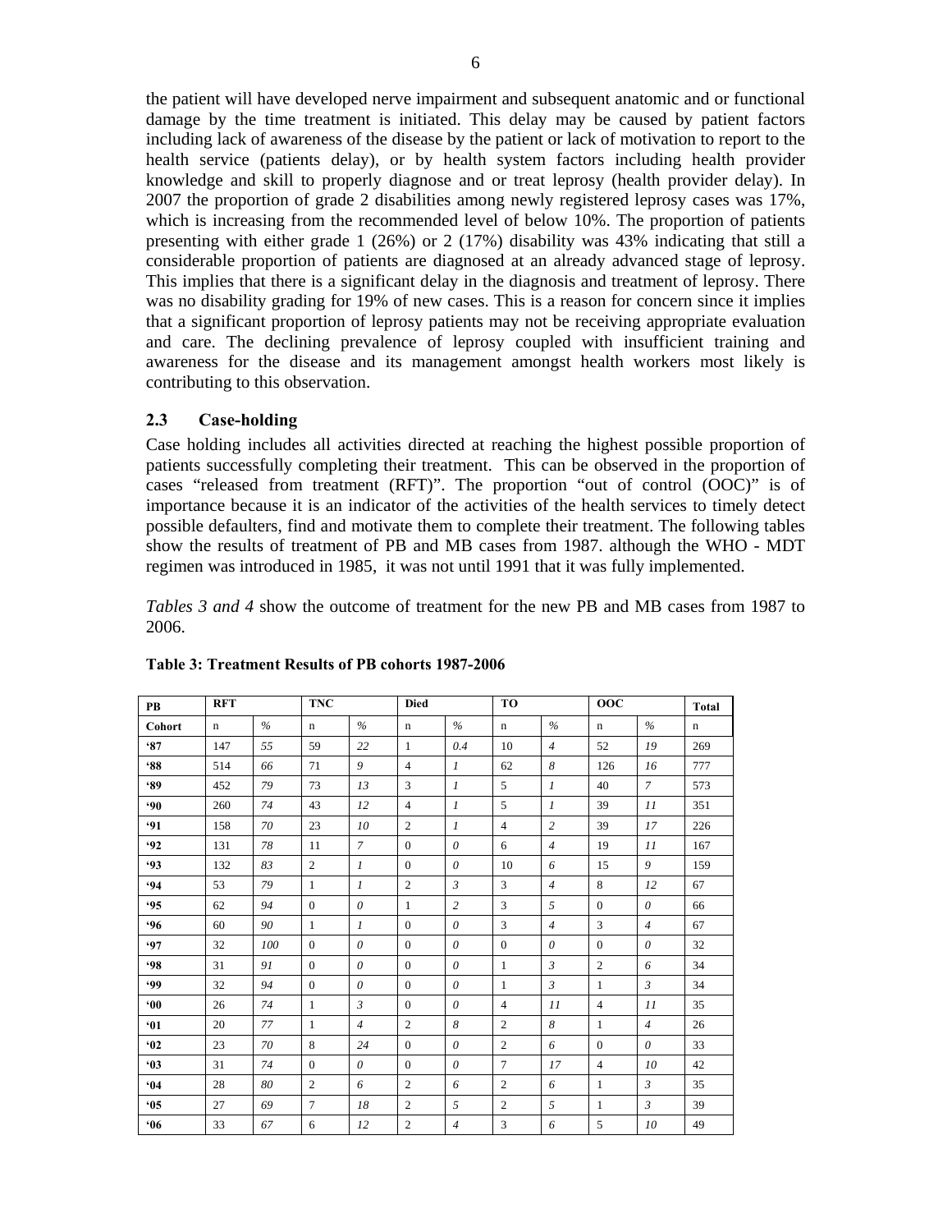the patient will have developed nerve impairment and subsequent anatomic and or functional damage by the time treatment is initiated. This delay may be caused by patient factors including lack of awareness of the disease by the patient or lack of motivation to report to the health service (patients delay), or by health system factors including health provider knowledge and skill to properly diagnose and or treat leprosy (health provider delay). In 2007 the proportion of grade 2 disabilities among newly registered leprosy cases was 17%, which is increasing from the recommended level of below 10%. The proportion of patients presenting with either grade 1 (26%) or 2 (17%) disability was 43% indicating that still a considerable proportion of patients are diagnosed at an already advanced stage of leprosy. This implies that there is a significant delay in the diagnosis and treatment of leprosy. There was no disability grading for 19% of new cases. This is a reason for concern since it implies that a significant proportion of leprosy patients may not be receiving appropriate evaluation and care. The declining prevalence of leprosy coupled with insufficient training and awareness for the disease and its management amongst health workers most likely is contributing to this observation.

### 2.3 Case-holding

Case holding includes all activities directed at reaching the highest possible proportion of patients successfully completing their treatment. This can be observed in the proportion of cases "released from treatment (RFT)". The proportion "out of control (OOC)" is of importance because it is an indicator of the activities of the health services to timely detect possible defaulters, find and motivate them to complete their treatment. The following tables show the results of treatment of PB and MB cases from 1987. although the WHO - MDT regimen was introduced in 1985, it was not until 1991 that it was fully implemented.

*Tables 3 and 4* show the outcome of treatment for the new PB and MB cases from 1987 to 2006.

**Table 3: Treatment Results of PB cohorts 1987-2006**

| PB | RFT | | TNC | | Died | | TO | | OOC | | Total |
|---|---|---|---|---|---|---|---|---|---|---|---|
| Cohort | n | % | n | % | n | % | n | % | n | % | n |
| '87 | 147 | *55* | 59 | *22* | 1 | *0.4* | 10 | *4* | 52 | *19* | 269 |
| '88 | 514 | *66* | 71 | *9* | 4 | *1* | 62 | *8* | 126 | *16* | 777 |
| '89 | 452 | *79* | 73 | *13* | 3 | *1* | 5 | *1* | 40 | *7* | 573 |
| '90 | 260 | *74* | 43 | *12* | 4 | *1* | 5 | *1* | 39 | *11* | 351 |
| '91 | 158 | *70* | 23 | *10* | 2 | *1* | 4 | *2* | 39 | *17* | 226 |
| '92 | 131 | *78* | 11 | *7* | 0 | *0* | 6 | *4* | 19 | *11* | 167 |
| '93 | 132 | *83* | 2 | *1* | 0 | *0* | 10 | *6* | 15 | *9* | 159 |
| '94 | 53 | *79* | 1 | *1* | 2 | *3* | 3 | *4* | 8 | *12* | 67 |
| '95 | 62 | *94* | 0 | *0* | 1 | *2* | 3 | *5* | 0 | *0* | 66 |
| '96 | 60 | *90* | 1 | *1* | 0 | *0* | 3 | *4* | 3 | *4* | 67 |
| '97 | 32 | *100* | 0 | *0* | 0 | *0* | 0 | *0* | 0 | *0* | 32 |
| '98 | 31 | *91* | 0 | *0* | 0 | *0* | 1 | *3* | 2 | *6* | 34 |
| '99 | 32 | *94* | 0 | *0* | 0 | *0* | 1 | *3* | 1 | *3* | 34 |
| '00 | 26 | *74* | 1 | *3* | 0 | *0* | 4 | *11* | 4 | *11* | 35 |
| '01 | 20 | *77* | 1 | *4* | 2 | *8* | 2 | *8* | 1 | *4* | 26 |
| '02 | 23 | *70* | 8 | *24* | 0 | *0* | 2 | *6* | 0 | *0* | 33 |
| '03 | 31 | *74* | 0 | *0* | 0 | *0* | 7 | *17* | 4 | *10* | 42 |
| '04 | 28 | *80* | 2 | *6* | 2 | *6* | 2 | *6* | 1 | *3* | 35 |
| '05 | 27 | *69* | 7 | *18* | 2 | *5* | 2 | *5* | 1 | *3* | 39 |
| '06 | 33 | *67* | 6 | *12* | 2 | *4* | 3 | *6* | 5 | *10* | 49 |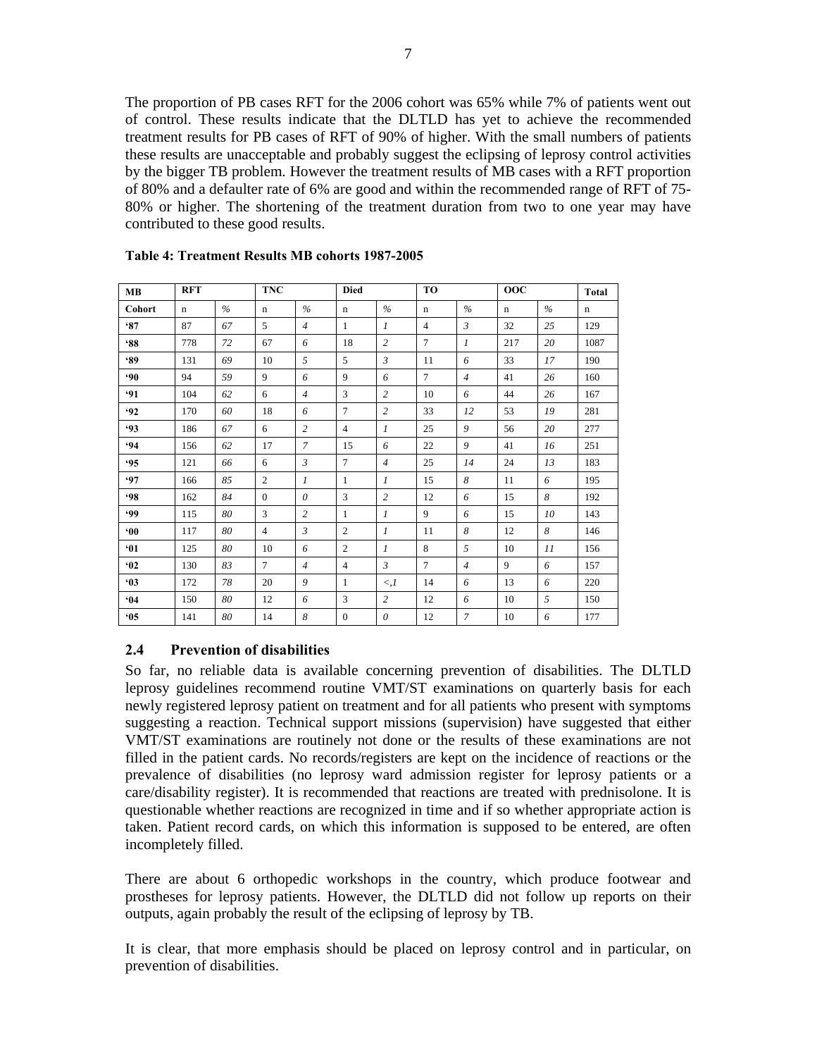The proportion of PB cases RFT for the 2006 cohort was 65% while 7% of patients went out of control. These results indicate that the DLTLD has yet to achieve the recommended treatment results for PB cases of RFT of 90% of higher. With the small numbers of patients these results are unacceptable and probably suggest the eclipsing of leprosy control activities by the bigger TB problem. However the treatment results of MB cases with a RFT proportion of 80% and a defaulter rate of 6% are good and within the recommended range of RFT of 75-80% or higher. The shortening of the treatment duration from two to one year may have contributed to these good results.

**Table 4: Treatment Results MB cohorts 1987-2005**

| MB | RFT | | TNC | | Died | | TO | | OOC | | Total |
|---|---|---|---|---|---|---|---|---|---|---|---|
| Cohort | n | % | n | % | n | % | n | % | n | % | n |
| '87 | 87 | 67 | 5 | 4 | 1 | 1 | 4 | 3 | 32 | 25 | 129 |
| '88 | 778 | 72 | 67 | 6 | 18 | 2 | 7 | 1 | 217 | 20 | 1087 |
| '89 | 131 | 69 | 10 | 5 | 5 | 3 | 11 | 6 | 33 | 17 | 190 |
| '90 | 94 | 59 | 9 | 6 | 9 | 6 | 7 | 4 | 41 | 26 | 160 |
| '91 | 104 | 62 | 6 | 4 | 3 | 2 | 10 | 6 | 44 | 26 | 167 |
| '92 | 170 | 60 | 18 | 6 | 7 | 2 | 33 | 12 | 53 | 19 | 281 |
| '93 | 186 | 67 | 6 | 2 | 4 | 1 | 25 | 9 | 56 | 20 | 277 |
| '94 | 156 | 62 | 17 | 7 | 15 | 6 | 22 | 9 | 41 | 16 | 251 |
| '95 | 121 | 66 | 6 | 3 | 7 | 4 | 25 | 14 | 24 | 13 | 183 |
| '97 | 166 | 85 | 2 | 1 | 1 | 1 | 15 | 8 | 11 | 6 | 195 |
| '98 | 162 | 84 | 0 | 0 | 3 | 2 | 12 | 6 | 15 | 8 | 192 |
| '99 | 115 | 80 | 3 | 2 | 1 | 1 | 9 | 6 | 15 | 10 | 143 |
| '00 | 117 | 80 | 4 | 3 | 2 | 1 | 11 | 8 | 12 | 8 | 146 |
| '01 | 125 | 80 | 10 | 6 | 2 | 1 | 8 | 5 | 10 | 11 | 156 |
| '02 | 130 | 83 | 7 | 4 | 4 | 3 | 7 | 4 | 9 | 6 | 157 |
| '03 | 172 | 78 | 20 | 9 | 1 | <,1 | 14 | 6 | 13 | 6 | 220 |
| '04 | 150 | 80 | 12 | 6 | 3 | 2 | 12 | 6 | 10 | 5 | 150 |
| '05 | 141 | 80 | 14 | 8 | 0 | 0 | 12 | 7 | 10 | 6 | 177 |

## 2.4 Prevention of disabilities

So far, no reliable data is available concerning prevention of disabilities. The DLTLD leprosy guidelines recommend routine VMT/ST examinations on quarterly basis for each newly registered leprosy patient on treatment and for all patients who present with symptoms suggesting a reaction. Technical support missions (supervision) have suggested that either VMT/ST examinations are routinely not done or the results of these examinations are not filled in the patient cards. No records/registers are kept on the incidence of reactions or the prevalence of disabilities (no leprosy ward admission register for leprosy patients or a care/disability register). It is recommended that reactions are treated with prednisolone. It is questionable whether reactions are recognized in time and if so whether appropriate action is taken. Patient record cards, on which this information is supposed to be entered, are often incompletely filled.

There are about 6 orthopedic workshops in the country, which produce footwear and prostheses for leprosy patients. However, the DLTLD did not follow up reports on their outputs, again probably the result of the eclipsing of leprosy by TB.

It is clear, that more emphasis should be placed on leprosy control and in particular, on prevention of disabilities.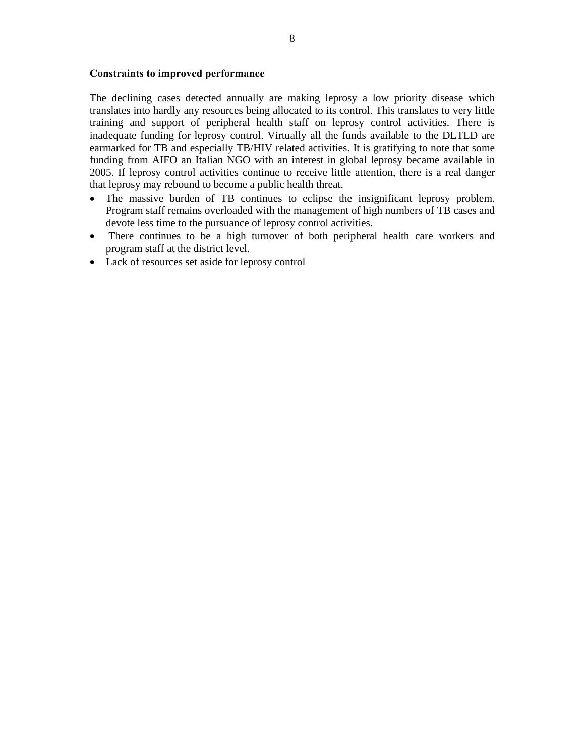**Constraints to improved performance**

The declining cases detected annually are making leprosy a low priority disease which translates into hardly any resources being allocated to its control. This translates to very little training and support of peripheral health staff on leprosy control activities. There is inadequate funding for leprosy control. Virtually all the funds available to the DLTLD are earmarked for TB and especially TB/HIV related activities. It is gratifying to note that some funding from AIFO an Italian NGO with an interest in global leprosy became available in 2005. If leprosy control activities continue to receive little attention, there is a real danger that leprosy may rebound to become a public health threat.

- The massive burden of TB continues to eclipse the insignificant leprosy problem. Program staff remains overloaded with the management of high numbers of TB cases and devote less time to the pursuance of leprosy control activities.
- There continues to be a high turnover of both peripheral health care workers and program staff at the district level.
- Lack of resources set aside for leprosy control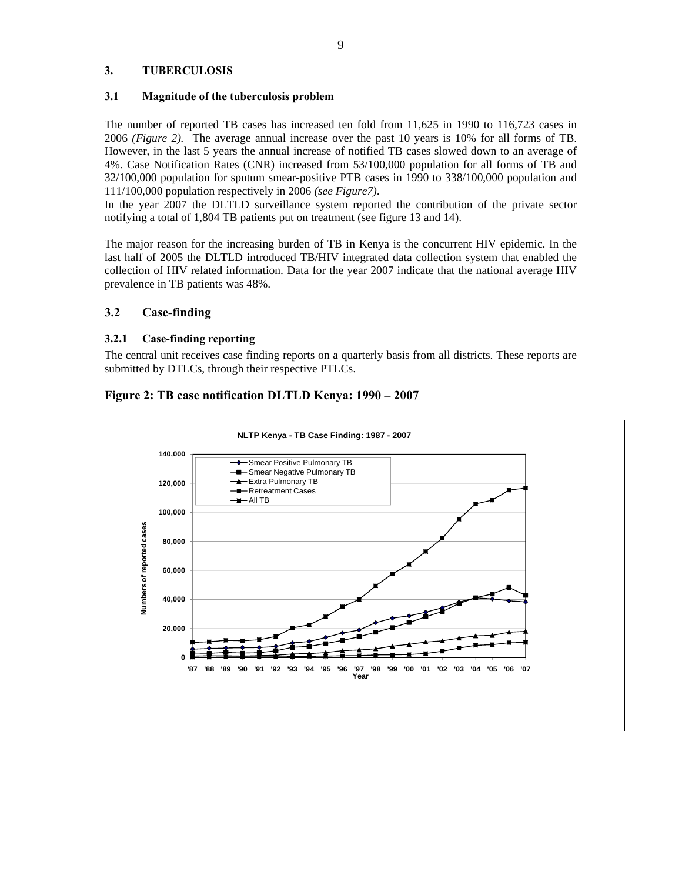## 3. TUBERCULOSIS

### 3.1 Magnitude of the tuberculosis problem

The number of reported TB cases has increased ten fold from 11,625 in 1990 to 116,723 cases in 2006 *(Figure 2).* The average annual increase over the past 10 years is 10% for all forms of TB. However, in the last 5 years the annual increase of notified TB cases slowed down to an average of 4%. Case Notification Rates (CNR) increased from 53/100,000 population for all forms of TB and 32/100,000 population for sputum smear-positive PTB cases in 1990 to 338/100,000 population and 111/100,000 population respectively in 2006 *(see Figure7).*

In the year 2007 the DLTLD surveillance system reported the contribution of the private sector notifying a total of 1,804 TB patients put on treatment (see figure 13 and 14).

The major reason for the increasing burden of TB in Kenya is the concurrent HIV epidemic. In the last half of 2005 the DLTLD introduced TB/HIV integrated data collection system that enabled the collection of HIV related information. Data for the year 2007 indicate that the national average HIV prevalence in TB patients was 48%.

### 3.2 Case-finding

#### 3.2.1 Case-finding reporting

The central unit receives case finding reports on a quarterly basis from all districts. These reports are submitted by DTLCs, through their respective PTLCs.

**Figure 2: TB case notification DLTLD Kenya: 1990 – 2007**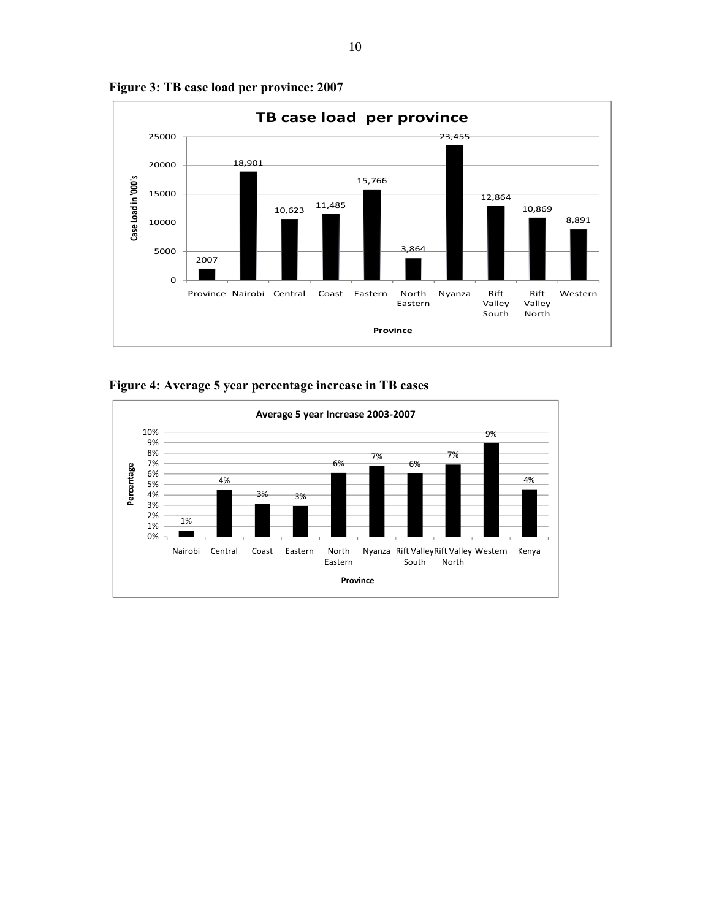**Figure 3: TB case load per province: 2007**

| Province | Case Load in '000's |
|---|---|
| Province | 2007 |
| Nairobi | 18,901 |
| Central | 10,623 |
| Coast | 11,485 |
| Eastern | 15,766 |
| North Eastern | 3,864 |
| Nyanza | 23,455 |
| Rift Valley South | 12,864 |
| Rift Valley North | 10,869 |
| Western | 8,891 |

**Figure 4: Average 5 year percentage increase in TB cases**

| Province | Average 5 year Increase 2003-2007 (Percentage) |
|---|---|
| Nairobi | 1% |
| Central | 4% |
| Coast | 3% |
| Eastern | 3% |
| North Eastern | 6% |
| Nyanza | 7% |
| Rift Valley South | 6% |
| Rift Valley North | 7% |
| Western | 9% |
| Kenya | 4% |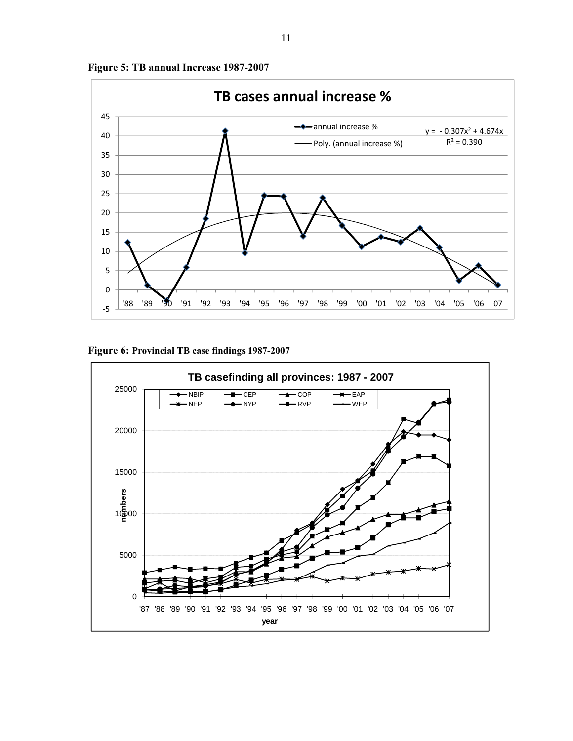**Figure 5: TB annual Increase 1987-2007**

**Figure 6: Provincial TB case findings 1987-2007**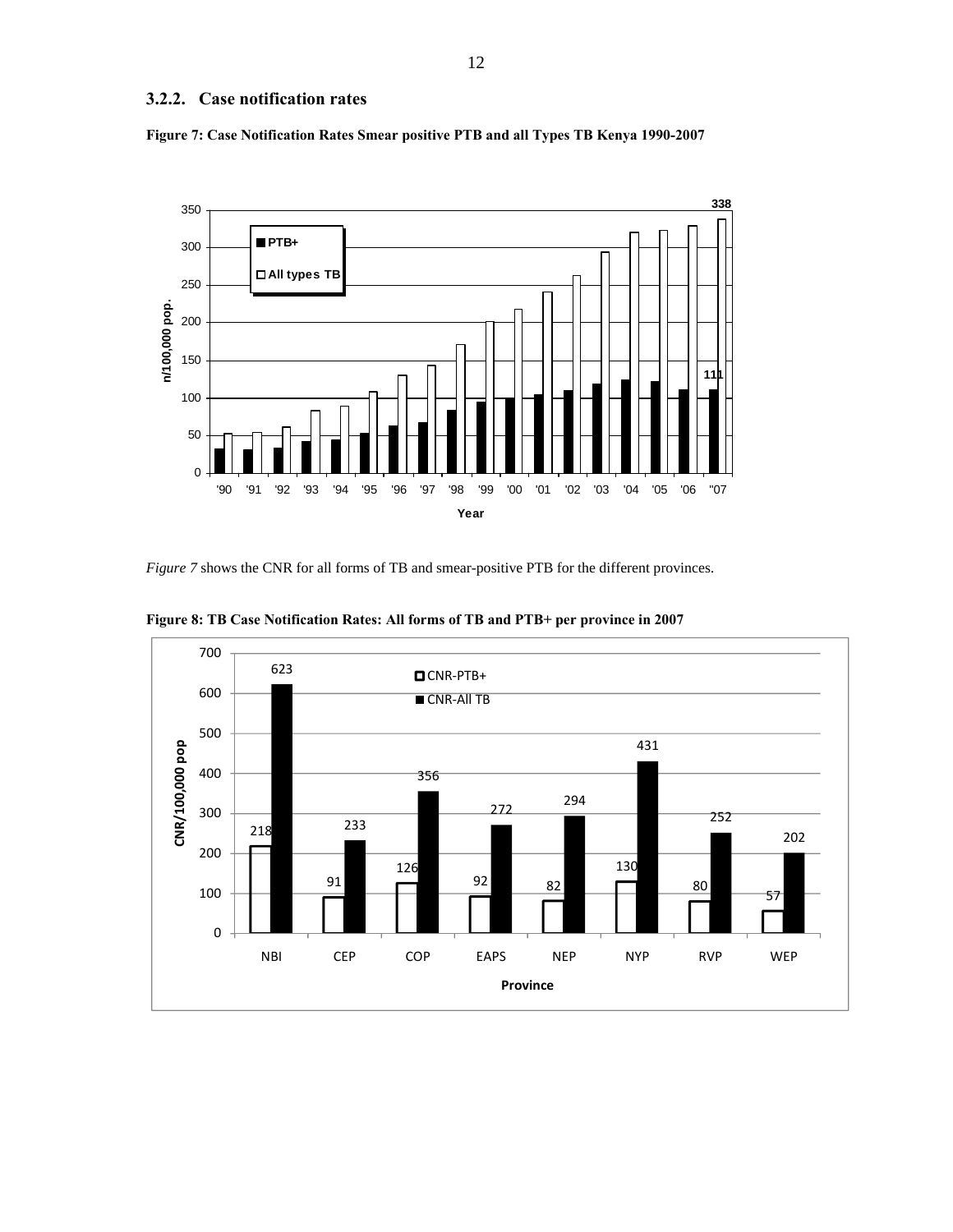### 3.2.2. Case notification rates

**Figure 7: Case Notification Rates Smear positive PTB and all Types TB Kenya 1990-2007**

*Figure 7* shows the CNR for all forms of TB and smear-positive PTB for the different provinces.

**Figure 8: TB Case Notification Rates: All forms of TB and PTB+ per province in 2007**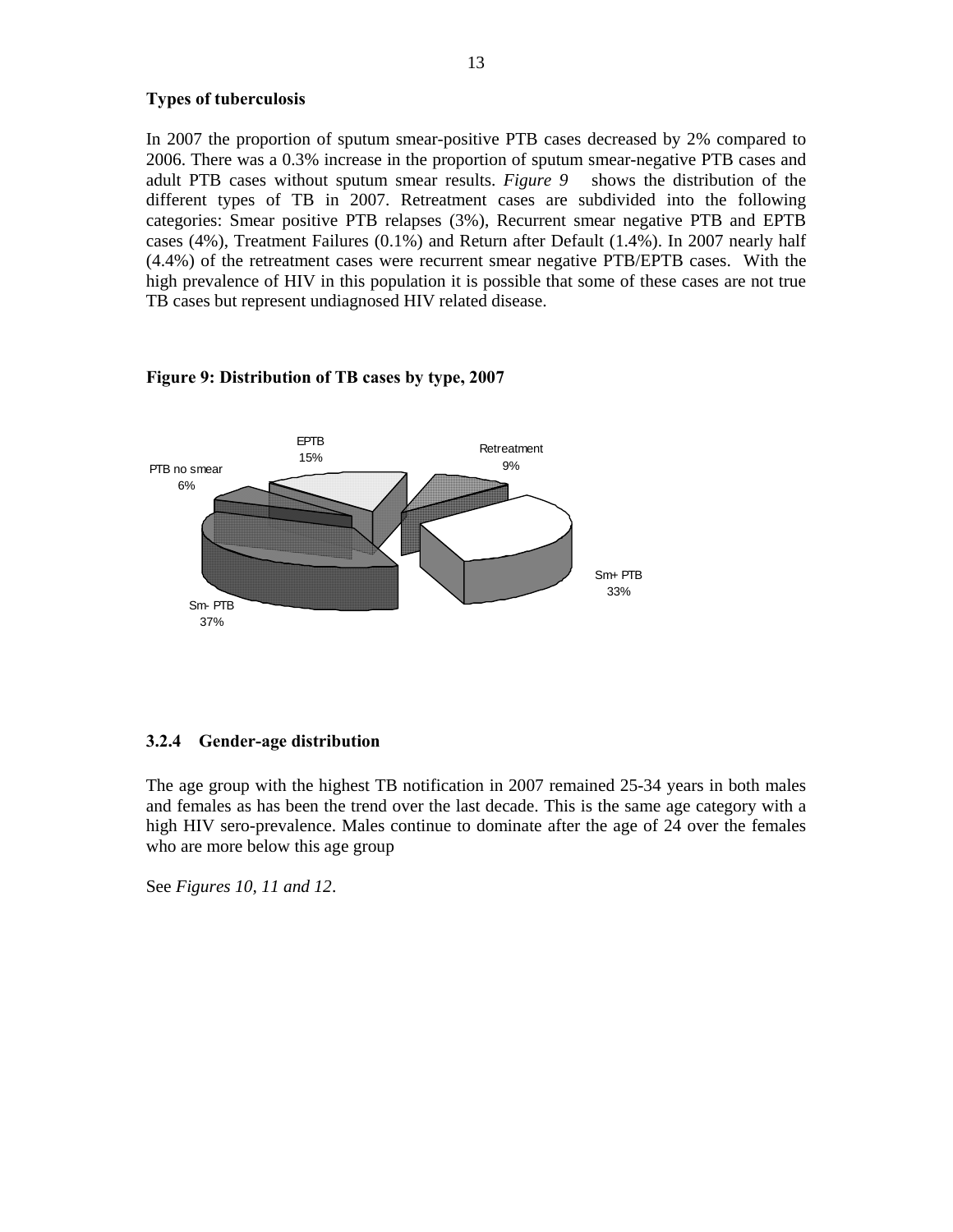**Types of tuberculosis**

In 2007 the proportion of sputum smear-positive PTB cases decreased by 2% compared to 2006. There was a 0.3% increase in the proportion of sputum smear-negative PTB cases and adult PTB cases without sputum smear results. *Figure 9* shows the distribution of the different types of TB in 2007. Retreatment cases are subdivided into the following categories: Smear positive PTB relapses (3%), Recurrent smear negative PTB and EPTB cases (4%), Treatment Failures (0.1%) and Return after Default (1.4%). In 2007 nearly half (4.4%) of the retreatment cases were recurrent smear negative PTB/EPTB cases. With the high prevalence of HIV in this population it is possible that some of these cases are not true TB cases but represent undiagnosed HIV related disease.

**Figure 9: Distribution of TB cases by type, 2007**

EPTB 15%

Retreatment 9%

PTB no smear 6%

Sm+ PTB 33%

Sm- PTB 37%

### 3.2.4 Gender-age distribution

The age group with the highest TB notification in 2007 remained 25-34 years in both males and females as has been the trend over the last decade. This is the same age category with a high HIV sero-prevalence. Males continue to dominate after the age of 24 over the females who are more below this age group

See *Figures 10, 11 and 12*.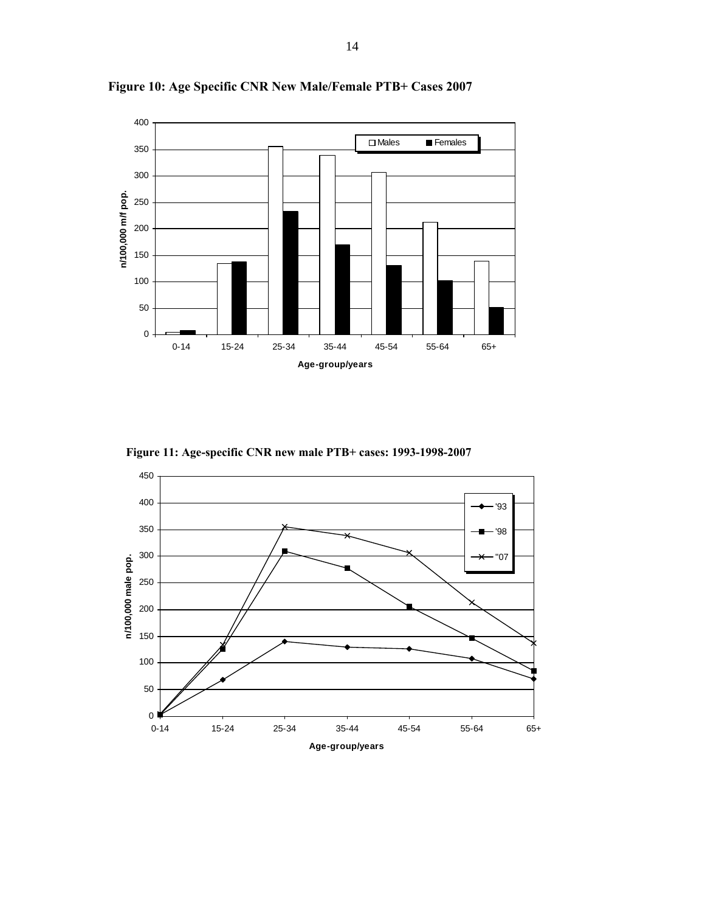**Figure 10: Age Specific CNR New Male/Female PTB+ Cases 2007**

**Figure 11: Age-specific CNR new male PTB+ cases: 1993-1998-2007**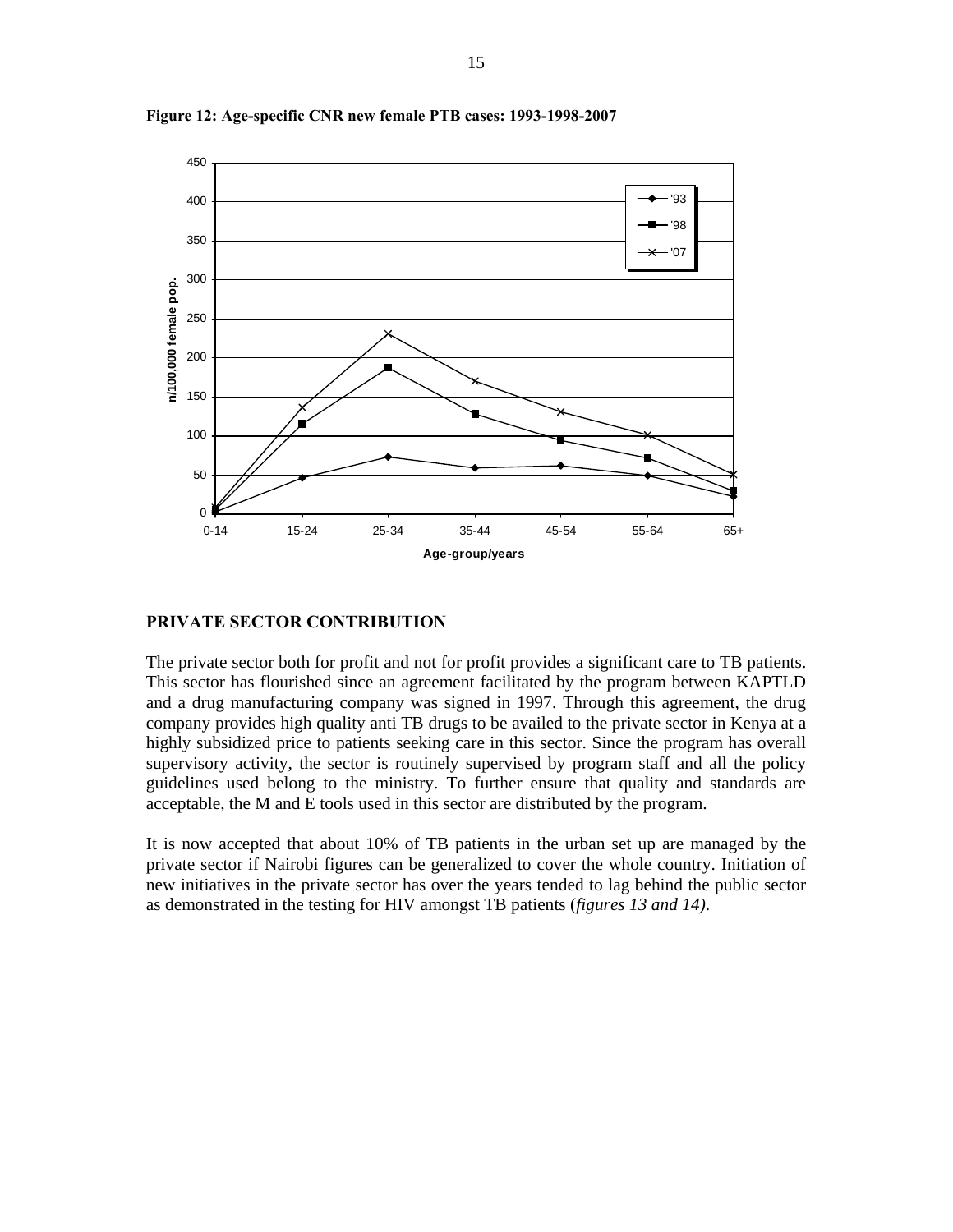**Figure 12: Age-specific CNR new female PTB cases: 1993-1998-2007**

## PRIVATE SECTOR CONTRIBUTION

The private sector both for profit and not for profit provides a significant care to TB patients. This sector has flourished since an agreement facilitated by the program between KAPTLD and a drug manufacturing company was signed in 1997. Through this agreement, the drug company provides high quality anti TB drugs to be availed to the private sector in Kenya at a highly subsidized price to patients seeking care in this sector. Since the program has overall supervisory activity, the sector is routinely supervised by program staff and all the policy guidelines used belong to the ministry. To further ensure that quality and standards are acceptable, the M and E tools used in this sector are distributed by the program.

It is now accepted that about 10% of TB patients in the urban set up are managed by the private sector if Nairobi figures can be generalized to cover the whole country. Initiation of new initiatives in the private sector has over the years tended to lag behind the public sector as demonstrated in the testing for HIV amongst TB patients (*figures 13 and 14)*.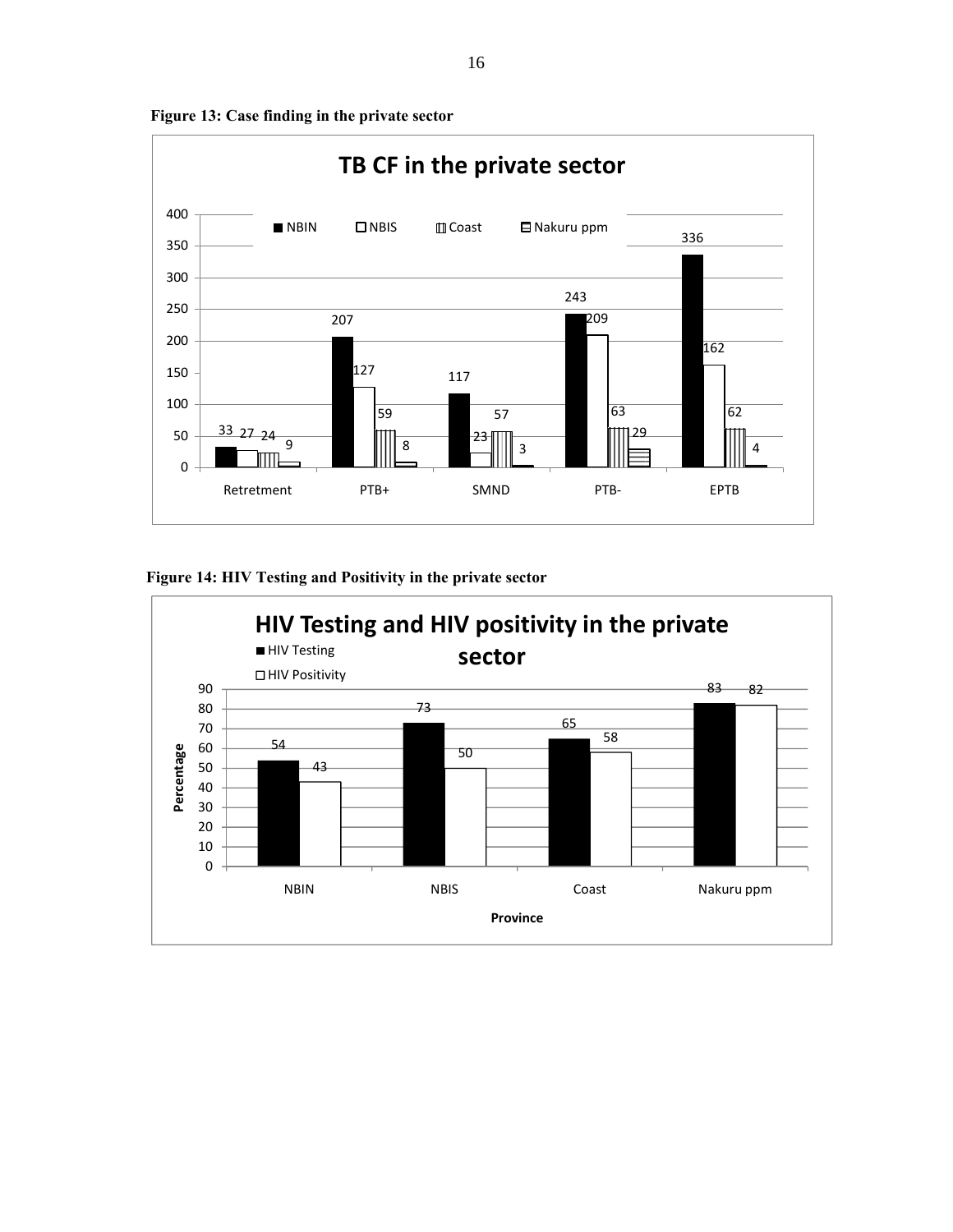**Figure 13: Case finding in the private sector**

**TB CF in the private sector**

| | NBIN | NBIS | Coast | Nakuru ppm |
|---|---|---|---|---|
| Retretment | 33 | 27 | 24 | 9 |
| PTB+ | 207 | 127 | 59 | 8 |
| SMND | 117 | 23 | 57 | 3 |
| PTB- | 243 | 209 | 63 | 29 |
| EPTB | 336 | 162 | 62 | 4 |

**Figure 14: HIV Testing and Positivity in the private sector**

**HIV Testing and HIV positivity in the private sector**

| Province | HIV Testing (Percentage) | HIV Positivity (Percentage) |
|---|---|---|
| NBIN | 54 | 43 |
| NBIS | 73 | 50 |
| Coast | 65 | 58 |
| Nakuru ppm | 83 | 82 |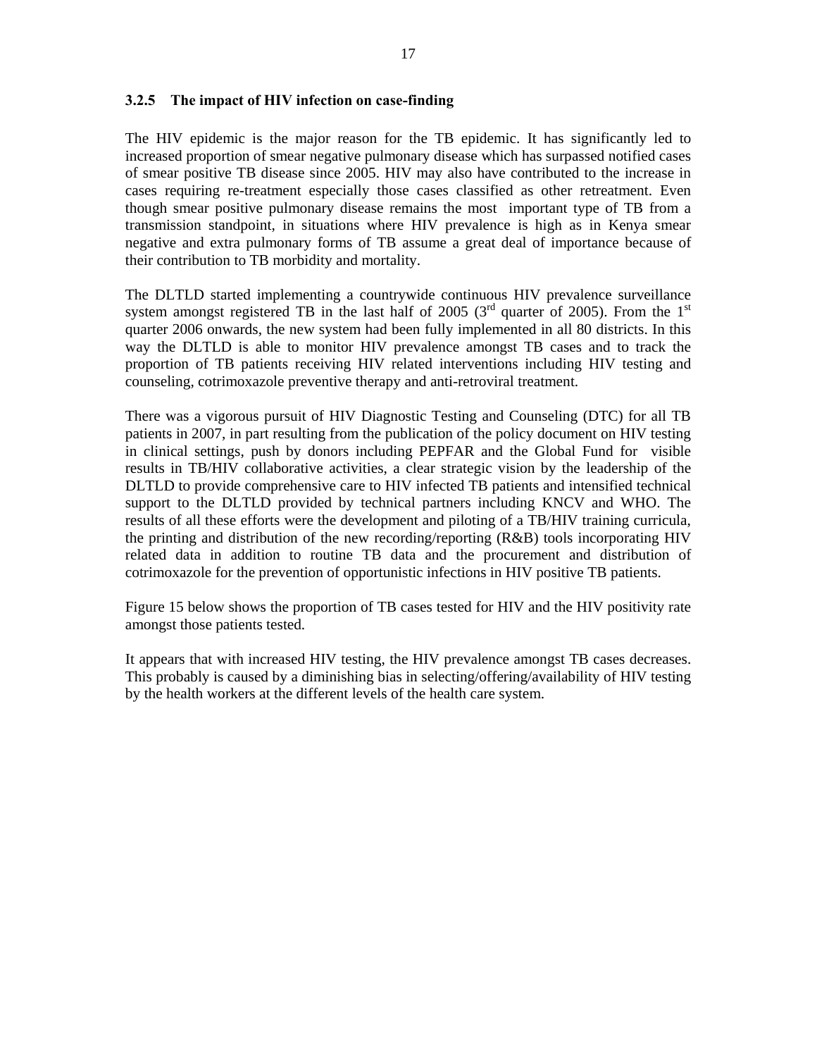### 3.2.5 The impact of HIV infection on case-finding

The HIV epidemic is the major reason for the TB epidemic. It has significantly led to increased proportion of smear negative pulmonary disease which has surpassed notified cases of smear positive TB disease since 2005. HIV may also have contributed to the increase in cases requiring re-treatment especially those cases classified as other retreatment. Even though smear positive pulmonary disease remains the most important type of TB from a transmission standpoint, in situations where HIV prevalence is high as in Kenya smear negative and extra pulmonary forms of TB assume a great deal of importance because of their contribution to TB morbidity and mortality.

The DLTLD started implementing a countrywide continuous HIV prevalence surveillance system amongst registered TB in the last half of 2005 (3rd quarter of 2005). From the 1st quarter 2006 onwards, the new system had been fully implemented in all 80 districts. In this way the DLTLD is able to monitor HIV prevalence amongst TB cases and to track the proportion of TB patients receiving HIV related interventions including HIV testing and counseling, cotrimoxazole preventive therapy and anti-retroviral treatment.

There was a vigorous pursuit of HIV Diagnostic Testing and Counseling (DTC) for all TB patients in 2007, in part resulting from the publication of the policy document on HIV testing in clinical settings, push by donors including PEPFAR and the Global Fund for visible results in TB/HIV collaborative activities, a clear strategic vision by the leadership of the DLTLD to provide comprehensive care to HIV infected TB patients and intensified technical support to the DLTLD provided by technical partners including KNCV and WHO. The results of all these efforts were the development and piloting of a TB/HIV training curricula, the printing and distribution of the new recording/reporting (R&B) tools incorporating HIV related data in addition to routine TB data and the procurement and distribution of cotrimoxazole for the prevention of opportunistic infections in HIV positive TB patients.

Figure 15 below shows the proportion of TB cases tested for HIV and the HIV positivity rate amongst those patients tested.

It appears that with increased HIV testing, the HIV prevalence amongst TB cases decreases. This probably is caused by a diminishing bias in selecting/offering/availability of HIV testing by the health workers at the different levels of the health care system.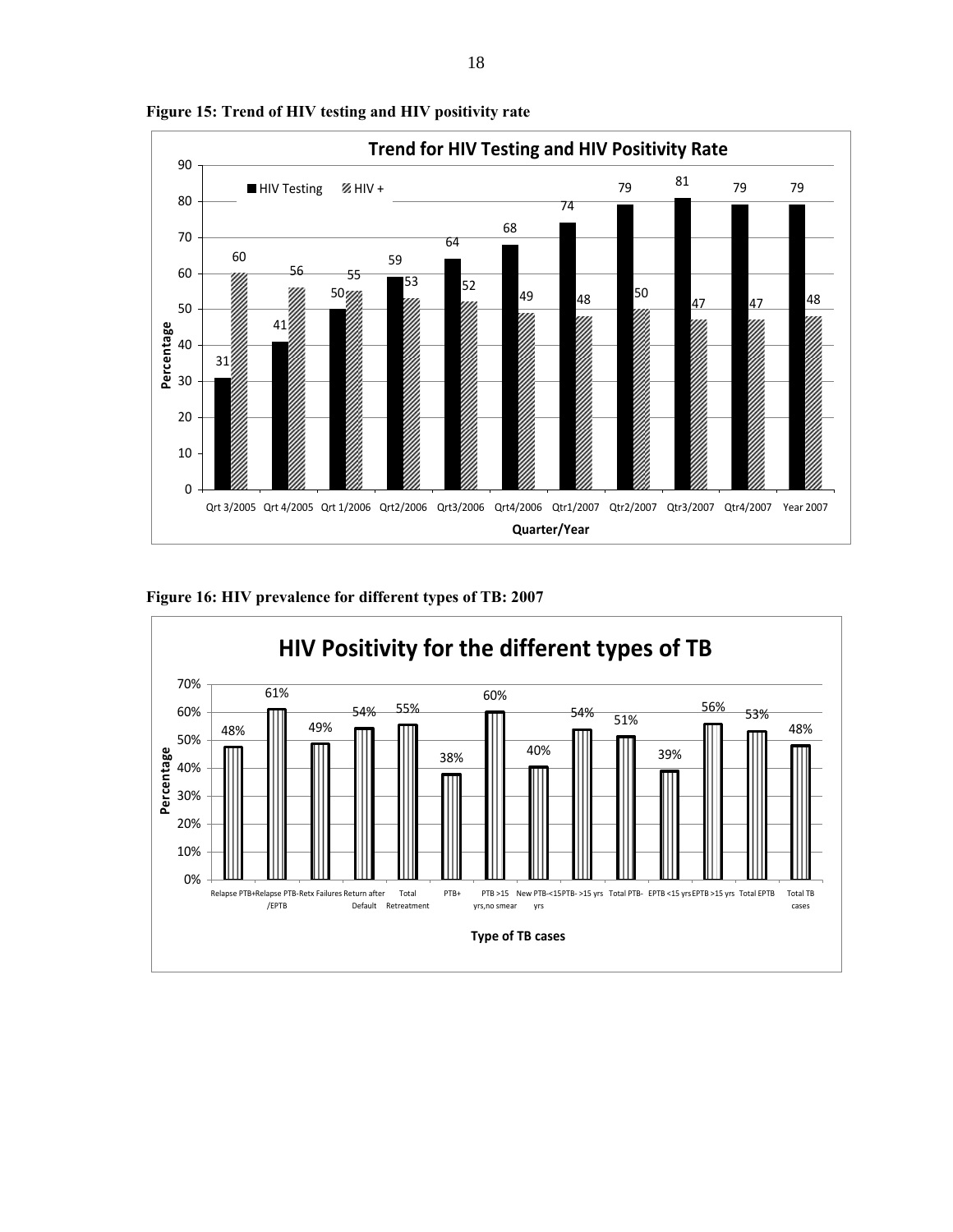**Figure 15: Trend of HIV testing and HIV positivity rate**

| Quarter/Year | HIV Testing | HIV + |
|---|---|---|
| Qrt 3/2005 | 31 | 60 |
| Qrt 4/2005 | 41 | 56 |
| Qrt 1/2006 | 50 | 55 |
| Qrt2/2006 | 59 | 53 |
| Qrt3/2006 | 64 | 52 |
| Qrt4/2006 | 68 | 49 |
| Qtr1/2007 | 74 | 48 |
| Qtr2/2007 | 79 | 50 |
| Qtr3/2007 | 81 | 47 |
| Qtr4/2007 | 79 | 47 |
| Year 2007 | 79 | 48 |

**Figure 16: HIV prevalence for different types of TB: 2007**

| Type of TB cases | Percentage |
|---|---|
| Relapse PTB+ | 48% |
| Relapse PTB-/EPTB | 61% |
| Retx Failures | 49% |
| Return after Default | 54% |
| Total Retreatment | 55% |
| PTB+ | 38% |
| PTB >15 yrs,no smear | 60% |
| New PTB-<15 yrs | 40% |
| PTB- >15 yrs | 54% |
| Total PTB- | 51% |
| EPTB <15 yrs | 39% |
| EPTB >15 yrs | 56% |
| Total EPTB | 53% |
| Total TB cases | 48% |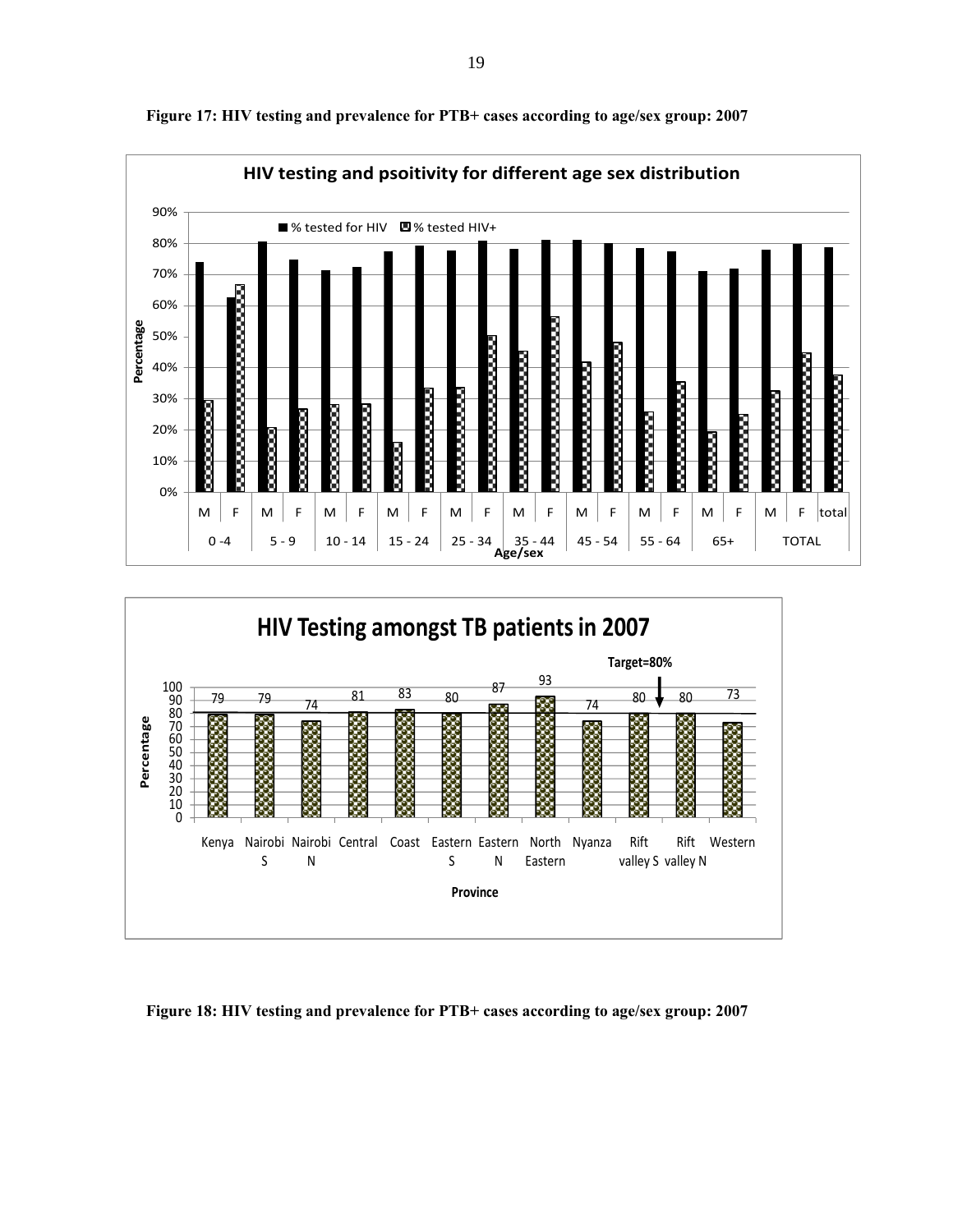**Figure 17: HIV testing and prevalence for PTB+ cases according to age/sex group: 2007**

**Figure 18: HIV testing and prevalence for PTB+ cases according to age/sex group: 2007**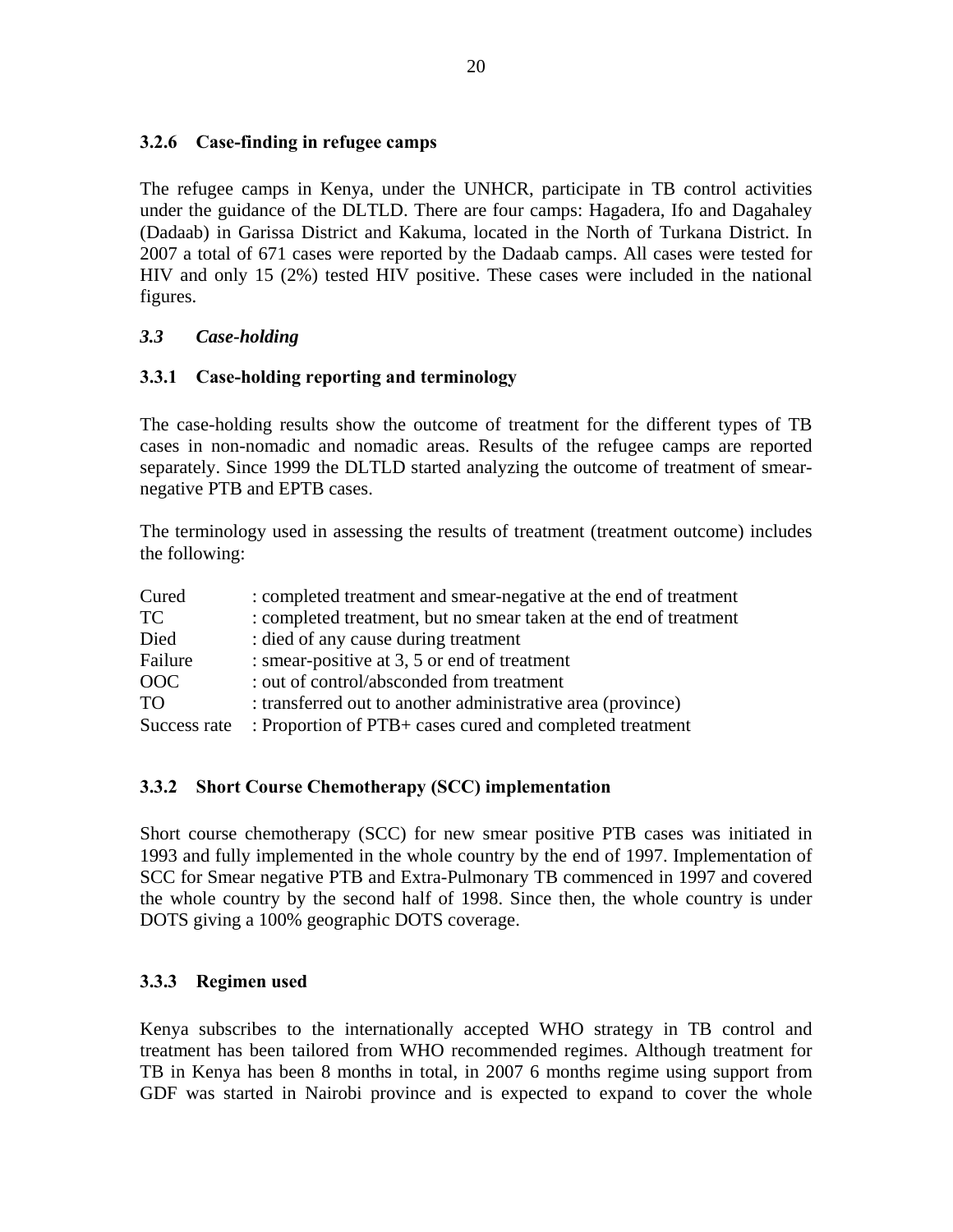### 3.2.6 Case-finding in refugee camps

The refugee camps in Kenya, under the UNHCR, participate in TB control activities under the guidance of the DLTLD. There are four camps: Hagadera, Ifo and Dagahaley (Dadaab) in Garissa District and Kakuma, located in the North of Turkana District. In 2007 a total of 671 cases were reported by the Dadaab camps. All cases were tested for HIV and only 15 (2%) tested HIV positive. These cases were included in the national figures.

## *3.3 Case-holding*

### 3.3.1 Case-holding reporting and terminology

The case-holding results show the outcome of treatment for the different types of TB cases in non-nomadic and nomadic areas. Results of the refugee camps are reported separately. Since 1999 the DLTLD started analyzing the outcome of treatment of smear-negative PTB and EPTB cases.

The terminology used in assessing the results of treatment (treatment outcome) includes the following:

| | |
|---|---|
| Cured | : completed treatment and smear-negative at the end of treatment |
| TC | : completed treatment, but no smear taken at the end of treatment |
| Died | : died of any cause during treatment |
| Failure | : smear-positive at 3, 5 or end of treatment |
| OOC | : out of control/absconded from treatment |
| TO | : transferred out to another administrative area (province) |
| Success rate | : Proportion of PTB+ cases cured and completed treatment |

### 3.3.2 Short Course Chemotherapy (SCC) implementation

Short course chemotherapy (SCC) for new smear positive PTB cases was initiated in 1993 and fully implemented in the whole country by the end of 1997. Implementation of SCC for Smear negative PTB and Extra-Pulmonary TB commenced in 1997 and covered the whole country by the second half of 1998. Since then, the whole country is under DOTS giving a 100% geographic DOTS coverage.

### 3.3.3 Regimen used

Kenya subscribes to the internationally accepted WHO strategy in TB control and treatment has been tailored from WHO recommended regimes. Although treatment for TB in Kenya has been 8 months in total, in 2007 6 months regime using support from GDF was started in Nairobi province and is expected to expand to cover the whole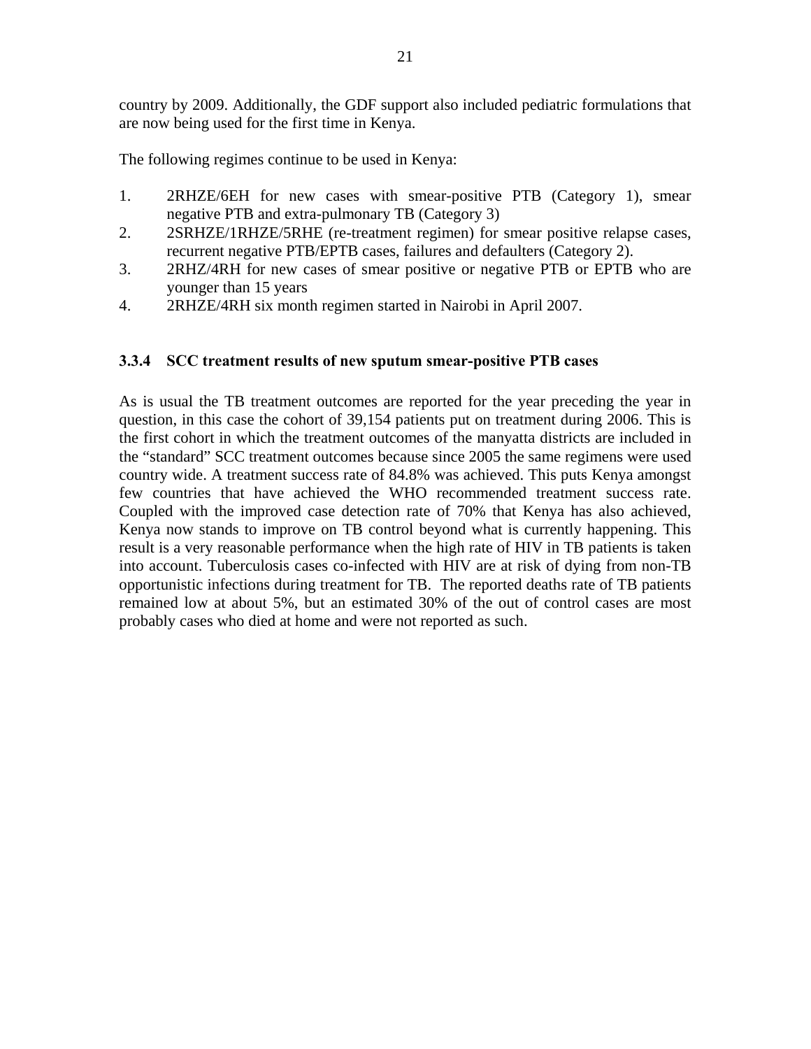country by 2009. Additionally, the GDF support also included pediatric formulations that are now being used for the first time in Kenya.

The following regimes continue to be used in Kenya:

1. 2RHZE/6EH for new cases with smear-positive PTB (Category 1), smear negative PTB and extra-pulmonary TB (Category 3)
2. 2SRHZE/1RHZE/5RHE (re-treatment regimen) for smear positive relapse cases, recurrent negative PTB/EPTB cases, failures and defaulters (Category 2).
3. 2RHZ/4RH for new cases of smear positive or negative PTB or EPTB who are younger than 15 years
4. 2RHZE/4RH six month regimen started in Nairobi in April 2007.

### 3.3.4 SCC treatment results of new sputum smear-positive PTB cases

As is usual the TB treatment outcomes are reported for the year preceding the year in question, in this case the cohort of 39,154 patients put on treatment during 2006. This is the first cohort in which the treatment outcomes of the manyatta districts are included in the "standard" SCC treatment outcomes because since 2005 the same regimens were used country wide. A treatment success rate of 84.8% was achieved. This puts Kenya amongst few countries that have achieved the WHO recommended treatment success rate. Coupled with the improved case detection rate of 70% that Kenya has also achieved, Kenya now stands to improve on TB control beyond what is currently happening. This result is a very reasonable performance when the high rate of HIV in TB patients is taken into account. Tuberculosis cases co-infected with HIV are at risk of dying from non-TB opportunistic infections during treatment for TB. The reported deaths rate of TB patients remained low at about 5%, but an estimated 30% of the out of control cases are most probably cases who died at home and were not reported as such.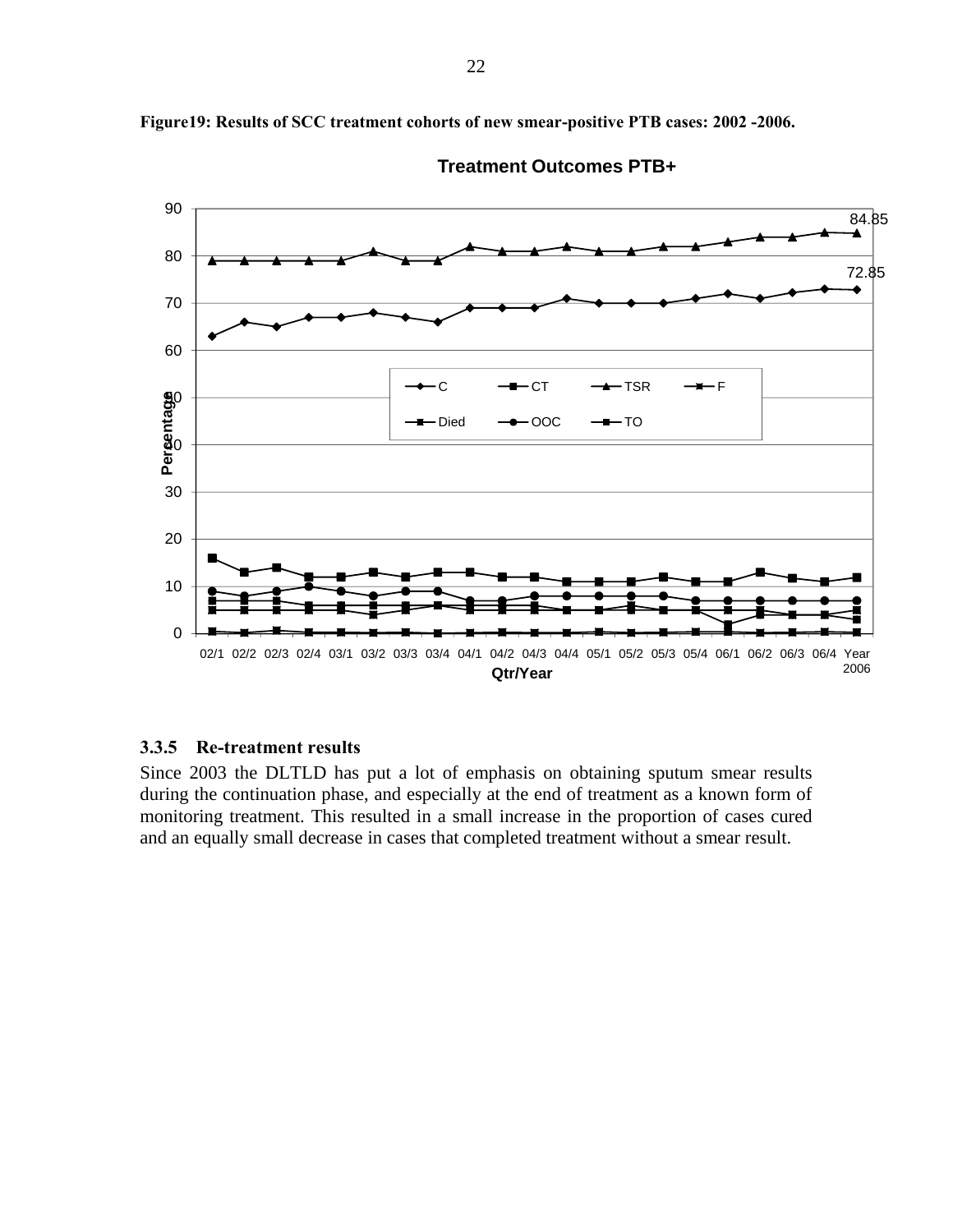**Figure19: Results of SCC treatment cohorts of new smear-positive PTB cases: 2002 -2006.**

### 3.3.5 Re-treatment results

Since 2003 the DLTLD has put a lot of emphasis on obtaining sputum smear results during the continuation phase, and especially at the end of treatment as a known form of monitoring treatment. This resulted in a small increase in the proportion of cases cured and an equally small decrease in cases that completed treatment without a smear result.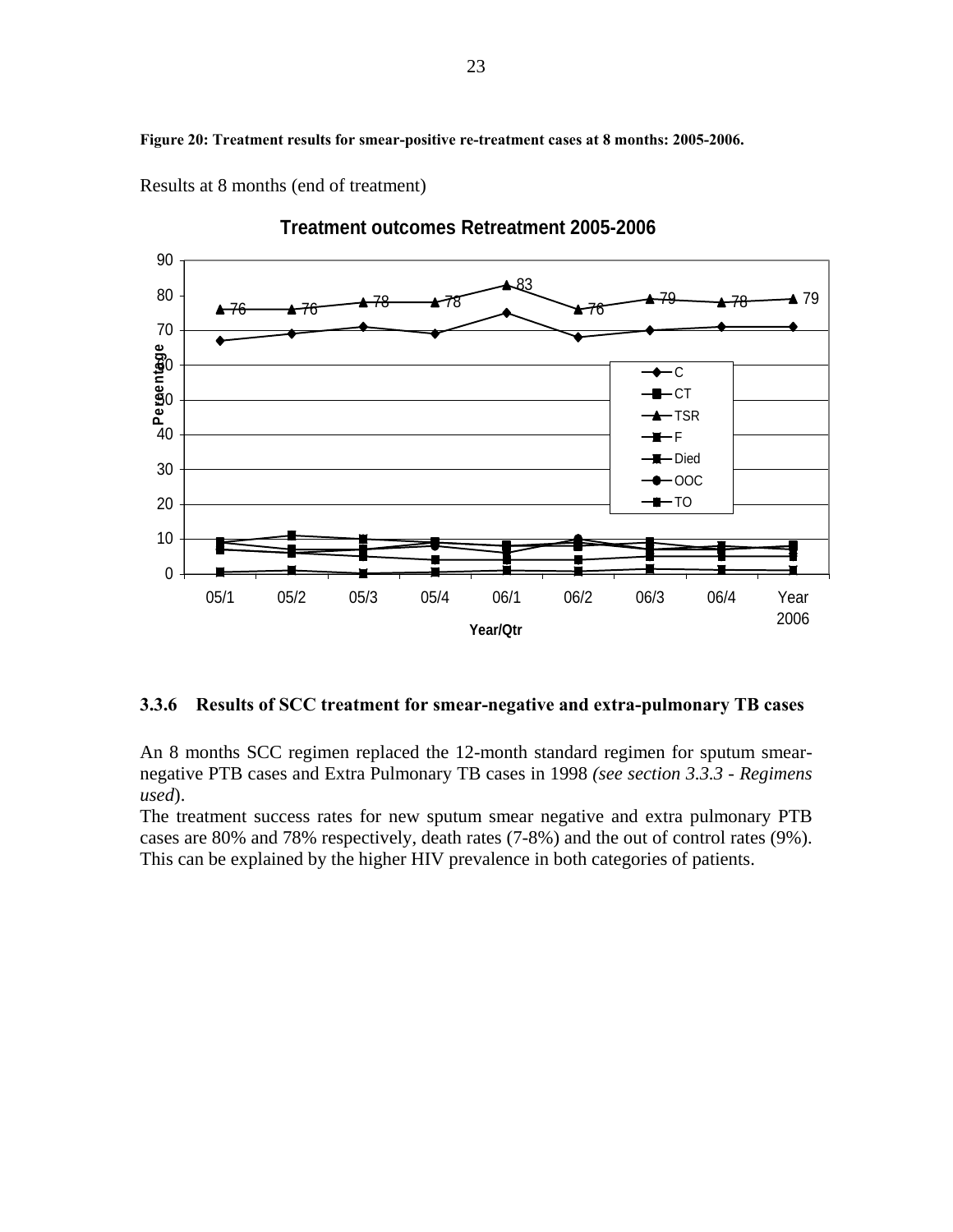**Figure 20: Treatment results for smear-positive re-treatment cases at 8 months: 2005-2006.**

Results at 8 months (end of treatment)

### 3.3.6 Results of SCC treatment for smear-negative and extra-pulmonary TB cases

An 8 months SCC regimen replaced the 12-month standard regimen for sputum smear-negative PTB cases and Extra Pulmonary TB cases in 1998 *(see section 3.3.3 - Regimens used*).

The treatment success rates for new sputum smear negative and extra pulmonary PTB cases are 80% and 78% respectively, death rates (7-8%) and the out of control rates (9%). This can be explained by the higher HIV prevalence in both categories of patients.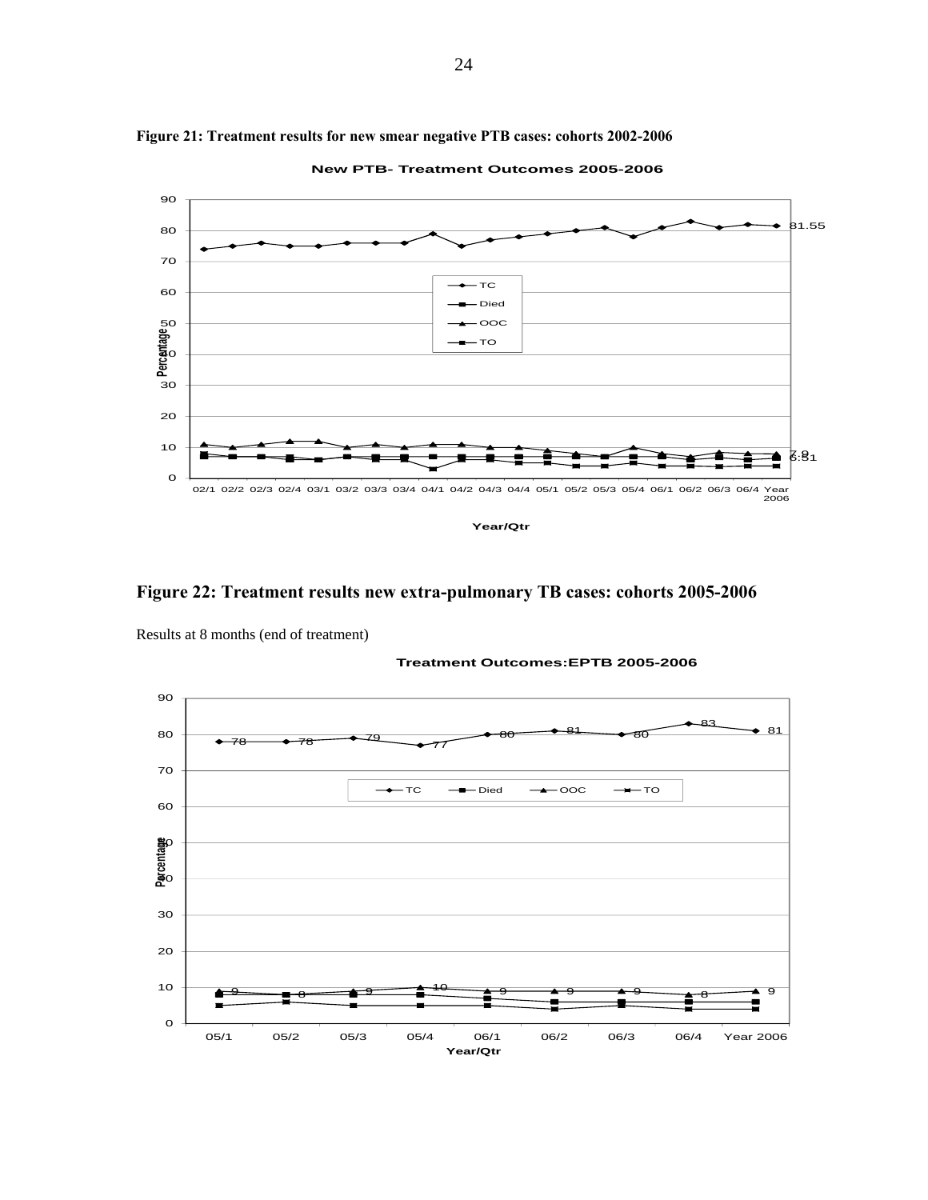**Figure 21: Treatment results for new smear negative PTB cases: cohorts 2002-2006**

## Figure 22: Treatment results new extra-pulmonary TB cases: cohorts 2005-2006

Results at 8 months (end of treatment)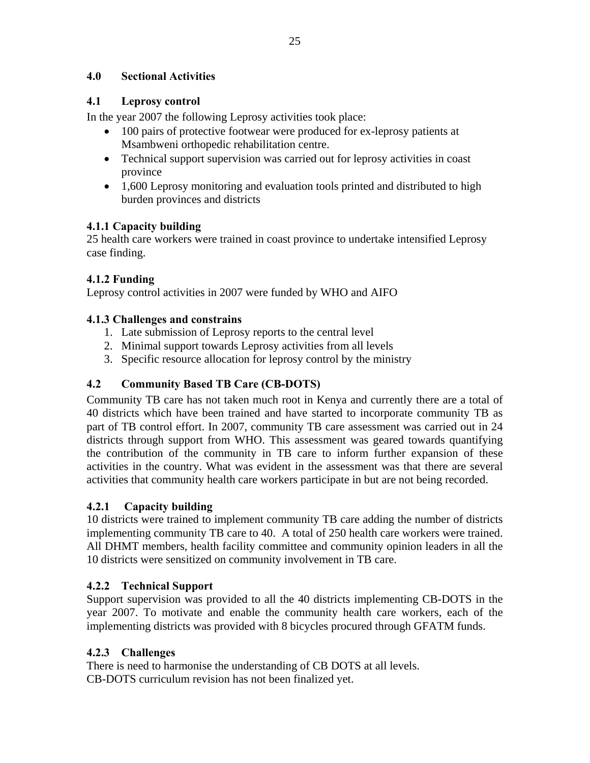## 4.0 Sectional Activities

### 4.1 Leprosy control

In the year 2007 the following Leprosy activities took place:

- 100 pairs of protective footwear were produced for ex-leprosy patients at Msambweni orthopedic rehabilitation centre.
- Technical support supervision was carried out for leprosy activities in coast province
- 1,600 Leprosy monitoring and evaluation tools printed and distributed to high burden provinces and districts

#### 4.1.1 Capacity building

25 health care workers were trained in coast province to undertake intensified Leprosy case finding.

#### 4.1.2 Funding

Leprosy control activities in 2007 were funded by WHO and AIFO

#### 4.1.3 Challenges and constrains

1. Late submission of Leprosy reports to the central level
2. Minimal support towards Leprosy activities from all levels
3. Specific resource allocation for leprosy control by the ministry

### 4.2 Community Based TB Care (CB-DOTS)

Community TB care has not taken much root in Kenya and currently there are a total of 40 districts which have been trained and have started to incorporate community TB as part of TB control effort. In 2007, community TB care assessment was carried out in 24 districts through support from WHO. This assessment was geared towards quantifying the contribution of the community in TB care to inform further expansion of these activities in the country. What was evident in the assessment was that there are several activities that community health care workers participate in but are not being recorded.

#### 4.2.1 Capacity building

10 districts were trained to implement community TB care adding the number of districts implementing community TB care to 40. A total of 250 health care workers were trained. All DHMT members, health facility committee and community opinion leaders in all the 10 districts were sensitized on community involvement in TB care.

#### 4.2.2 Technical Support

Support supervision was provided to all the 40 districts implementing CB-DOTS in the year 2007. To motivate and enable the community health care workers, each of the implementing districts was provided with 8 bicycles procured through GFATM funds.

#### 4.2.3 Challenges

There is need to harmonise the understanding of CB DOTS at all levels.
CB-DOTS curriculum revision has not been finalized yet.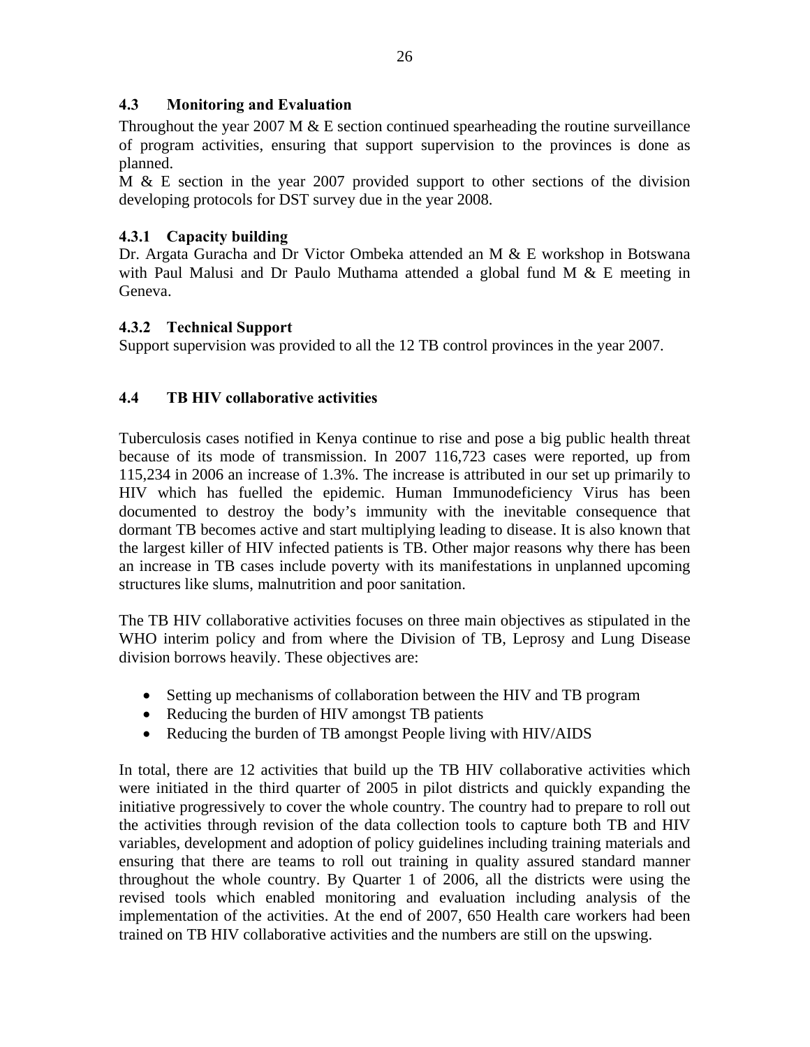### 4.3 Monitoring and Evaluation

Throughout the year 2007 M & E section continued spearheading the routine surveillance of program activities, ensuring that support supervision to the provinces is done as planned.

M & E section in the year 2007 provided support to other sections of the division developing protocols for DST survey due in the year 2008.

#### 4.3.1 Capacity building

Dr. Argata Guracha and Dr Victor Ombeka attended an M & E workshop in Botswana with Paul Malusi and Dr Paulo Muthama attended a global fund M & E meeting in Geneva.

#### 4.3.2 Technical Support

Support supervision was provided to all the 12 TB control provinces in the year 2007.

### 4.4 TB HIV collaborative activities

Tuberculosis cases notified in Kenya continue to rise and pose a big public health threat because of its mode of transmission. In 2007 116,723 cases were reported, up from 115,234 in 2006 an increase of 1.3%. The increase is attributed in our set up primarily to HIV which has fuelled the epidemic. Human Immunodeficiency Virus has been documented to destroy the body's immunity with the inevitable consequence that dormant TB becomes active and start multiplying leading to disease. It is also known that the largest killer of HIV infected patients is TB. Other major reasons why there has been an increase in TB cases include poverty with its manifestations in unplanned upcoming structures like slums, malnutrition and poor sanitation.

The TB HIV collaborative activities focuses on three main objectives as stipulated in the WHO interim policy and from where the Division of TB, Leprosy and Lung Disease division borrows heavily. These objectives are:

- Setting up mechanisms of collaboration between the HIV and TB program
- Reducing the burden of HIV amongst TB patients
- Reducing the burden of TB amongst People living with HIV/AIDS

In total, there are 12 activities that build up the TB HIV collaborative activities which were initiated in the third quarter of 2005 in pilot districts and quickly expanding the initiative progressively to cover the whole country. The country had to prepare to roll out the activities through revision of the data collection tools to capture both TB and HIV variables, development and adoption of policy guidelines including training materials and ensuring that there are teams to roll out training in quality assured standard manner throughout the whole country. By Quarter 1 of 2006, all the districts were using the revised tools which enabled monitoring and evaluation including analysis of the implementation of the activities. At the end of 2007, 650 Health care workers had been trained on TB HIV collaborative activities and the numbers are still on the upswing.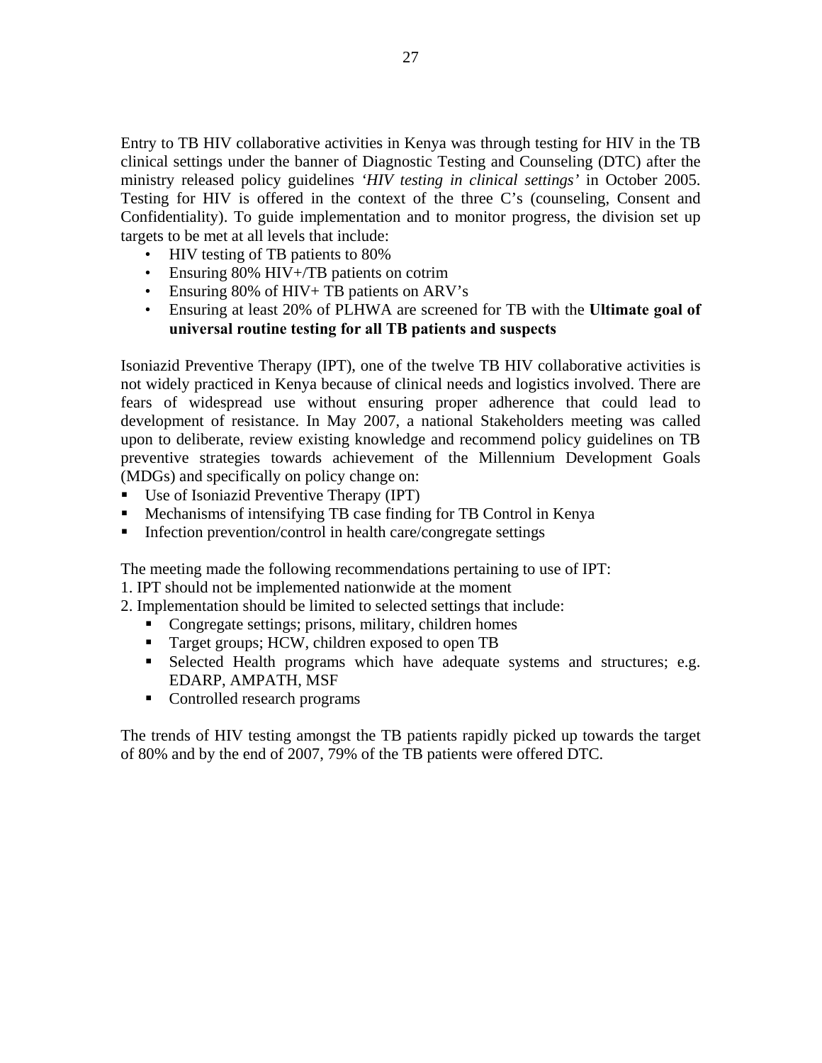Entry to TB HIV collaborative activities in Kenya was through testing for HIV in the TB clinical settings under the banner of Diagnostic Testing and Counseling (DTC) after the ministry released policy guidelines *'HIV testing in clinical settings'* in October 2005. Testing for HIV is offered in the context of the three C's (counseling, Consent and Confidentiality). To guide implementation and to monitor progress, the division set up targets to be met at all levels that include:

- HIV testing of TB patients to 80%
- Ensuring 80% HIV+/TB patients on cotrim
- Ensuring 80% of HIV+ TB patients on ARV's
- Ensuring at least 20% of PLHWA are screened for TB with the **Ultimate goal of universal routine testing for all TB patients and suspects**

Isoniazid Preventive Therapy (IPT), one of the twelve TB HIV collaborative activities is not widely practiced in Kenya because of clinical needs and logistics involved. There are fears of widespread use without ensuring proper adherence that could lead to development of resistance. In May 2007, a national Stakeholders meeting was called upon to deliberate, review existing knowledge and recommend policy guidelines on TB preventive strategies towards achievement of the Millennium Development Goals (MDGs) and specifically on policy change on:

- Use of Isoniazid Preventive Therapy (IPT)
- Mechanisms of intensifying TB case finding for TB Control in Kenya
- Infection prevention/control in health care/congregate settings

The meeting made the following recommendations pertaining to use of IPT:

1. IPT should not be implemented nationwide at the moment
2. Implementation should be limited to selected settings that include:
   - Congregate settings; prisons, military, children homes
   - Target groups; HCW, children exposed to open TB
   - Selected Health programs which have adequate systems and structures; e.g. EDARP, AMPATH, MSF
   - Controlled research programs

The trends of HIV testing amongst the TB patients rapidly picked up towards the target of 80% and by the end of 2007, 79% of the TB patients were offered DTC.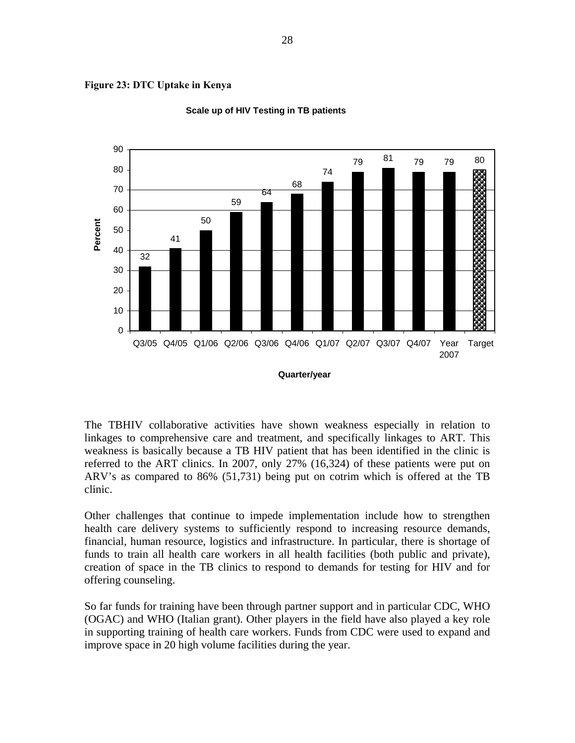**Figure 23: DTC Uptake in Kenya**

**Scale up of HIV Testing in TB patients**

| Quarter/year | Percent |
|---|---|
| Q3/05 | 32 |
| Q4/05 | 41 |
| Q1/06 | 50 |
| Q2/06 | 59 |
| Q3/06 | 64 |
| Q4/06 | 68 |
| Q1/07 | 74 |
| Q2/07 | 79 |
| Q3/07 | 81 |
| Q4/07 | 79 |
| Year 2007 | 79 |
| Target | 80 |

The TBHIV collaborative activities have shown weakness especially in relation to linkages to comprehensive care and treatment, and specifically linkages to ART. This weakness is basically because a TB HIV patient that has been identified in the clinic is referred to the ART clinics. In 2007, only 27% (16,324) of these patients were put on ARV's as compared to 86% (51,731) being put on cotrim which is offered at the TB clinic.

Other challenges that continue to impede implementation include how to strengthen health care delivery systems to sufficiently respond to increasing resource demands, financial, human resource, logistics and infrastructure. In particular, there is shortage of funds to train all health care workers in all health facilities (both public and private), creation of space in the TB clinics to respond to demands for testing for HIV and for offering counseling.

So far funds for training have been through partner support and in particular CDC, WHO (OGAC) and WHO (Italian grant). Other players in the field have also played a key role in supporting training of health care workers. Funds from CDC were used to expand and improve space in 20 high volume facilities during the year.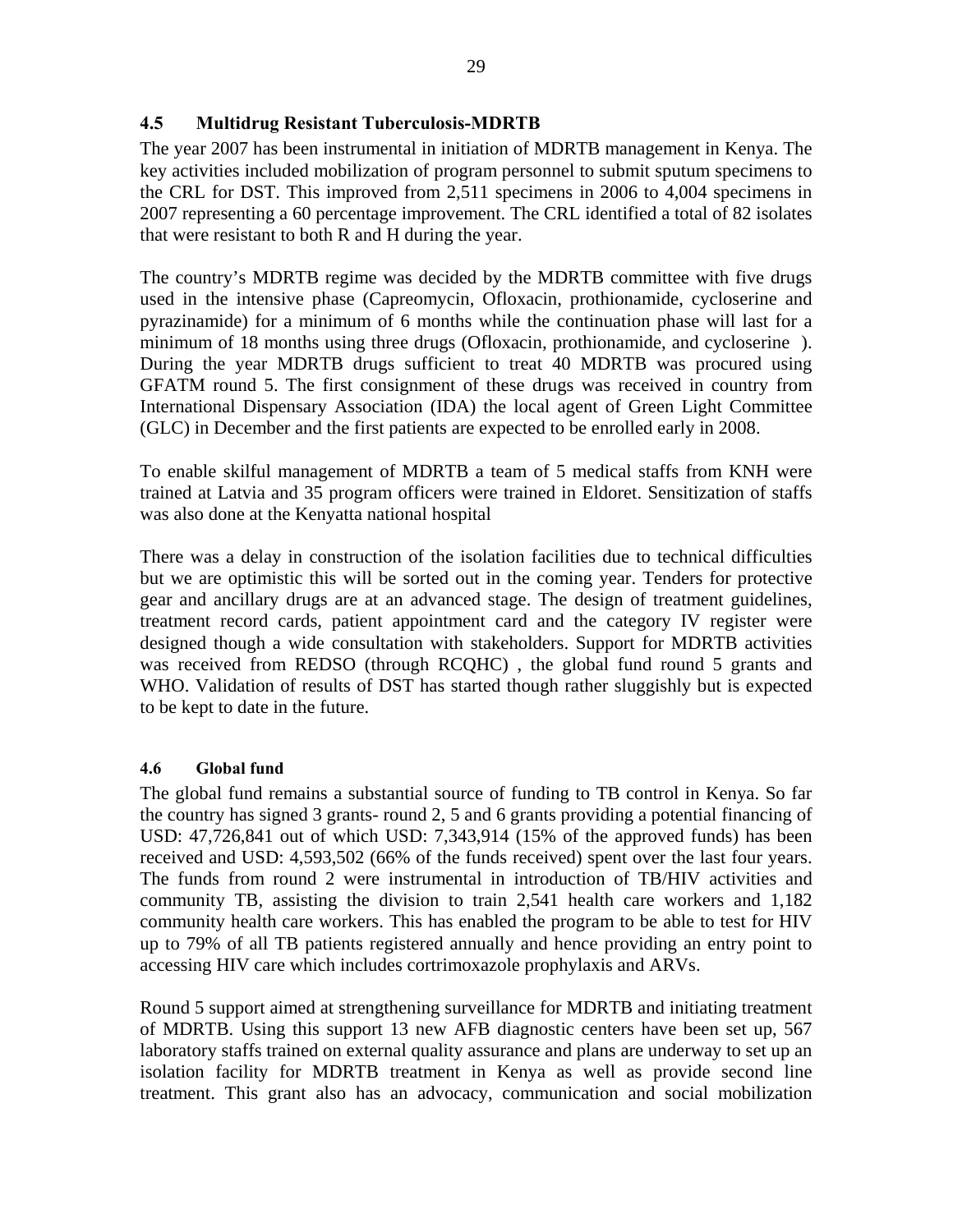## 4.5 Multidrug Resistant Tuberculosis-MDRTB

The year 2007 has been instrumental in initiation of MDRTB management in Kenya. The key activities included mobilization of program personnel to submit sputum specimens to the CRL for DST. This improved from 2,511 specimens in 2006 to 4,004 specimens in 2007 representing a 60 percentage improvement. The CRL identified a total of 82 isolates that were resistant to both R and H during the year.

The country's MDRTB regime was decided by the MDRTB committee with five drugs used in the intensive phase (Capreomycin, Ofloxacin, prothionamide, cycloserine and pyrazinamide) for a minimum of 6 months while the continuation phase will last for a minimum of 18 months using three drugs (Ofloxacin, prothionamide, and cycloserine ). During the year MDRTB drugs sufficient to treat 40 MDRTB was procured using GFATM round 5. The first consignment of these drugs was received in country from International Dispensary Association (IDA) the local agent of Green Light Committee (GLC) in December and the first patients are expected to be enrolled early in 2008.

To enable skilful management of MDRTB a team of 5 medical staffs from KNH were trained at Latvia and 35 program officers were trained in Eldoret. Sensitization of staffs was also done at the Kenyatta national hospital

There was a delay in construction of the isolation facilities due to technical difficulties but we are optimistic this will be sorted out in the coming year. Tenders for protective gear and ancillary drugs are at an advanced stage. The design of treatment guidelines, treatment record cards, patient appointment card and the category IV register were designed though a wide consultation with stakeholders. Support for MDRTB activities was received from REDSO (through RCQHC) , the global fund round 5 grants and WHO. Validation of results of DST has started though rather sluggishly but is expected to be kept to date in the future.

### 4.6 Global fund

The global fund remains a substantial source of funding to TB control in Kenya. So far the country has signed 3 grants- round 2, 5 and 6 grants providing a potential financing of USD: 47,726,841 out of which USD: 7,343,914 (15% of the approved funds) has been received and USD: 4,593,502 (66% of the funds received) spent over the last four years. The funds from round 2 were instrumental in introduction of TB/HIV activities and community TB, assisting the division to train 2,541 health care workers and 1,182 community health care workers. This has enabled the program to be able to test for HIV up to 79% of all TB patients registered annually and hence providing an entry point to accessing HIV care which includes cortrimoxazole prophylaxis and ARVs.

Round 5 support aimed at strengthening surveillance for MDRTB and initiating treatment of MDRTB. Using this support 13 new AFB diagnostic centers have been set up, 567 laboratory staffs trained on external quality assurance and plans are underway to set up an isolation facility for MDRTB treatment in Kenya as well as provide second line treatment. This grant also has an advocacy, communication and social mobilization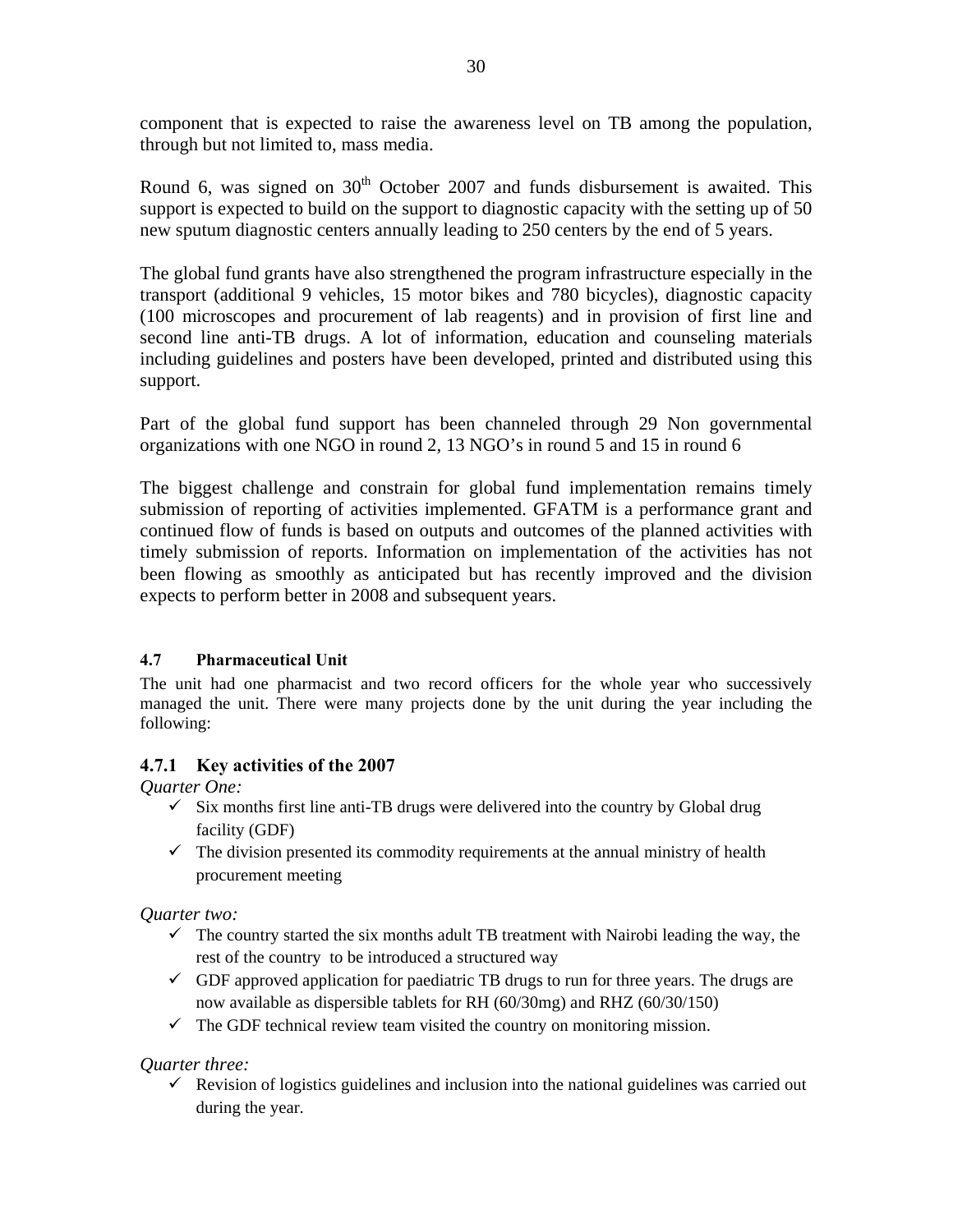component that is expected to raise the awareness level on TB among the population, through but not limited to, mass media.

Round 6, was signed on 30th October 2007 and funds disbursement is awaited. This support is expected to build on the support to diagnostic capacity with the setting up of 50 new sputum diagnostic centers annually leading to 250 centers by the end of 5 years.

The global fund grants have also strengthened the program infrastructure especially in the transport (additional 9 vehicles, 15 motor bikes and 780 bicycles), diagnostic capacity (100 microscopes and procurement of lab reagents) and in provision of first line and second line anti-TB drugs. A lot of information, education and counseling materials including guidelines and posters have been developed, printed and distributed using this support.

Part of the global fund support has been channeled through 29 Non governmental organizations with one NGO in round 2, 13 NGO's in round 5 and 15 in round 6

The biggest challenge and constrain for global fund implementation remains timely submission of reporting of activities implemented. GFATM is a performance grant and continued flow of funds is based on outputs and outcomes of the planned activities with timely submission of reports. Information on implementation of the activities has not been flowing as smoothly as anticipated but has recently improved and the division expects to perform better in 2008 and subsequent years.

## 4.7 Pharmaceutical Unit

The unit had one pharmacist and two record officers for the whole year who successively managed the unit. There were many projects done by the unit during the year including the following:

### 4.7.1 Key activities of the 2007

*Quarter One:*

- ✓ Six months first line anti-TB drugs were delivered into the country by Global drug facility (GDF)
- ✓ The division presented its commodity requirements at the annual ministry of health procurement meeting

*Quarter two:*

- ✓ The country started the six months adult TB treatment with Nairobi leading the way, the rest of the country to be introduced a structured way
- ✓ GDF approved application for paediatric TB drugs to run for three years. The drugs are now available as dispersible tablets for RH (60/30mg) and RHZ (60/30/150)
- ✓ The GDF technical review team visited the country on monitoring mission.

*Quarter three:*

- ✓ Revision of logistics guidelines and inclusion into the national guidelines was carried out during the year.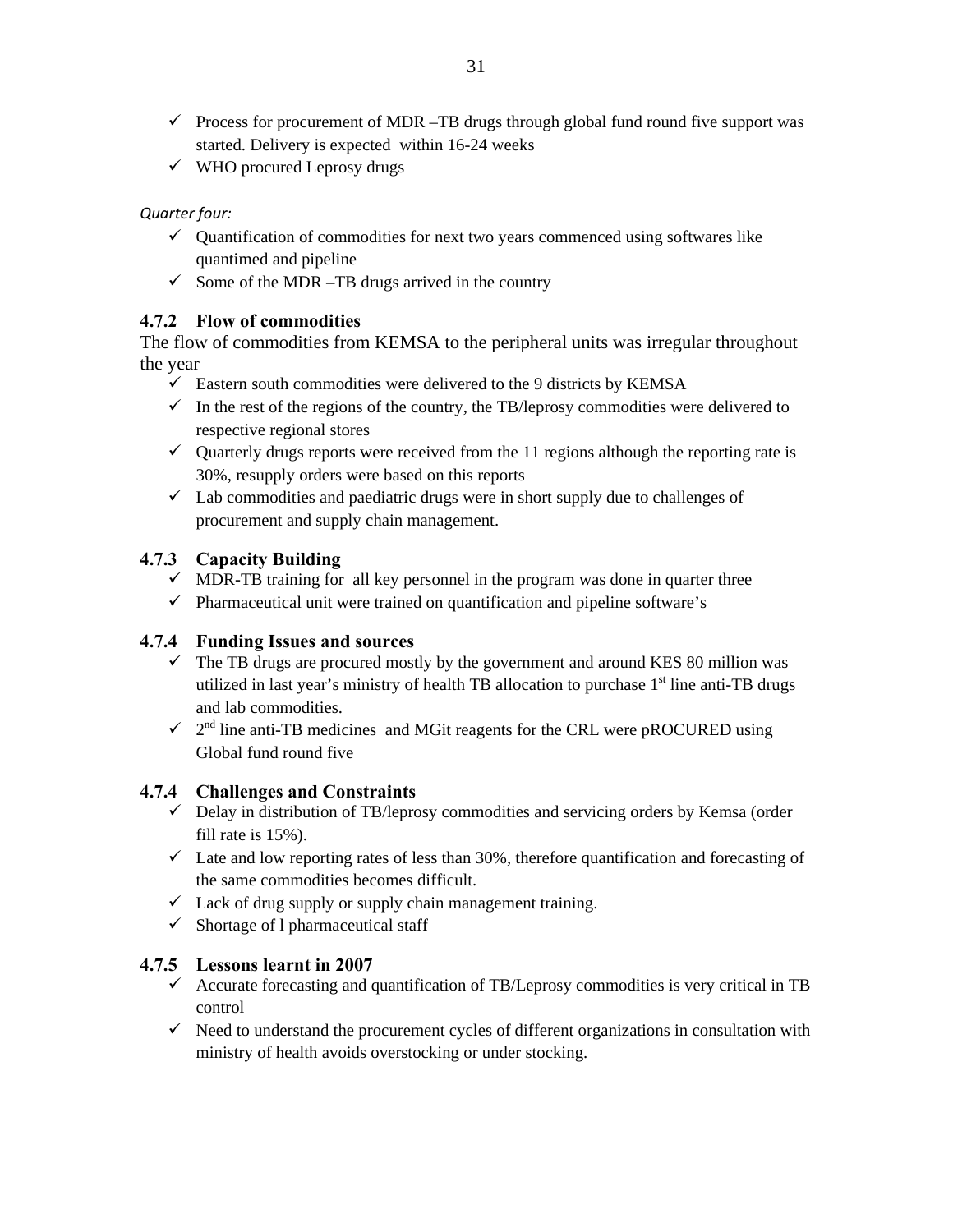- ✓ Process for procurement of MDR –TB drugs through global fund round five support was started. Delivery is expected within 16-24 weeks
- ✓ WHO procured Leprosy drugs

*Quarter four:*

- ✓ Quantification of commodities for next two years commenced using softwares like quantimed and pipeline
- ✓ Some of the MDR –TB drugs arrived in the country

### 4.7.2 Flow of commodities

The flow of commodities from KEMSA to the peripheral units was irregular throughout the year

- ✓ Eastern south commodities were delivered to the 9 districts by KEMSA
- ✓ In the rest of the regions of the country, the TB/leprosy commodities were delivered to respective regional stores
- ✓ Quarterly drugs reports were received from the 11 regions although the reporting rate is 30%, resupply orders were based on this reports
- ✓ Lab commodities and paediatric drugs were in short supply due to challenges of procurement and supply chain management.

### 4.7.3 Capacity Building

- ✓ MDR-TB training for all key personnel in the program was done in quarter three
- ✓ Pharmaceutical unit were trained on quantification and pipeline software's

### 4.7.4 Funding Issues and sources

- ✓ The TB drugs are procured mostly by the government and around KES 80 million was utilized in last year's ministry of health TB allocation to purchase 1st line anti-TB drugs and lab commodities.
- ✓ 2nd line anti-TB medicines and MGit reagents for the CRL were pROCURED using Global fund round five

### 4.7.4 Challenges and Constraints

- ✓ Delay in distribution of TB/leprosy commodities and servicing orders by Kemsa (order fill rate is 15%).
- ✓ Late and low reporting rates of less than 30%, therefore quantification and forecasting of the same commodities becomes difficult.
- ✓ Lack of drug supply or supply chain management training.
- ✓ Shortage of l pharmaceutical staff

### 4.7.5 Lessons learnt in 2007

- ✓ Accurate forecasting and quantification of TB/Leprosy commodities is very critical in TB control
- ✓ Need to understand the procurement cycles of different organizations in consultation with ministry of health avoids overstocking or under stocking.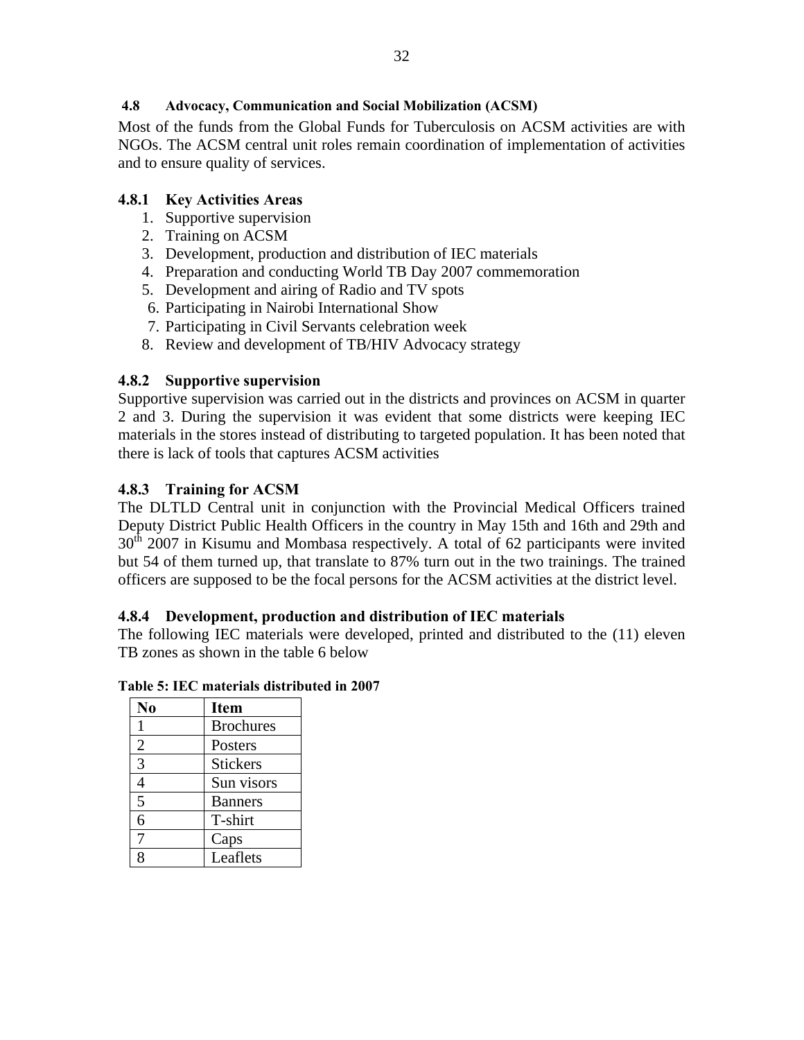## 4.8 Advocacy, Communication and Social Mobilization (ACSM)

Most of the funds from the Global Funds for Tuberculosis on ACSM activities are with NGOs. The ACSM central unit roles remain coordination of implementation of activities and to ensure quality of services.

### 4.8.1 Key Activities Areas

1. Supportive supervision
2. Training on ACSM
3. Development, production and distribution of IEC materials
4. Preparation and conducting World TB Day 2007 commemoration
5. Development and airing of Radio and TV spots
6. Participating in Nairobi International Show
7. Participating in Civil Servants celebration week
8. Review and development of TB/HIV Advocacy strategy

### 4.8.2 Supportive supervision

Supportive supervision was carried out in the districts and provinces on ACSM in quarter 2 and 3. During the supervision it was evident that some districts were keeping IEC materials in the stores instead of distributing to targeted population. It has been noted that there is lack of tools that captures ACSM activities

### 4.8.3 Training for ACSM

The DLTLD Central unit in conjunction with the Provincial Medical Officers trained Deputy District Public Health Officers in the country in May 15th and 16th and 29th and 30th 2007 in Kisumu and Mombasa respectively. A total of 62 participants were invited but 54 of them turned up, that translate to 87% turn out in the two trainings. The trained officers are supposed to be the focal persons for the ACSM activities at the district level.

### 4.8.4 Development, production and distribution of IEC materials

The following IEC materials were developed, printed and distributed to the (11) eleven TB zones as shown in the table 6 below

**Table 5: IEC materials distributed in 2007**

| No | Item |
|---|---|
| 1 | Brochures |
| 2 | Posters |
| 3 | Stickers |
| 4 | Sun visors |
| 5 | Banners |
| 6 | T-shirt |
| 7 | Caps |
| 8 | Leaflets |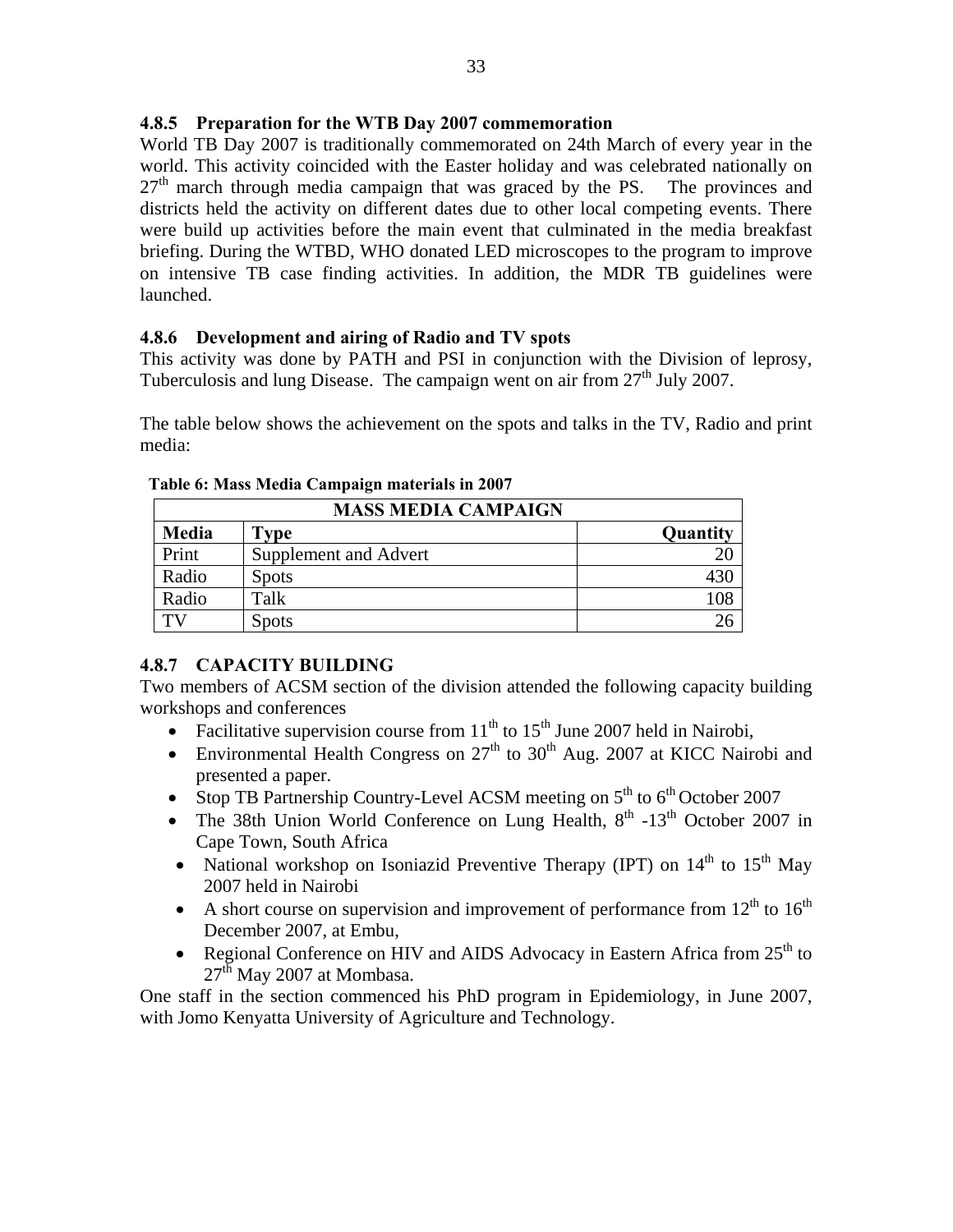### 4.8.5 Preparation for the WTB Day 2007 commemoration

World TB Day 2007 is traditionally commemorated on 24th March of every year in the world. This activity coincided with the Easter holiday and was celebrated nationally on 27th march through media campaign that was graced by the PS. The provinces and districts held the activity on different dates due to other local competing events. There were build up activities before the main event that culminated in the media breakfast briefing. During the WTBD, WHO donated LED microscopes to the program to improve on intensive TB case finding activities. In addition, the MDR TB guidelines were launched.

### 4.8.6 Development and airing of Radio and TV spots

This activity was done by PATH and PSI in conjunction with the Division of leprosy, Tuberculosis and lung Disease. The campaign went on air from 27th July 2007.

The table below shows the achievement on the spots and talks in the TV, Radio and print media:

**Table 6: Mass Media Campaign materials in 2007**

| MASS MEDIA CAMPAIGN | | |
|---|---|---|
| **Media** | **Type** | **Quantity** |
| Print | Supplement and Advert | 20 |
| Radio | Spots | 430 |
| Radio | Talk | 108 |
| TV | Spots | 26 |

### 4.8.7 CAPACITY BUILDING

Two members of ACSM section of the division attended the following capacity building workshops and conferences

- Facilitative supervision course from 11th to 15th June 2007 held in Nairobi,
- Environmental Health Congress on 27th to 30th Aug. 2007 at KICC Nairobi and presented a paper.
- Stop TB Partnership Country-Level ACSM meeting on 5th to 6th October 2007
- The 38th Union World Conference on Lung Health, 8th -13th October 2007 in Cape Town, South Africa
- National workshop on Isoniazid Preventive Therapy (IPT) on 14th to 15th May 2007 held in Nairobi
- A short course on supervision and improvement of performance from 12th to 16th December 2007, at Embu,
- Regional Conference on HIV and AIDS Advocacy in Eastern Africa from 25th to 27th May 2007 at Mombasa.

One staff in the section commenced his PhD program in Epidemiology, in June 2007, with Jomo Kenyatta University of Agriculture and Technology.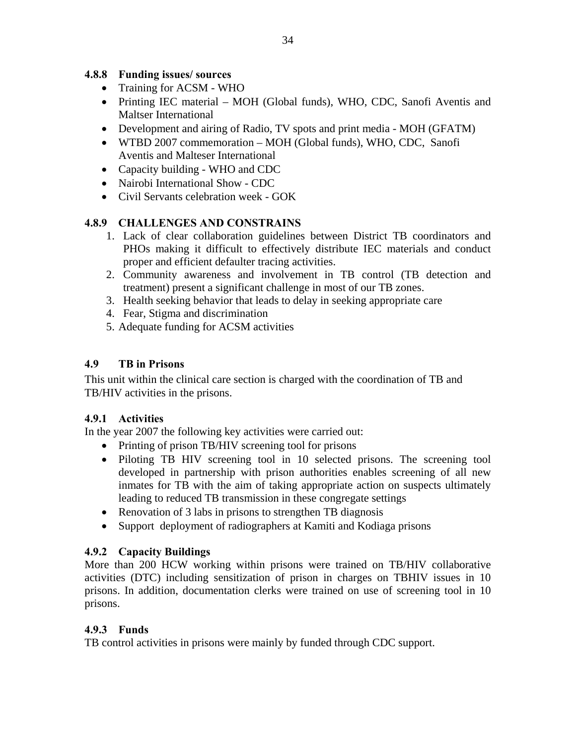### 4.8.8 Funding issues/ sources

- Training for ACSM - WHO
- Printing IEC material – MOH (Global funds), WHO, CDC, Sanofi Aventis and Maltser International
- Development and airing of Radio, TV spots and print media - MOH (GFATM)
- WTBD 2007 commemoration – MOH (Global funds), WHO, CDC, Sanofi Aventis and Malteser International
- Capacity building - WHO and CDC
- Nairobi International Show - CDC
- Civil Servants celebration week - GOK

### 4.8.9 CHALLENGES AND CONSTRAINS

1. Lack of clear collaboration guidelines between District TB coordinators and PHOs making it difficult to effectively distribute IEC materials and conduct proper and efficient defaulter tracing activities.
2. Community awareness and involvement in TB control (TB detection and treatment) present a significant challenge in most of our TB zones.
3. Health seeking behavior that leads to delay in seeking appropriate care
4. Fear, Stigma and discrimination
5. Adequate funding for ACSM activities

## 4.9 TB in Prisons

This unit within the clinical care section is charged with the coordination of TB and TB/HIV activities in the prisons.

### 4.9.1 Activities

In the year 2007 the following key activities were carried out:

- Printing of prison TB/HIV screening tool for prisons
- Piloting TB HIV screening tool in 10 selected prisons. The screening tool developed in partnership with prison authorities enables screening of all new inmates for TB with the aim of taking appropriate action on suspects ultimately leading to reduced TB transmission in these congregate settings
- Renovation of 3 labs in prisons to strengthen TB diagnosis
- Support deployment of radiographers at Kamiti and Kodiaga prisons

### 4.9.2 Capacity Buildings

More than 200 HCW working within prisons were trained on TB/HIV collaborative activities (DTC) including sensitization of prison in charges on TBHIV issues in 10 prisons. In addition, documentation clerks were trained on use of screening tool in 10 prisons.

### 4.9.3 Funds

TB control activities in prisons were mainly by funded through CDC support.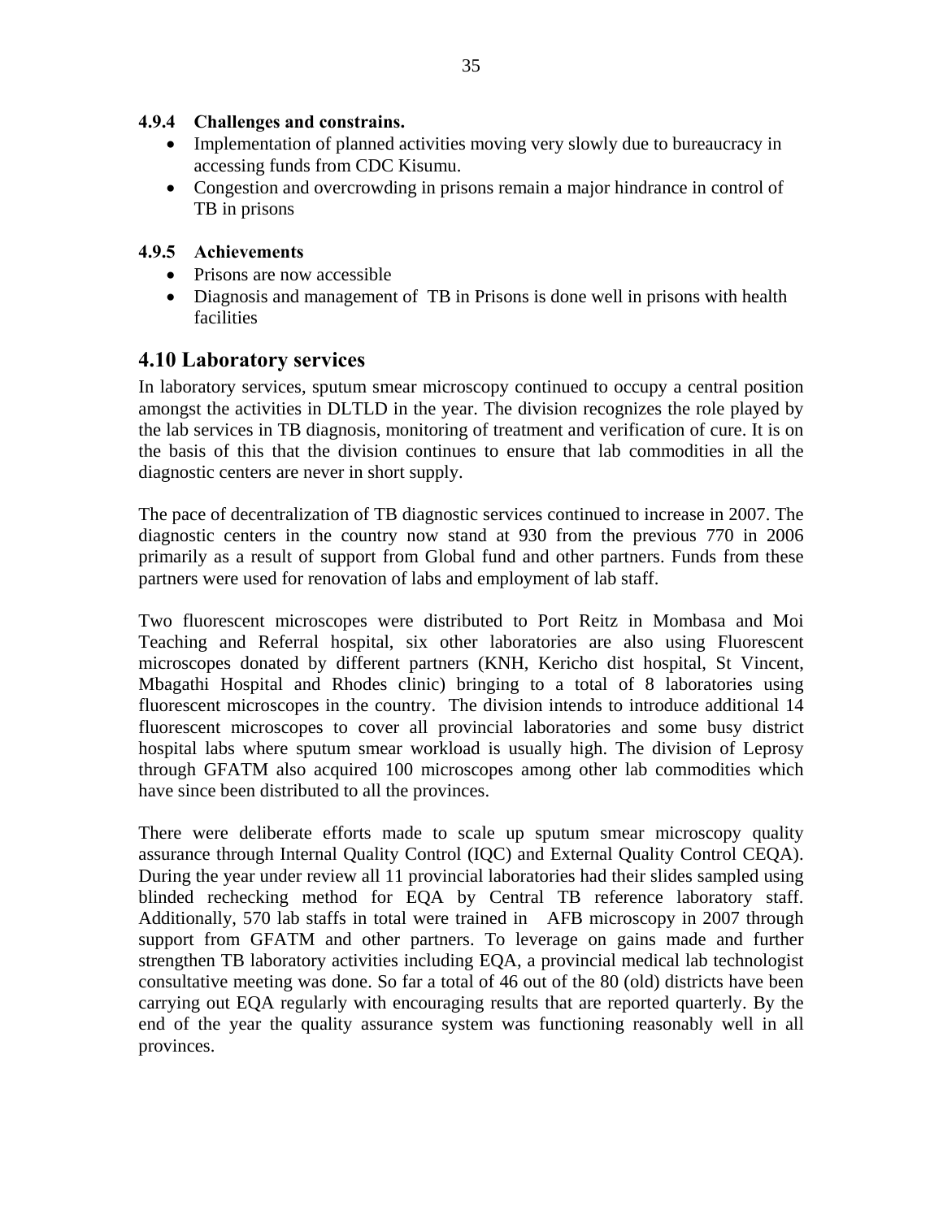#### 4.9.4 Challenges and constrains.

- Implementation of planned activities moving very slowly due to bureaucracy in accessing funds from CDC Kisumu.
- Congestion and overcrowding in prisons remain a major hindrance in control of TB in prisons

#### 4.9.5 Achievements

- Prisons are now accessible
- Diagnosis and management of TB in Prisons is done well in prisons with health facilities

## 4.10 Laboratory services

In laboratory services, sputum smear microscopy continued to occupy a central position amongst the activities in DLTLD in the year. The division recognizes the role played by the lab services in TB diagnosis, monitoring of treatment and verification of cure. It is on the basis of this that the division continues to ensure that lab commodities in all the diagnostic centers are never in short supply.

The pace of decentralization of TB diagnostic services continued to increase in 2007. The diagnostic centers in the country now stand at 930 from the previous 770 in 2006 primarily as a result of support from Global fund and other partners. Funds from these partners were used for renovation of labs and employment of lab staff.

Two fluorescent microscopes were distributed to Port Reitz in Mombasa and Moi Teaching and Referral hospital, six other laboratories are also using Fluorescent microscopes donated by different partners (KNH, Kericho dist hospital, St Vincent, Mbagathi Hospital and Rhodes clinic) bringing to a total of 8 laboratories using fluorescent microscopes in the country. The division intends to introduce additional 14 fluorescent microscopes to cover all provincial laboratories and some busy district hospital labs where sputum smear workload is usually high. The division of Leprosy through GFATM also acquired 100 microscopes among other lab commodities which have since been distributed to all the provinces.

There were deliberate efforts made to scale up sputum smear microscopy quality assurance through Internal Quality Control (IQC) and External Quality Control CEQA). During the year under review all 11 provincial laboratories had their slides sampled using blinded rechecking method for EQA by Central TB reference laboratory staff. Additionally, 570 lab staffs in total were trained in AFB microscopy in 2007 through support from GFATM and other partners. To leverage on gains made and further strengthen TB laboratory activities including EQA, a provincial medical lab technologist consultative meeting was done. So far a total of 46 out of the 80 (old) districts have been carrying out EQA regularly with encouraging results that are reported quarterly. By the end of the year the quality assurance system was functioning reasonably well in all provinces.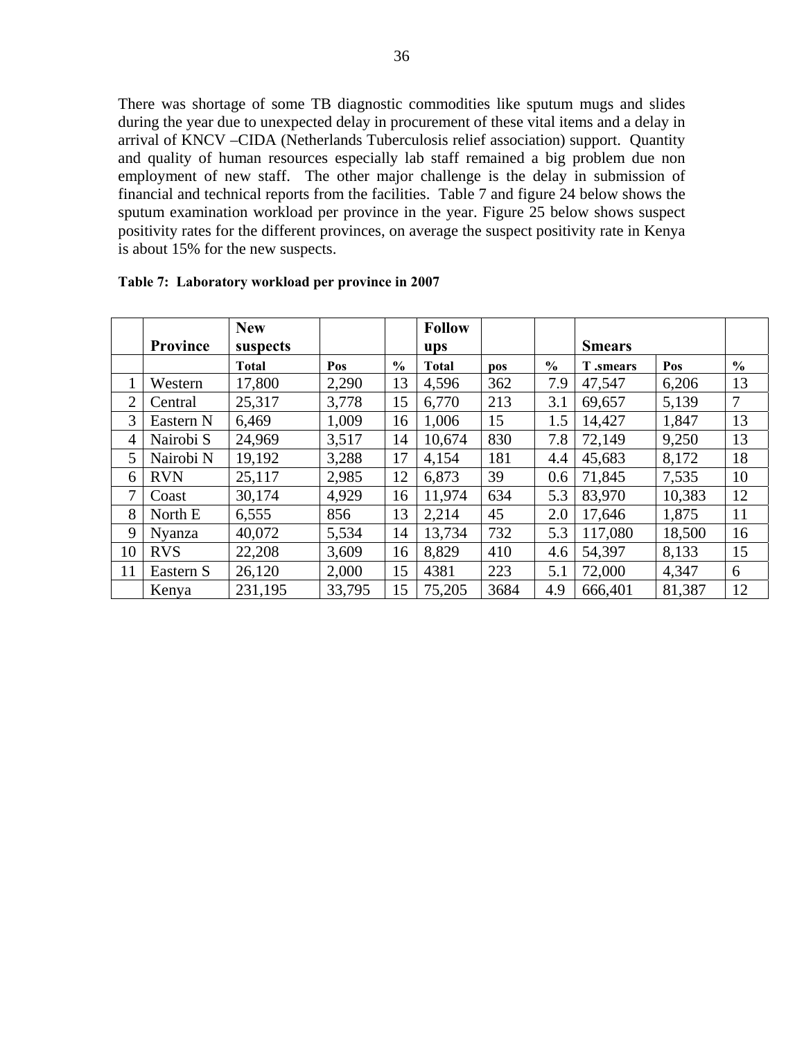There was shortage of some TB diagnostic commodities like sputum mugs and slides during the year due to unexpected delay in procurement of these vital items and a delay in arrival of KNCV –CIDA (Netherlands Tuberculosis relief association) support. Quantity and quality of human resources especially lab staff remained a big problem due non employment of new staff. The other major challenge is the delay in submission of financial and technical reports from the facilities. Table 7 and figure 24 below shows the sputum examination workload per province in the year. Figure 25 below shows suspect positivity rates for the different provinces, on average the suspect positivity rate in Kenya is about 15% for the new suspects.

**Table 7: Laboratory workload per province in 2007**

| | Province | New suspects | | | Follow ups | | | Smears | | |
|---|---|---|---|---|---|---|---|---|---|---|
| | | **Total** | **Pos** | **%** | **Total** | **pos** | **%** | **T .smears** | **Pos** | **%** |
| 1 | Western | 17,800 | 2,290 | 13 | 4,596 | 362 | 7.9 | 47,547 | 6,206 | 13 |
| 2 | Central | 25,317 | 3,778 | 15 | 6,770 | 213 | 3.1 | 69,657 | 5,139 | 7 |
| 3 | Eastern N | 6,469 | 1,009 | 16 | 1,006 | 15 | 1.5 | 14,427 | 1,847 | 13 |
| 4 | Nairobi S | 24,969 | 3,517 | 14 | 10,674 | 830 | 7.8 | 72,149 | 9,250 | 13 |
| 5 | Nairobi N | 19,192 | 3,288 | 17 | 4,154 | 181 | 4.4 | 45,683 | 8,172 | 18 |
| 6 | RVN | 25,117 | 2,985 | 12 | 6,873 | 39 | 0.6 | 71,845 | 7,535 | 10 |
| 7 | Coast | 30,174 | 4,929 | 16 | 11,974 | 634 | 5.3 | 83,970 | 10,383 | 12 |
| 8 | North E | 6,555 | 856 | 13 | 2,214 | 45 | 2.0 | 17,646 | 1,875 | 11 |
| 9 | Nyanza | 40,072 | 5,534 | 14 | 13,734 | 732 | 5.3 | 117,080 | 18,500 | 16 |
| 10 | RVS | 22,208 | 3,609 | 16 | 8,829 | 410 | 4.6 | 54,397 | 8,133 | 15 |
| 11 | Eastern S | 26,120 | 2,000 | 15 | 4381 | 223 | 5.1 | 72,000 | 4,347 | 6 |
| | Kenya | 231,195 | 33,795 | 15 | 75,205 | 3684 | 4.9 | 666,401 | 81,387 | 12 |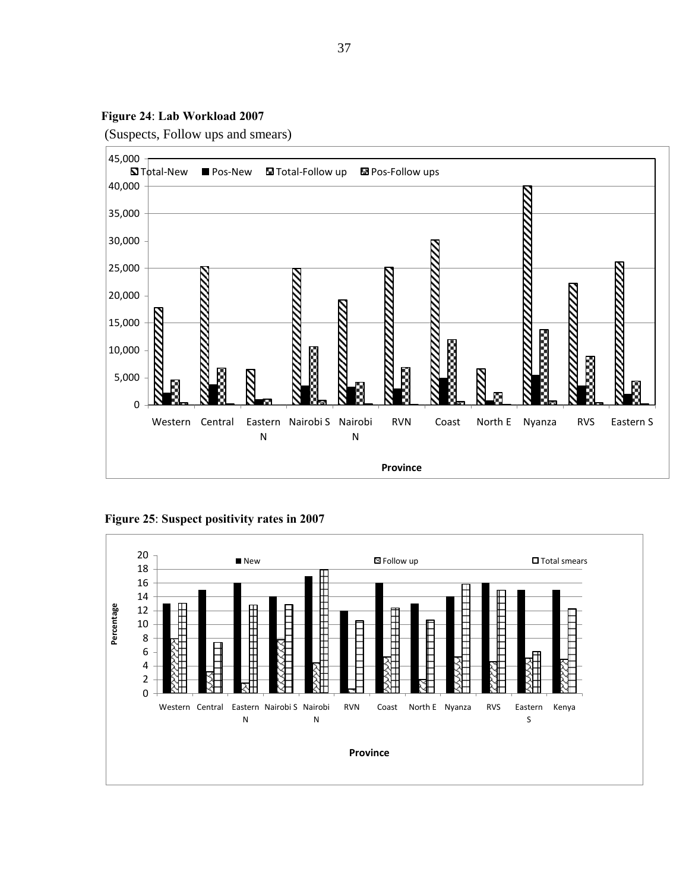**Figure 24**: **Lab Workload 2007**

(Suspects, Follow ups and smears)

**Figure 25**: **Suspect positivity rates in 2007**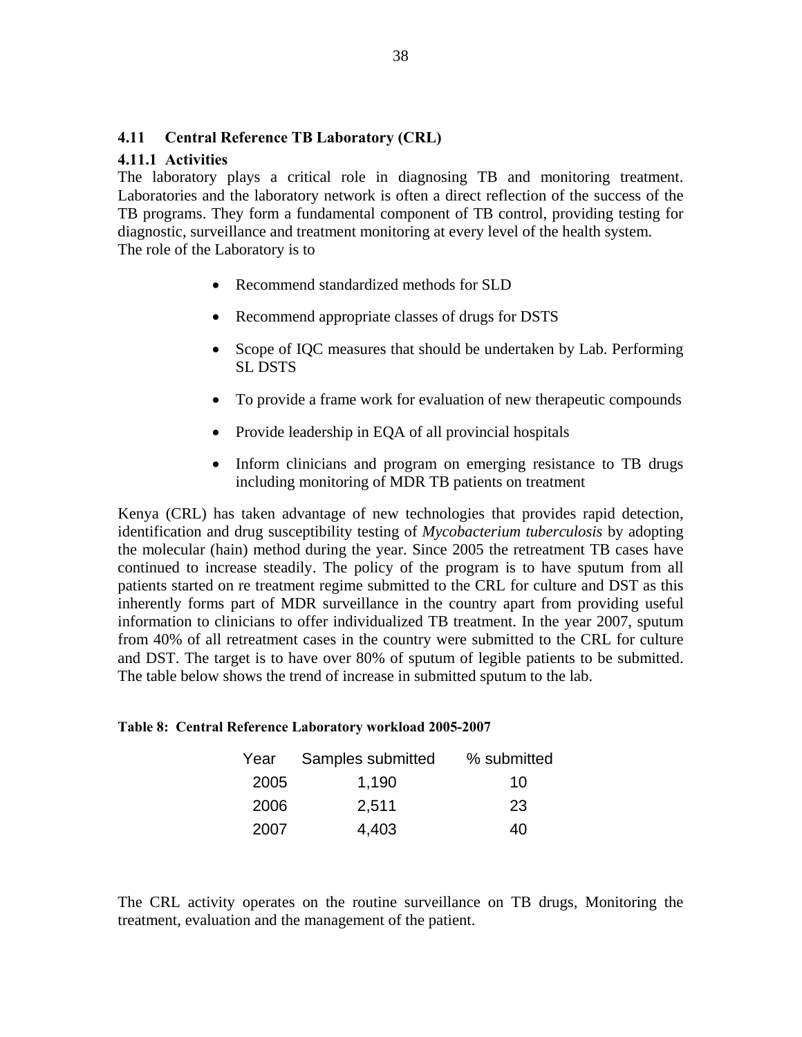## 4.11 Central Reference TB Laboratory (CRL)

### 4.11.1 Activities

The laboratory plays a critical role in diagnosing TB and monitoring treatment. Laboratories and the laboratory network is often a direct reflection of the success of the TB programs. They form a fundamental component of TB control, providing testing for diagnostic, surveillance and treatment monitoring at every level of the health system.
The role of the Laboratory is to

- Recommend standardized methods for SLD
- Recommend appropriate classes of drugs for DSTS
- Scope of IQC measures that should be undertaken by Lab. Performing SL DSTS
- To provide a frame work for evaluation of new therapeutic compounds
- Provide leadership in EQA of all provincial hospitals
- Inform clinicians and program on emerging resistance to TB drugs including monitoring of MDR TB patients on treatment

Kenya (CRL) has taken advantage of new technologies that provides rapid detection, identification and drug susceptibility testing of *Mycobacterium tuberculosis* by adopting the molecular (hain) method during the year. Since 2005 the retreatment TB cases have continued to increase steadily. The policy of the program is to have sputum from all patients started on re treatment regime submitted to the CRL for culture and DST as this inherently forms part of MDR surveillance in the country apart from providing useful information to clinicians to offer individualized TB treatment. In the year 2007, sputum from 40% of all retreatment cases in the country were submitted to the CRL for culture and DST. The target is to have over 80% of sputum of legible patients to be submitted. The table below shows the trend of increase in submitted sputum to the lab.

**Table 8: Central Reference Laboratory workload 2005-2007**

| Year | Samples submitted | % submitted |
|---|---|---|
| 2005 | 1,190 | 10 |
| 2006 | 2,511 | 23 |
| 2007 | 4,403 | 40 |

The CRL activity operates on the routine surveillance on TB drugs, Monitoring the treatment, evaluation and the management of the patient.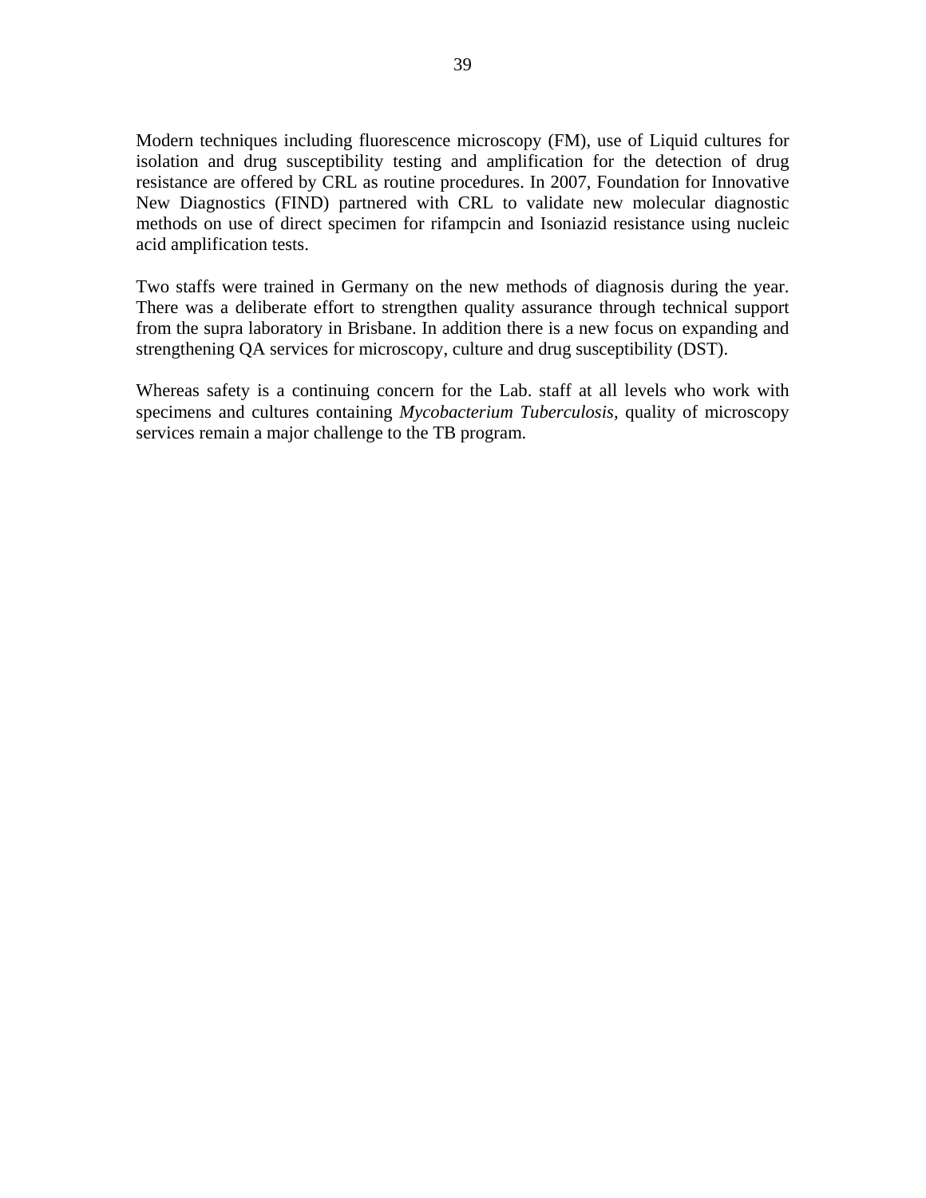Modern techniques including fluorescence microscopy (FM), use of Liquid cultures for isolation and drug susceptibility testing and amplification for the detection of drug resistance are offered by CRL as routine procedures. In 2007, Foundation for Innovative New Diagnostics (FIND) partnered with CRL to validate new molecular diagnostic methods on use of direct specimen for rifampcin and Isoniazid resistance using nucleic acid amplification tests.

Two staffs were trained in Germany on the new methods of diagnosis during the year. There was a deliberate effort to strengthen quality assurance through technical support from the supra laboratory in Brisbane. In addition there is a new focus on expanding and strengthening QA services for microscopy, culture and drug susceptibility (DST).

Whereas safety is a continuing concern for the Lab. staff at all levels who work with specimens and cultures containing *Mycobacterium Tuberculosis*, quality of microscopy services remain a major challenge to the TB program.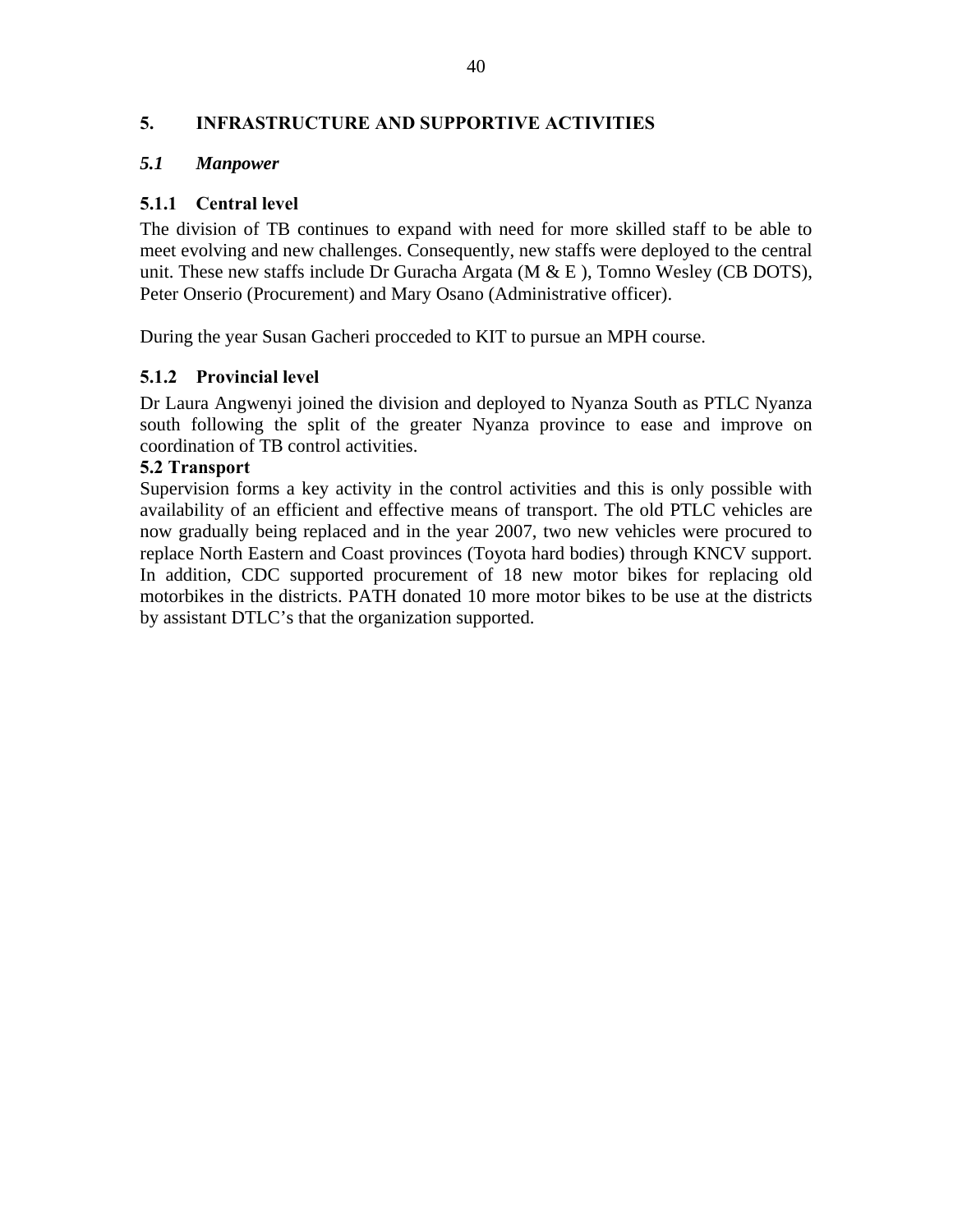## 5. INFRASTRUCTURE AND SUPPORTIVE ACTIVITIES

### *5.1 Manpower*

#### 5.1.1 Central level

The division of TB continues to expand with need for more skilled staff to be able to meet evolving and new challenges. Consequently, new staffs were deployed to the central unit. These new staffs include Dr Guracha Argata (M & E ), Tomno Wesley (CB DOTS), Peter Onserio (Procurement) and Mary Osano (Administrative officer).

During the year Susan Gacheri procceded to KIT to pursue an MPH course.

#### 5.1.2 Provincial level

Dr Laura Angwenyi joined the division and deployed to Nyanza South as PTLC Nyanza south following the split of the greater Nyanza province to ease and improve on coordination of TB control activities.

### 5.2 Transport

Supervision forms a key activity in the control activities and this is only possible with availability of an efficient and effective means of transport. The old PTLC vehicles are now gradually being replaced and in the year 2007, two new vehicles were procured to replace North Eastern and Coast provinces (Toyota hard bodies) through KNCV support. In addition, CDC supported procurement of 18 new motor bikes for replacing old motorbikes in the districts. PATH donated 10 more motor bikes to be use at the districts by assistant DTLC's that the organization supported.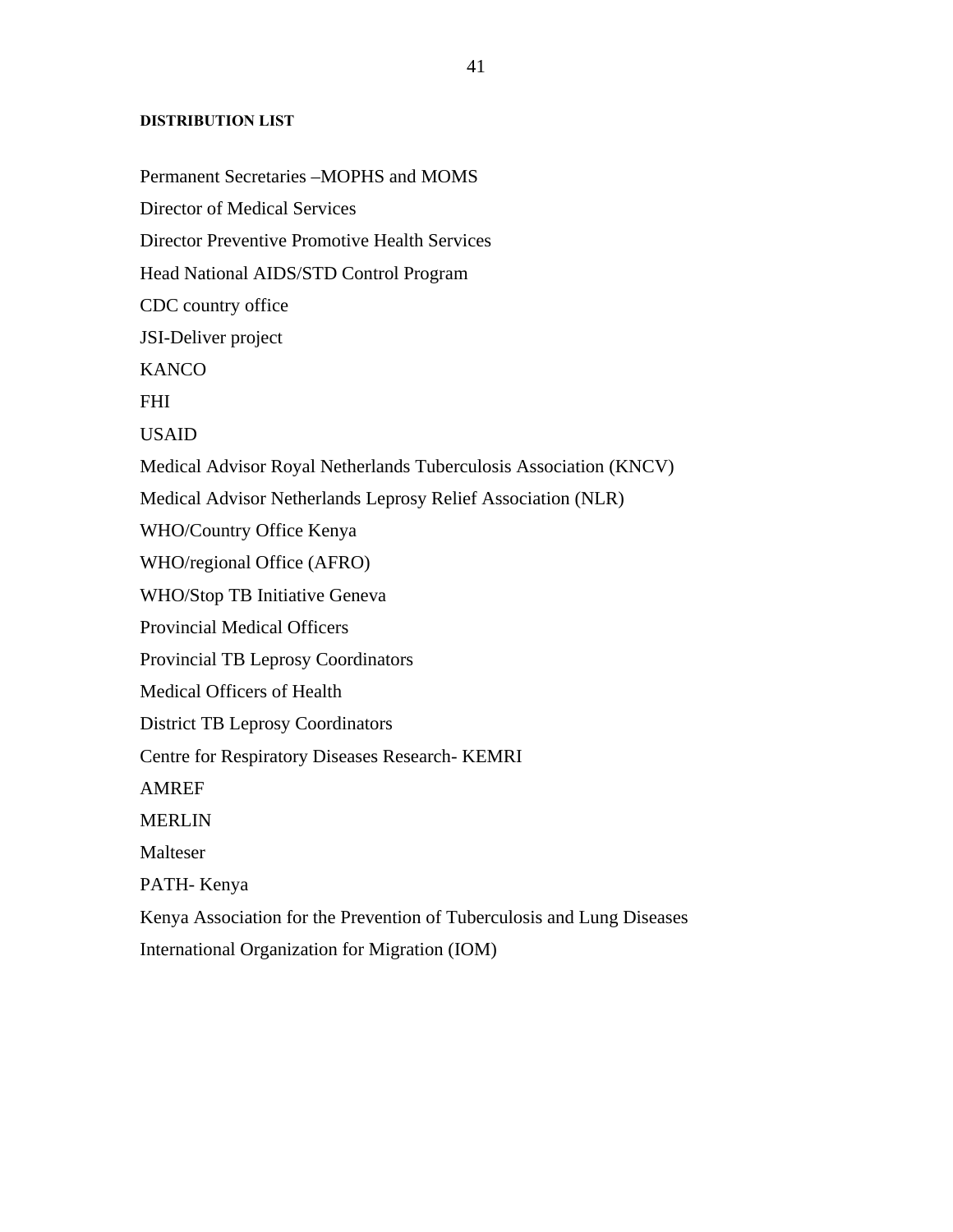## DISTRIBUTION LIST

Permanent Secretaries –MOPHS and MOMS

Director of Medical Services

Director Preventive Promotive Health Services

Head National AIDS/STD Control Program

CDC country office

JSI-Deliver project

KANCO

FHI

USAID

Medical Advisor Royal Netherlands Tuberculosis Association (KNCV)

Medical Advisor Netherlands Leprosy Relief Association (NLR)

WHO/Country Office Kenya

WHO/regional Office (AFRO)

WHO/Stop TB Initiative Geneva

Provincial Medical Officers

Provincial TB Leprosy Coordinators

Medical Officers of Health

District TB Leprosy Coordinators

Centre for Respiratory Diseases Research- KEMRI

AMREF

MERLIN

Malteser

PATH- Kenya

Kenya Association for the Prevention of Tuberculosis and Lung Diseases

International Organization for Migration (IOM)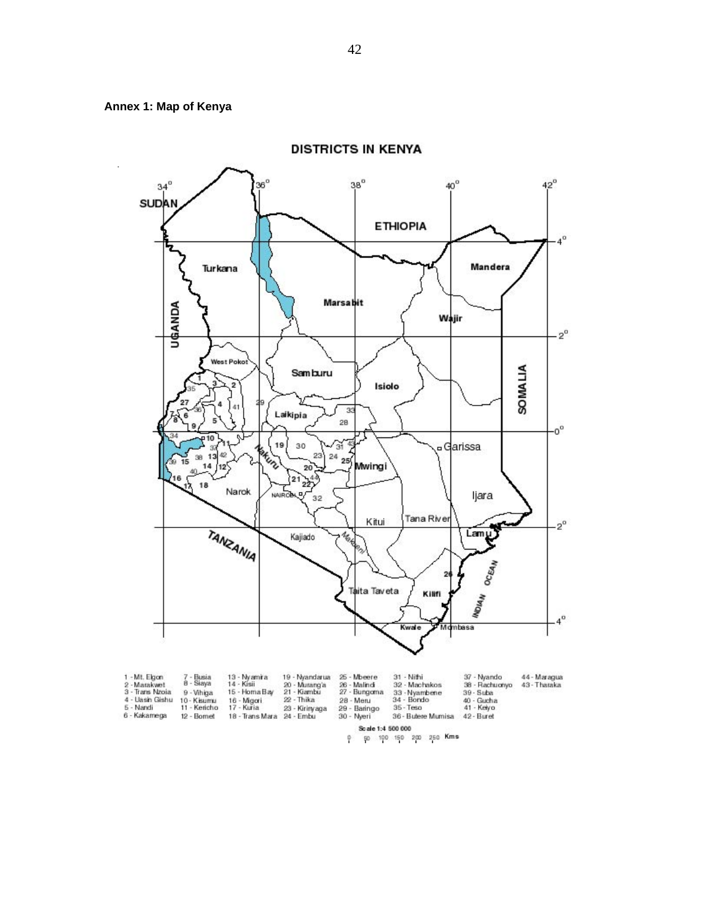**Annex 1: Map of Kenya**

DISTRICTS IN KENYA

1 - Mt. Elgon
2 - Marakwet
3 - Trans Nzoia
4 - Uasin Gishu
5 - Nandi
6 - Kakamega
7 - Busia
8 - Siaya
9 - Vihiga
10 - Kisumu
11 - Kericho
12 - Bomet
13 - Nyamira
14 - Kisii
15 - Homa Bay
16 - Migori
17 - Kuria
18 - Trans Mara
19 - Nyandarua
20 - Murang'a
21 - Kiambu
22 - Thika
23 - Kirinyaga
24 - Embu
25 - Mbeere
26 - Malindi
27 - Bungoma
28 - Meru
29 - Baringo
30 - Nyeri
31 - Nithi
32 - Machakos
33 - Nyambene
34 - Bondo
35 - Teso
36 - Butere Mumias
37 - Nyando
38 - Rachuonyo
39 - Suba
40 - Gucha
41 - Keiyo
42 - Buret
43 - Tharaka
44 - Maragua

Scale 1:4 500 000

0 50 100 150 200 250 Kms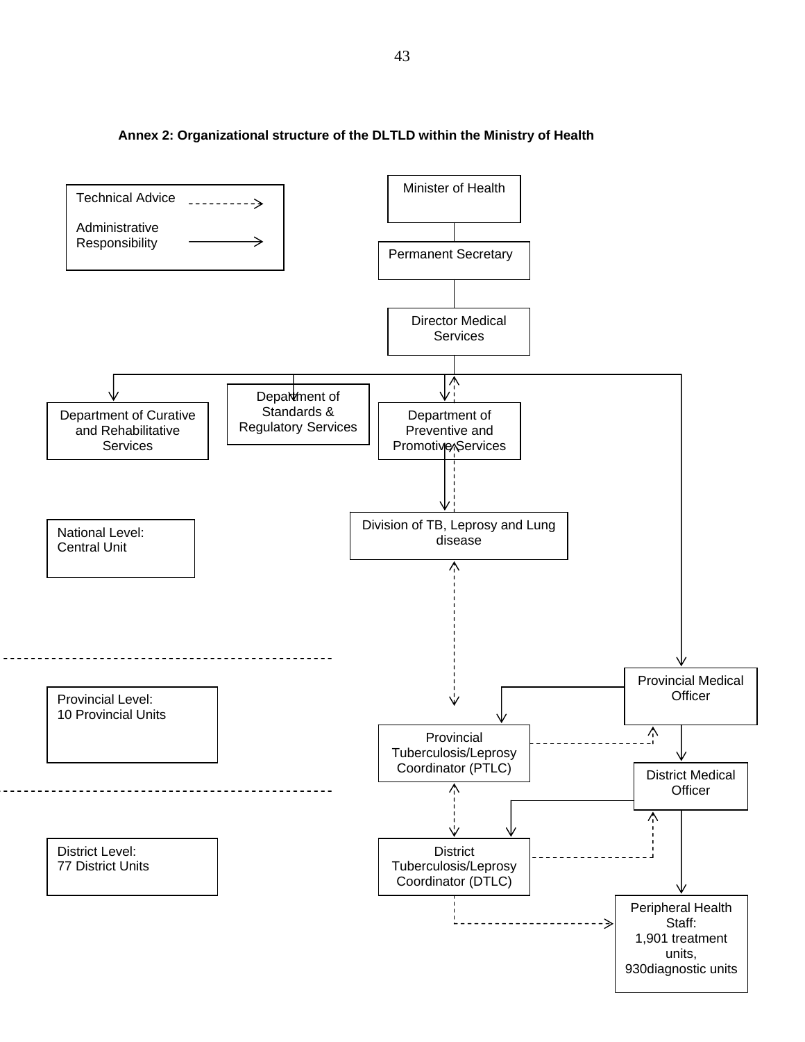**Annex 2: Organizational structure of the DLTLD within the Ministry of Health**

Technical Advice

Administrative Responsibility

Minister of Health

Permanent Secretary

Director Medical Services

Department of Curative and Rehabilitative Services

Department of Standards & Regulatory Services

Department of Preventive and Promotive Services

Division of TB, Leprosy and Lung disease

National Level: Central Unit

Provincial Medical Officer

Provincial Level: 10 Provincial Units

Provincial Tuberculosis/Leprosy Coordinator (PTLC)

District Medical Officer

District Level: 77 District Units

District Tuberculosis/Leprosy Coordinator (DTLC)

Peripheral Health Staff: 1,901 treatment units, 930diagnostic units